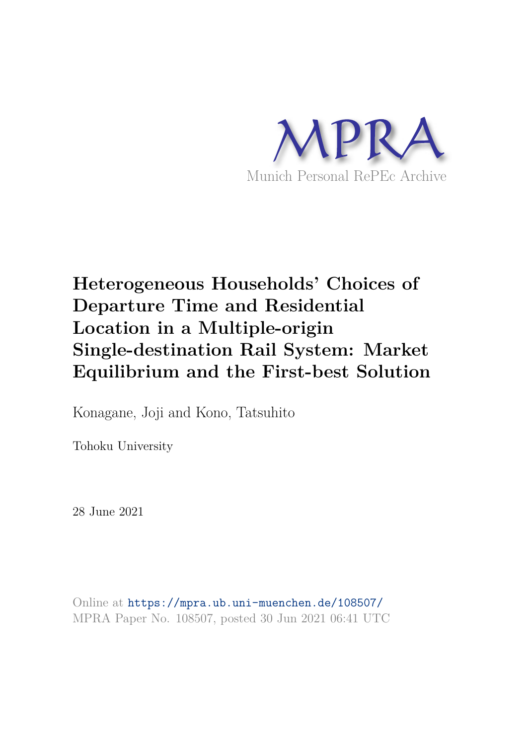MPRA

Munich Personal RePEc Archive

# Heterogeneous Households' Choices of Departure Time and Residential Location in a Multiple-origin Single-destination Rail System: Market Equilibrium and the First-best Solution

Konagane, Joji and Kono, Tatsuhito

Tohoku University

28 June 2021

Online at https://mpra.ub.uni-muenchen.de/108507/
MPRA Paper No. 108507, posted 30 Jun 2021 06:41 UTC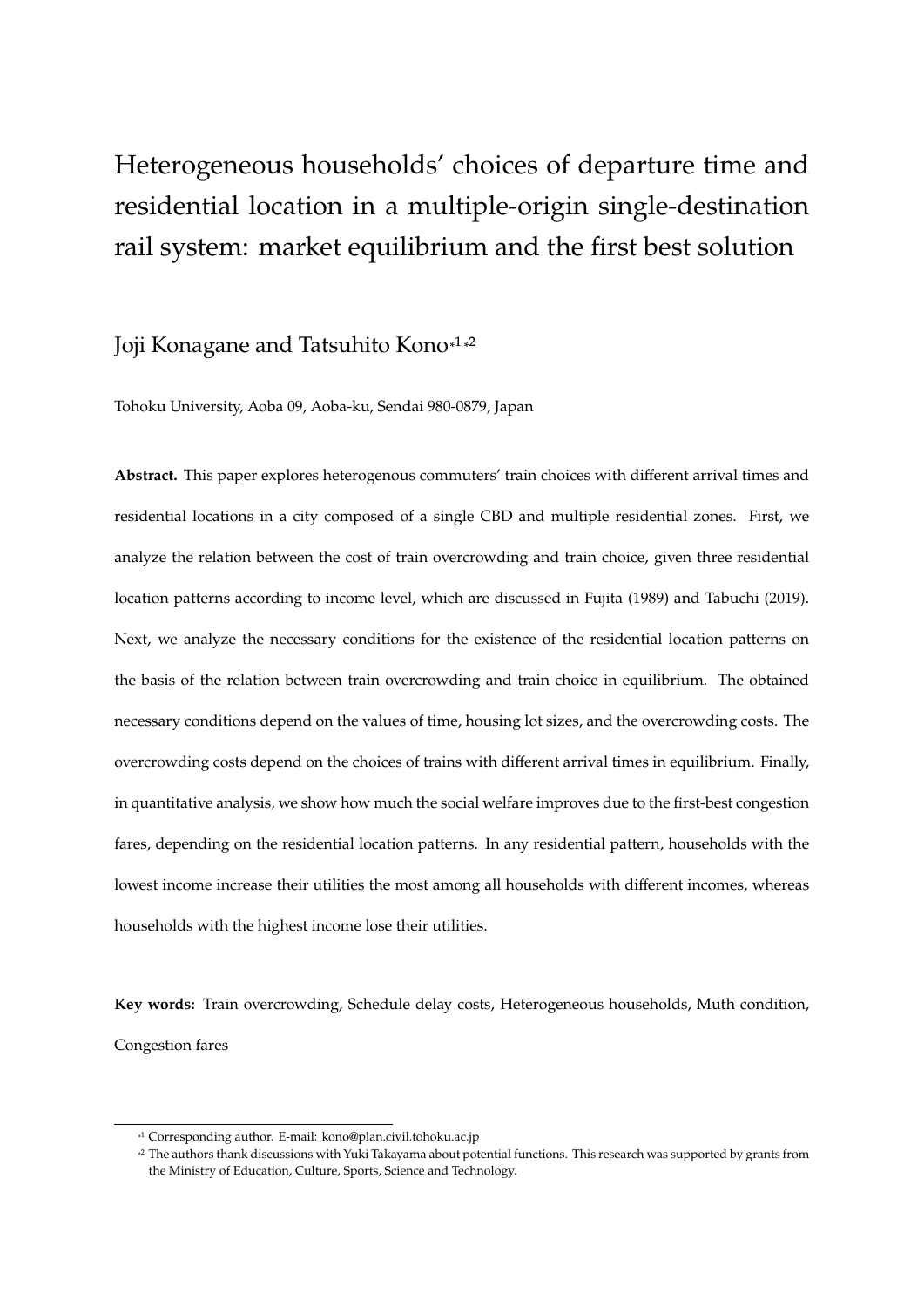# Heterogeneous households' choices of departure time and residential location in a multiple-origin single-destination rail system: market equilibrium and the first best solution

Joji Konagane and Tatsuhito Kono[*1 *2]

Tohoku University, Aoba 09, Aoba-ku, Sendai 980-0879, Japan

**Abstract.** This paper explores heterogenous commuters' train choices with different arrival times and residential locations in a city composed of a single CBD and multiple residential zones. First, we analyze the relation between the cost of train overcrowding and train choice, given three residential location patterns according to income level, which are discussed in Fujita (1989) and Tabuchi (2019). Next, we analyze the necessary conditions for the existence of the residential location patterns on the basis of the relation between train overcrowding and train choice in equilibrium. The obtained necessary conditions depend on the values of time, housing lot sizes, and the overcrowding costs. The overcrowding costs depend on the choices of trains with different arrival times in equilibrium. Finally, in quantitative analysis, we show how much the social welfare improves due to the first-best congestion fares, depending on the residential location patterns. In any residential pattern, households with the lowest income increase their utilities the most among all households with different incomes, whereas households with the highest income lose their utilities.

**Key words:** Train overcrowding, Schedule delay costs, Heterogeneous households, Muth condition, Congestion fares

---

[*1] Corresponding author. E-mail: kono@plan.civil.tohoku.ac.jp

[*2] The authors thank discussions with Yuki Takayama about potential functions. This research was supported by grants from the Ministry of Education, Culture, Sports, Science and Technology.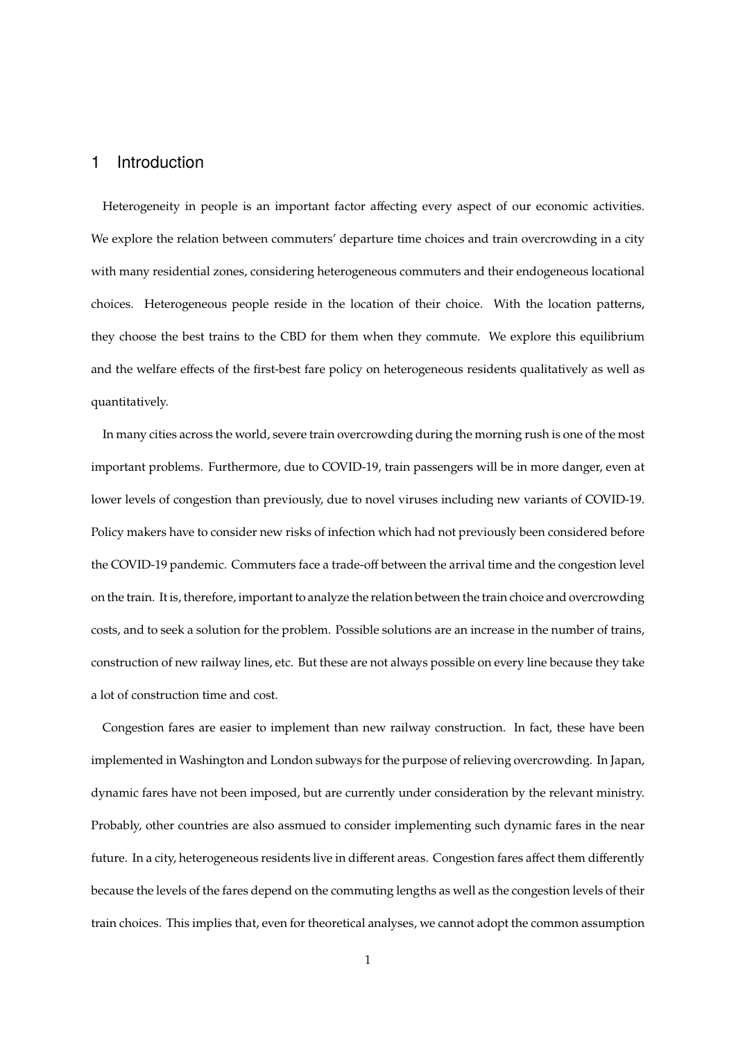# 1 Introduction

Heterogeneity in people is an important factor affecting every aspect of our economic activities. We explore the relation between commuters' departure time choices and train overcrowding in a city with many residential zones, considering heterogeneous commuters and their endogeneous locational choices. Heterogeneous people reside in the location of their choice. With the location patterns, they choose the best trains to the CBD for them when they commute. We explore this equilibrium and the welfare effects of the first-best fare policy on heterogeneous residents qualitatively as well as quantitatively.

In many cities across the world, severe train overcrowding during the morning rush is one of the most important problems. Furthermore, due to COVID-19, train passengers will be in more danger, even at lower levels of congestion than previously, due to novel viruses including new variants of COVID-19. Policy makers have to consider new risks of infection which had not previously been considered before the COVID-19 pandemic. Commuters face a trade-off between the arrival time and the congestion level on the train. It is, therefore, important to analyze the relation between the train choice and overcrowding costs, and to seek a solution for the problem. Possible solutions are an increase in the number of trains, construction of new railway lines, etc. But these are not always possible on every line because they take a lot of construction time and cost.

Congestion fares are easier to implement than new railway construction. In fact, these have been implemented in Washington and London subways for the purpose of relieving overcrowding. In Japan, dynamic fares have not been imposed, but are currently under consideration by the relevant ministry. Probably, other countries are also assmued to consider implementing such dynamic fares in the near future. In a city, heterogeneous residents live in different areas. Congestion fares affect them differently because the levels of the fares depend on the commuting lengths as well as the congestion levels of their train choices. This implies that, even for theoretical analyses, we cannot adopt the common assumption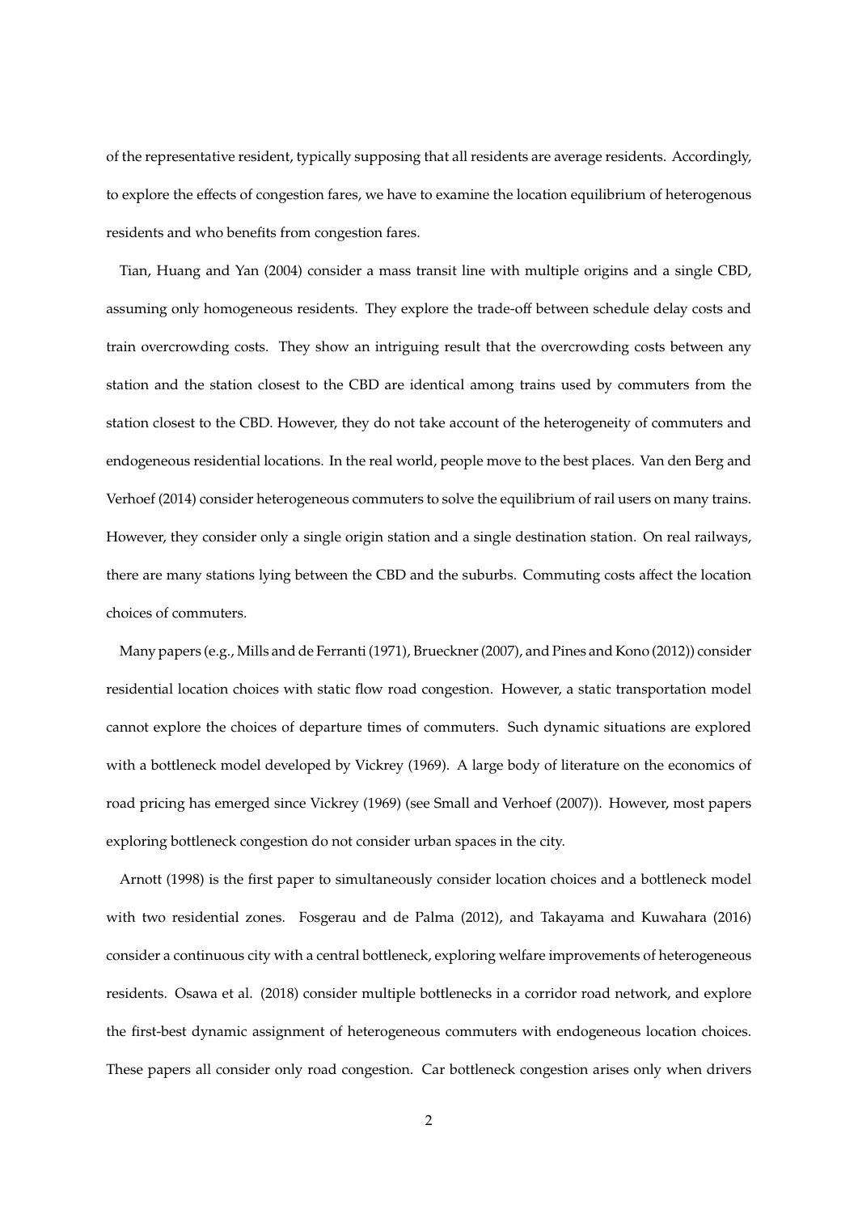of the representative resident, typically supposing that all residents are average residents. Accordingly, to explore the effects of congestion fares, we have to examine the location equilibrium of heterogenous residents and who benefits from congestion fares.

Tian, Huang and Yan (2004) consider a mass transit line with multiple origins and a single CBD, assuming only homogeneous residents. They explore the trade-off between schedule delay costs and train overcrowding costs. They show an intriguing result that the overcrowding costs between any station and the station closest to the CBD are identical among trains used by commuters from the station closest to the CBD. However, they do not take account of the heterogeneity of commuters and endogeneous residential locations. In the real world, people move to the best places. Van den Berg and Verhoef (2014) consider heterogeneous commuters to solve the equilibrium of rail users on many trains. However, they consider only a single origin station and a single destination station. On real railways, there are many stations lying between the CBD and the suburbs. Commuting costs affect the location choices of commuters.

Many papers (e.g., Mills and de Ferranti (1971), Brueckner (2007), and Pines and Kono (2012)) consider residential location choices with static flow road congestion. However, a static transportation model cannot explore the choices of departure times of commuters. Such dynamic situations are explored with a bottleneck model developed by Vickrey (1969). A large body of literature on the economics of road pricing has emerged since Vickrey (1969) (see Small and Verhoef (2007)). However, most papers exploring bottleneck congestion do not consider urban spaces in the city.

Arnott (1998) is the first paper to simultaneously consider location choices and a bottleneck model with two residential zones. Fosgerau and de Palma (2012), and Takayama and Kuwahara (2016) consider a continuous city with a central bottleneck, exploring welfare improvements of heterogeneous residents. Osawa et al. (2018) consider multiple bottlenecks in a corridor road network, and explore the first-best dynamic assignment of heterogeneous commuters with endogeneous location choices. These papers all consider only road congestion. Car bottleneck congestion arises only when drivers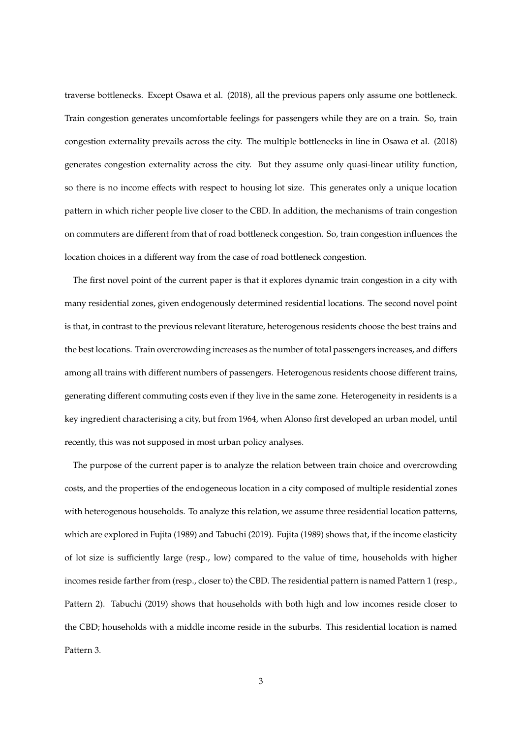traverse bottlenecks. Except Osawa et al. (2018), all the previous papers only assume one bottleneck. Train congestion generates uncomfortable feelings for passengers while they are on a train. So, train congestion externality prevails across the city. The multiple bottlenecks in line in Osawa et al. (2018) generates congestion externality across the city. But they assume only quasi-linear utility function, so there is no income effects with respect to housing lot size. This generates only a unique location pattern in which richer people live closer to the CBD. In addition, the mechanisms of train congestion on commuters are different from that of road bottleneck congestion. So, train congestion influences the location choices in a different way from the case of road bottleneck congestion.

The first novel point of the current paper is that it explores dynamic train congestion in a city with many residential zones, given endogenously determined residential locations. The second novel point is that, in contrast to the previous relevant literature, heterogenous residents choose the best trains and the best locations. Train overcrowding increases as the number of total passengers increases, and differs among all trains with different numbers of passengers. Heterogenous residents choose different trains, generating different commuting costs even if they live in the same zone. Heterogeneity in residents is a key ingredient characterising a city, but from 1964, when Alonso first developed an urban model, until recently, this was not supposed in most urban policy analyses.

The purpose of the current paper is to analyze the relation between train choice and overcrowding costs, and the properties of the endogeneous location in a city composed of multiple residential zones with heterogenous households. To analyze this relation, we assume three residential location patterns, which are explored in Fujita (1989) and Tabuchi (2019). Fujita (1989) shows that, if the income elasticity of lot size is sufficiently large (resp., low) compared to the value of time, households with higher incomes reside farther from (resp., closer to) the CBD. The residential pattern is named Pattern 1 (resp., Pattern 2). Tabuchi (2019) shows that households with both high and low incomes reside closer to the CBD; households with a middle income reside in the suburbs. This residential location is named Pattern 3.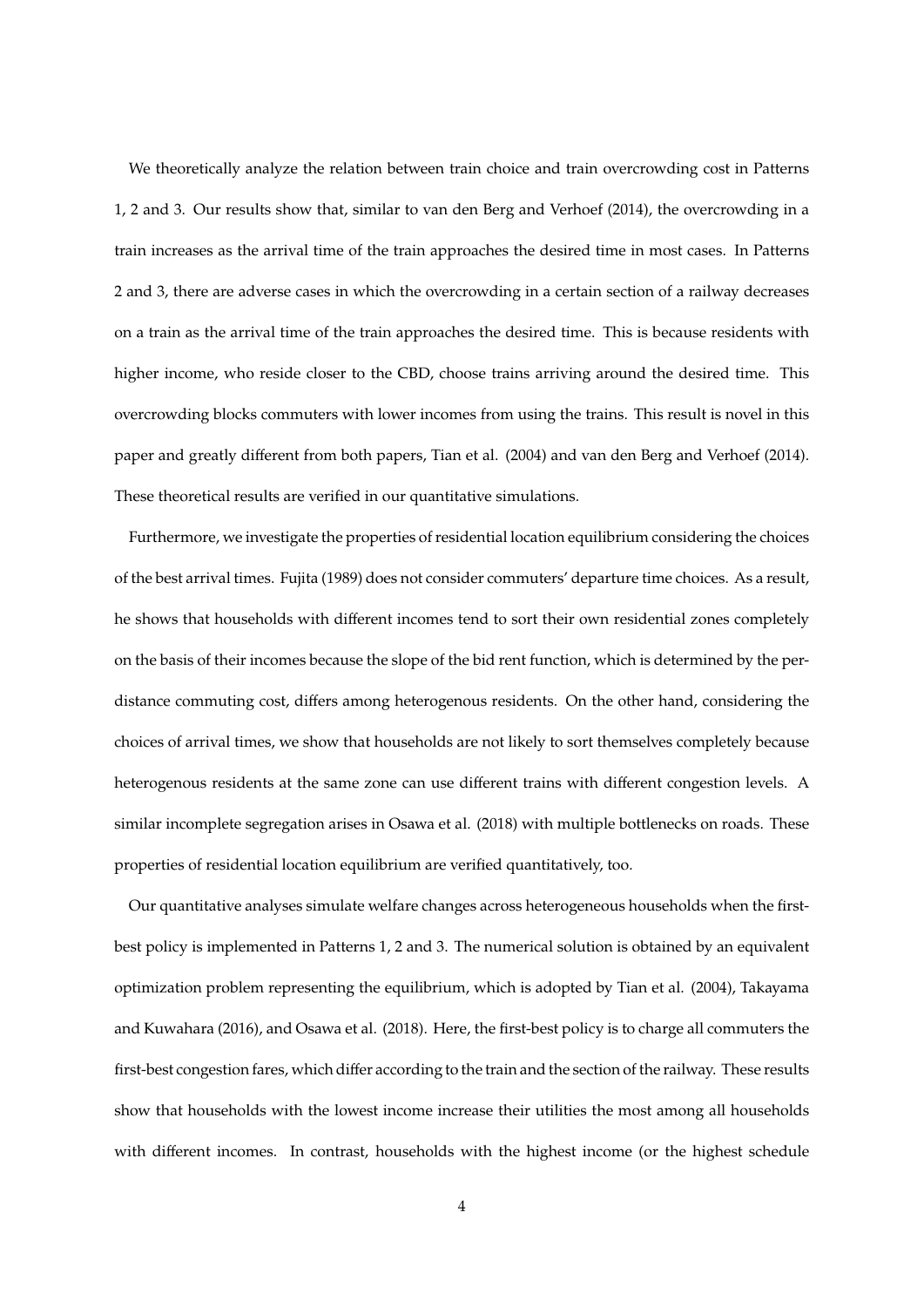We theoretically analyze the relation between train choice and train overcrowding cost in Patterns 1, 2 and 3. Our results show that, similar to van den Berg and Verhoef (2014), the overcrowding in a train increases as the arrival time of the train approaches the desired time in most cases. In Patterns 2 and 3, there are adverse cases in which the overcrowding in a certain section of a railway decreases on a train as the arrival time of the train approaches the desired time. This is because residents with higher income, who reside closer to the CBD, choose trains arriving around the desired time. This overcrowding blocks commuters with lower incomes from using the trains. This result is novel in this paper and greatly different from both papers, Tian et al. (2004) and van den Berg and Verhoef (2014). These theoretical results are verified in our quantitative simulations.

Furthermore, we investigate the properties of residential location equilibrium considering the choices of the best arrival times. Fujita (1989) does not consider commuters' departure time choices. As a result, he shows that households with different incomes tend to sort their own residential zones completely on the basis of their incomes because the slope of the bid rent function, which is determined by the per-distance commuting cost, differs among heterogenous residents. On the other hand, considering the choices of arrival times, we show that households are not likely to sort themselves completely because heterogenous residents at the same zone can use different trains with different congestion levels. A similar incomplete segregation arises in Osawa et al. (2018) with multiple bottlenecks on roads. These properties of residential location equilibrium are verified quantitatively, too.

Our quantitative analyses simulate welfare changes across heterogeneous households when the first-best policy is implemented in Patterns 1, 2 and 3. The numerical solution is obtained by an equivalent optimization problem representing the equilibrium, which is adopted by Tian et al. (2004), Takayama and Kuwahara (2016), and Osawa et al. (2018). Here, the first-best policy is to charge all commuters the first-best congestion fares, which differ according to the train and the section of the railway. These results show that households with the lowest income increase their utilities the most among all households with different incomes. In contrast, households with the highest income (or the highest schedule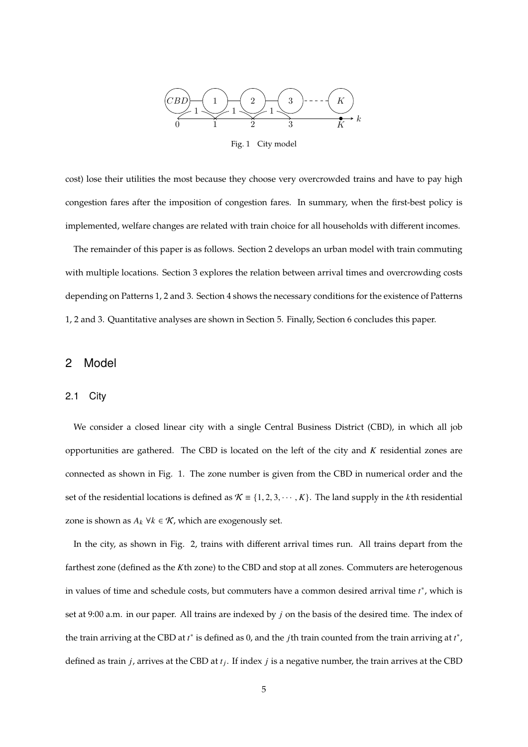Fig. 1 City model

cost) lose their utilities the most because they choose very overcrowded trains and have to pay high congestion fares after the imposition of congestion fares. In summary, when the first-best policy is implemented, welfare changes are related with train choice for all households with different incomes.

The remainder of this paper is as follows. Section 2 develops an urban model with train commuting with multiple locations. Section 3 explores the relation between arrival times and overcrowding costs depending on Patterns 1, 2 and 3. Section 4 shows the necessary conditions for the existence of Patterns 1, 2 and 3. Quantitative analyses are shown in Section 5. Finally, Section 6 concludes this paper.

## 2 Model

### 2.1 City

We consider a closed linear city with a single Central Business District (CBD), in which all job opportunities are gathered. The CBD is located on the left of the city and $K$ residential zones are connected as shown in Fig. 1. The zone number is given from the CBD in numerical order and the set of the residential locations is defined as $\mathcal{K} \equiv \{1, 2, 3, \cdots, K\}$. The land supply in the $k$th residential zone is shown as $A_k$ $\forall k \in \mathcal{K}$, which are exogenously set.

In the city, as shown in Fig. 2, trains with different arrival times run. All trains depart from the farthest zone (defined as the $K$th zone) to the CBD and stop at all zones. Commuters are heterogenous in values of time and schedule costs, but commuters have a common desired arrival time $t^*$, which is set at 9:00 a.m. in our paper. All trains are indexed by $j$ on the basis of the desired time. The index of the train arriving at the CBD at $t^*$ is defined as 0, and the $j$th train counted from the train arriving at $t^*$, defined as train $j$, arrives at the CBD at $t_j$. If index $j$ is a negative number, the train arrives at the CBD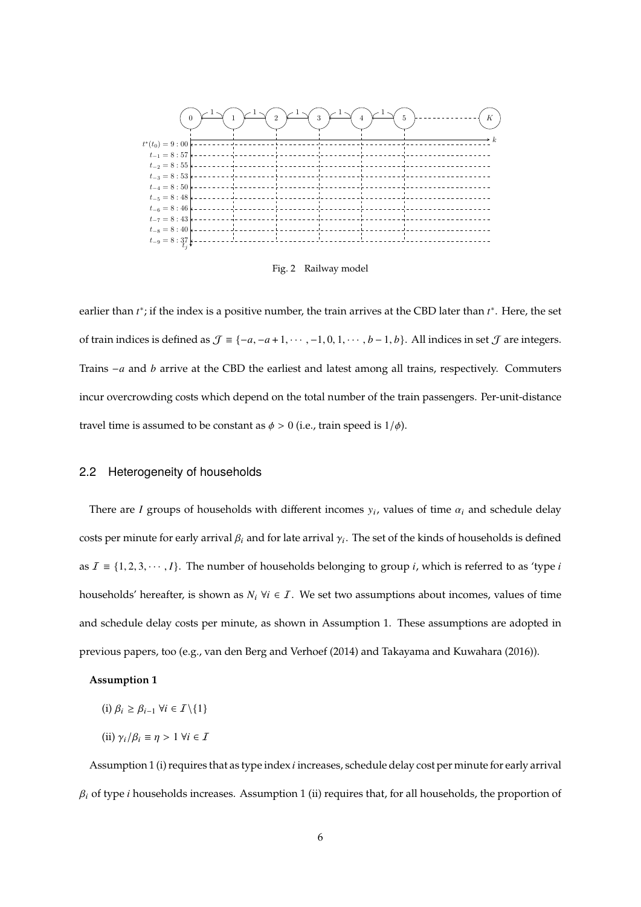Fig. 2 Railway model

earlier than $t^*$; if the index is a positive number, the train arrives at the CBD later than $t^*$. Here, the set of train indices is defined as $\mathcal{J} \equiv \{-a, -a+1, \cdots, -1, 0, 1, \cdots, b-1, b\}$. All indices in set $\mathcal{J}$ are integers. Trains $-a$ and $b$ arrive at the CBD the earliest and latest among all trains, respectively. Commuters incur overcrowding costs which depend on the total number of the train passengers. Per-unit-distance travel time is assumed to be constant as $\phi > 0$ (i.e., train speed is $1/\phi$).

## 2.2 Heterogeneity of households

There are $I$ groups of households with different incomes $y_i$, values of time $\alpha_i$ and schedule delay costs per minute for early arrival $\beta_i$ and for late arrival $\gamma_i$. The set of the kinds of households is defined as $\mathcal{I} \equiv \{1, 2, 3, \cdots, I\}$. The number of households belonging to group $i$, which is referred to as 'type $i$ households' hereafter, is shown as $N_i \; \forall i \in \mathcal{I}$. We set two assumptions about incomes, values of time and schedule delay costs per minute, as shown in Assumption 1. These assumptions are adopted in previous papers, too (e.g., van den Berg and Verhoef (2014) and Takayama and Kuwahara (2016)).

**Assumption 1**

(i) $\beta_i \geq \beta_{i-1} \; \forall i \in \mathcal{I} \backslash \{1\}$

(ii) $\gamma_i / \beta_i \equiv \eta > 1 \; \forall i \in \mathcal{I}$

Assumption 1 (i) requires that as type index $i$ increases, schedule delay cost per minute for early arrival $\beta_i$ of type $i$ households increases. Assumption 1 (ii) requires that, for all households, the proportion of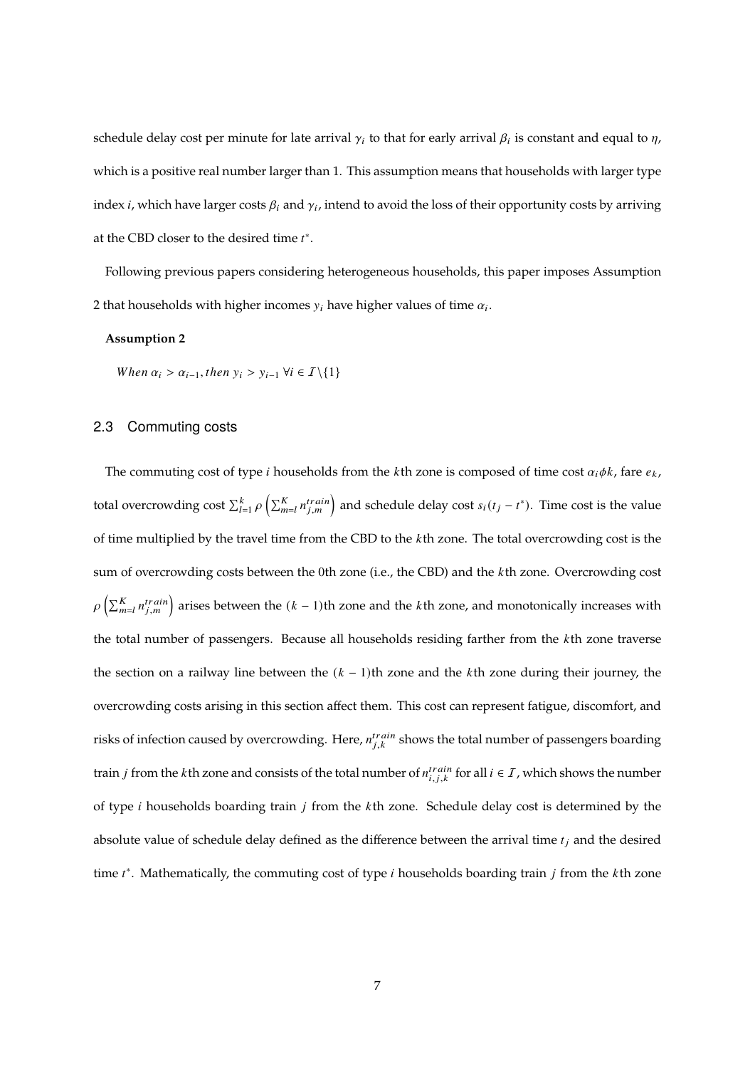schedule delay cost per minute for late arrival $\gamma_i$ to that for early arrival $\beta_i$ is constant and equal to $\eta$, which is a positive real number larger than 1. This assumption means that households with larger type index $i$, which have larger costs $\beta_i$ and $\gamma_i$, intend to avoid the loss of their opportunity costs by arriving at the CBD closer to the desired time $t^*$.

Following previous papers considering heterogeneous households, this paper imposes Assumption 2 that households with higher incomes $y_i$ have higher values of time $\alpha_i$.

**Assumption 2**

*When* $\alpha_i > \alpha_{i-1}$, *then* $y_i > y_{i-1}$ $\forall i \in \mathcal{I} \backslash \{1\}$

## 2.3 Commuting costs

The commuting cost of type $i$ households from the $k$th zone is composed of time cost $\alpha_i \phi k$, fare $e_k$, total overcrowding cost $\sum_{l=1}^{k} \rho \left( \sum_{m=l}^{K} n_{j,m}^{train} \right)$ and schedule delay cost $s_i(t_j - t^*)$. Time cost is the value of time multiplied by the travel time from the CBD to the $k$th zone. The total overcrowding cost is the sum of overcrowding costs between the 0th zone (i.e., the CBD) and the $k$th zone. Overcrowding cost $\rho \left( \sum_{m=l}^{K} n_{j,m}^{train} \right)$ arises between the $(k-1)$th zone and the $k$th zone, and monotonically increases with the total number of passengers. Because all households residing farther from the $k$th zone traverse the section on a railway line between the $(k-1)$th zone and the $k$th zone during their journey, the overcrowding costs arising in this section affect them. This cost can represent fatigue, discomfort, and risks of infection caused by overcrowding. Here, $n_{j,k}^{train}$ shows the total number of passengers boarding train $j$ from the $k$th zone and consists of the total number of $n_{i,j,k}^{train}$ for all $i \in \mathcal{I}$, which shows the number of type $i$ households boarding train $j$ from the $k$th zone. Schedule delay cost is determined by the absolute value of schedule delay defined as the difference between the arrival time $t_j$ and the desired time $t^*$. Mathematically, the commuting cost of type $i$ households boarding train $j$ from the $k$th zone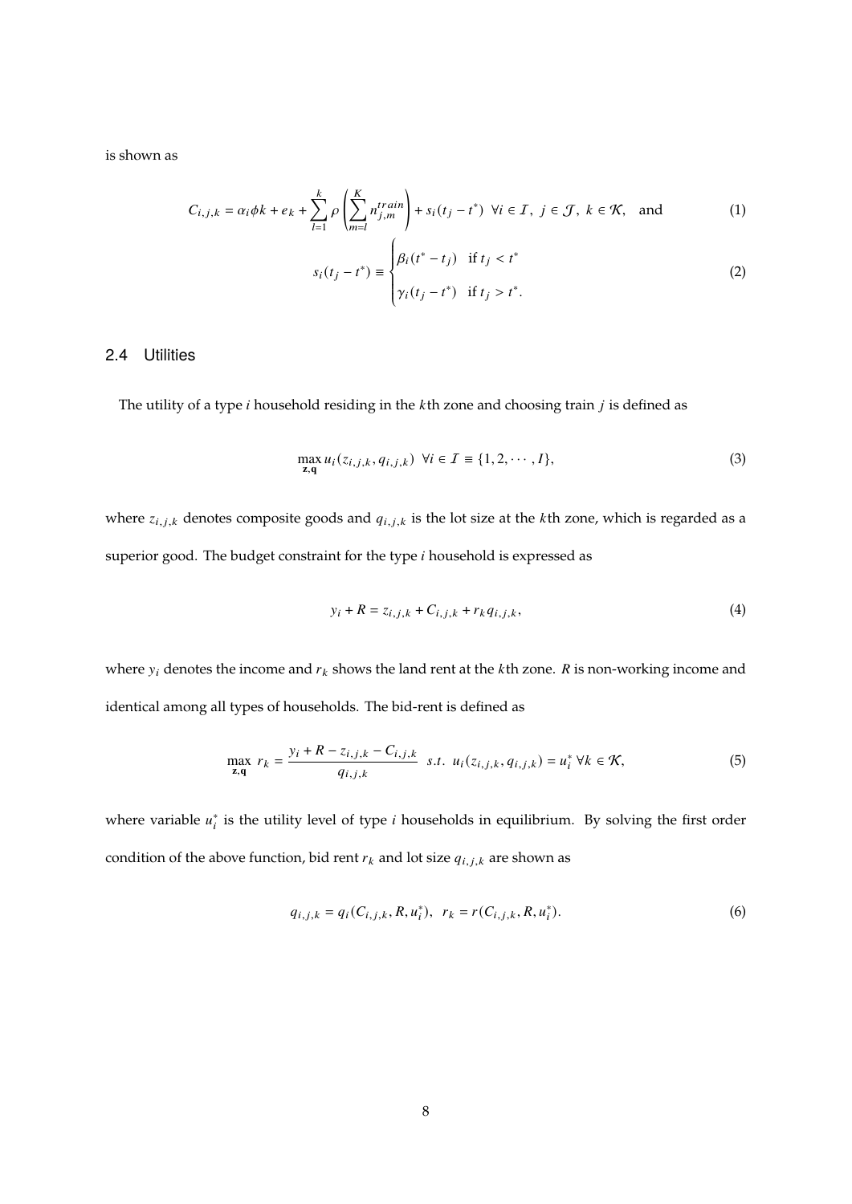is shown as

$$C_{i,j,k} = \alpha_i \phi k + e_k + \sum_{l=1}^{k} \rho \left( \sum_{m=l}^{K} n_{j,m}^{train} \right) + s_i(t_j - t^*) \;\; \forall i \in \mathcal{I},\; j \in \mathcal{J},\; k \in \mathcal{K}, \quad \text{and} \tag{1}$$

$$s_i(t_j - t^*) \equiv \begin{cases} \beta_i(t^* - t_j) & \text{if } t_j < t^* \\ \gamma_i(t_j - t^*) & \text{if } t_j > t^*. \end{cases} \tag{2}$$

### 2.4 Utilities

The utility of a type $i$ household residing in the $k$th zone and choosing train $j$ is defined as

$$\max_{\mathbf{z},\mathbf{q}} u_i(z_{i,j,k}, q_{i,j,k}) \;\; \forall i \in \mathcal{I} \equiv \{1, 2, \cdots, I\}, \tag{3}$$

where $z_{i,j,k}$ denotes composite goods and $q_{i,j,k}$ is the lot size at the $k$th zone, which is regarded as a superior good. The budget constraint for the type $i$ household is expressed as

$$y_i + R = z_{i,j,k} + C_{i,j,k} + r_k q_{i,j,k}, \tag{4}$$

where $y_i$ denotes the income and $r_k$ shows the land rent at the $k$th zone. $R$ is non-working income and identical among all types of households. The bid-rent is defined as

$$\max_{\mathbf{z},\mathbf{q}} \; r_k = \frac{y_i + R - z_{i,j,k} - C_{i,j,k}}{q_{i,j,k}} \;\; s.t. \;\; u_i(z_{i,j,k}, q_{i,j,k}) = u_i^* \; \forall k \in \mathcal{K}, \tag{5}$$

where variable $u_i^*$ is the utility level of type $i$ households in equilibrium. By solving the first order condition of the above function, bid rent $r_k$ and lot size $q_{i,j,k}$ are shown as

$$q_{i,j,k} = q_i(C_{i,j,k}, R, u_i^*), \;\; r_k = r(C_{i,j,k}, R, u_i^*). \tag{6}$$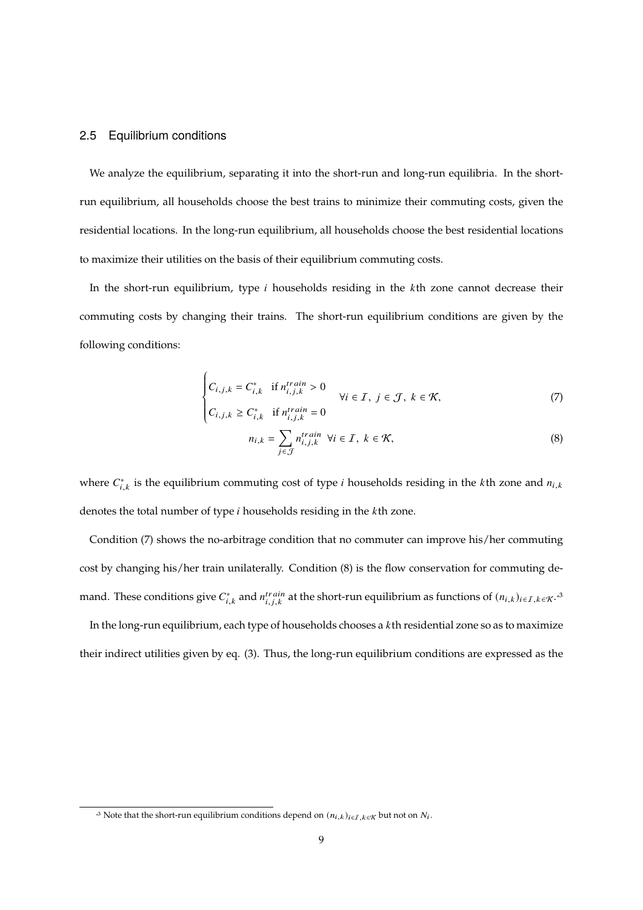### 2.5 Equilibrium conditions

We analyze the equilibrium, separating it into the short-run and long-run equilibria. In the short-run equilibrium, all households choose the best trains to minimize their commuting costs, given the residential locations. In the long-run equilibrium, all households choose the best residential locations to maximize their utilities on the basis of their equilibrium commuting costs.

In the short-run equilibrium, type $i$ households residing in the $k$th zone cannot decrease their commuting costs by changing their trains. The short-run equilibrium conditions are given by the following conditions:

$$
\begin{cases}
C_{i,j,k} = C^*_{i,k} & \text{if } n^{train}_{i,j,k} > 0 \\
C_{i,j,k} \geq C^*_{i,k} & \text{if } n^{train}_{i,j,k} = 0
\end{cases}
\quad \forall i \in \mathcal{I},\ j \in \mathcal{J},\ k \in \mathcal{K}, \tag{7}
$$

$$
n_{i,k} = \sum_{j \in \mathcal{J}} n^{train}_{i,j,k} \quad \forall i \in \mathcal{I},\ k \in \mathcal{K}, \tag{8}
$$

where $C^*_{i,k}$ is the equilibrium commuting cost of type $i$ households residing in the $k$th zone and $n_{i,k}$ denotes the total number of type $i$ households residing in the $k$th zone.

Condition (7) shows the no-arbitrage condition that no commuter can improve his/her commuting cost by changing his/her train unilaterally. Condition (8) is the flow conservation for commuting demand. These conditions give $C^*_{i,k}$ and $n^{train}_{i,j,k}$ at the short-run equilibrium as functions of $(n_{i,k})_{i \in \mathcal{I}, k \in \mathcal{K}}$.[3]

In the long-run equilibrium, each type of households chooses a $k$th residential zone so as to maximize their indirect utilities given by eq. (3). Thus, the long-run equilibrium conditions are expressed as the

[3] Note that the short-run equilibrium conditions depend on $(n_{i,k})_{i \in \mathcal{I}, k \in \mathcal{K}}$ but not on $N_i$.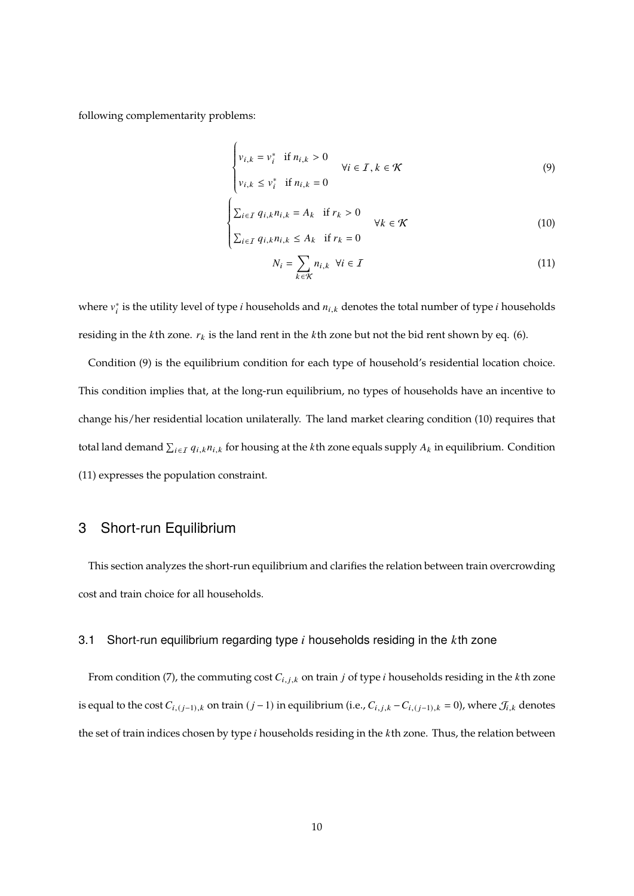following complementarity problems:

$$\begin{cases} v_{i,k} = v_i^* & \text{if } n_{i,k} > 0 \\ v_{i,k} \leq v_i^* & \text{if } n_{i,k} = 0 \end{cases} \quad \forall i \in \mathcal{I}, k \in \mathcal{K} \tag{9}$$

$$\begin{cases} \sum_{i \in \mathcal{I}} q_{i,k} n_{i,k} = A_k & \text{if } r_k > 0 \\ \sum_{i \in \mathcal{I}} q_{i,k} n_{i,k} \leq A_k & \text{if } r_k = 0 \end{cases} \quad \forall k \in \mathcal{K} \tag{10}$$

$$N_i = \sum_{k \in \mathcal{K}} n_{i,k} \quad \forall i \in \mathcal{I} \tag{11}$$

where $v_i^*$ is the utility level of type $i$ households and $n_{i,k}$ denotes the total number of type $i$ households residing in the $k$th zone. $r_k$ is the land rent in the $k$th zone but not the bid rent shown by eq. (6).

Condition (9) is the equilibrium condition for each type of household's residential location choice. This condition implies that, at the long-run equilibrium, no types of households have an incentive to change his/her residential location unilaterally. The land market clearing condition (10) requires that total land demand $\sum_{i \in \mathcal{I}} q_{i,k} n_{i,k}$ for housing at the $k$th zone equals supply $A_k$ in equilibrium. Condition (11) expresses the population constraint.

## 3 Short-run Equilibrium

This section analyzes the short-run equilibrium and clarifies the relation between train overcrowding cost and train choice for all households.

### 3.1 Short-run equilibrium regarding type $i$ households residing in the $k$th zone

From condition (7), the commuting cost $C_{i,j,k}$ on train $j$ of type $i$ households residing in the $k$th zone is equal to the cost $C_{i,(j-1),k}$ on train $(j-1)$ in equilibrium (i.e., $C_{i,j,k} - C_{i,(j-1),k} = 0$), where $\mathcal{J}_{i,k}$ denotes the set of train indices chosen by type $i$ households residing in the $k$th zone. Thus, the relation between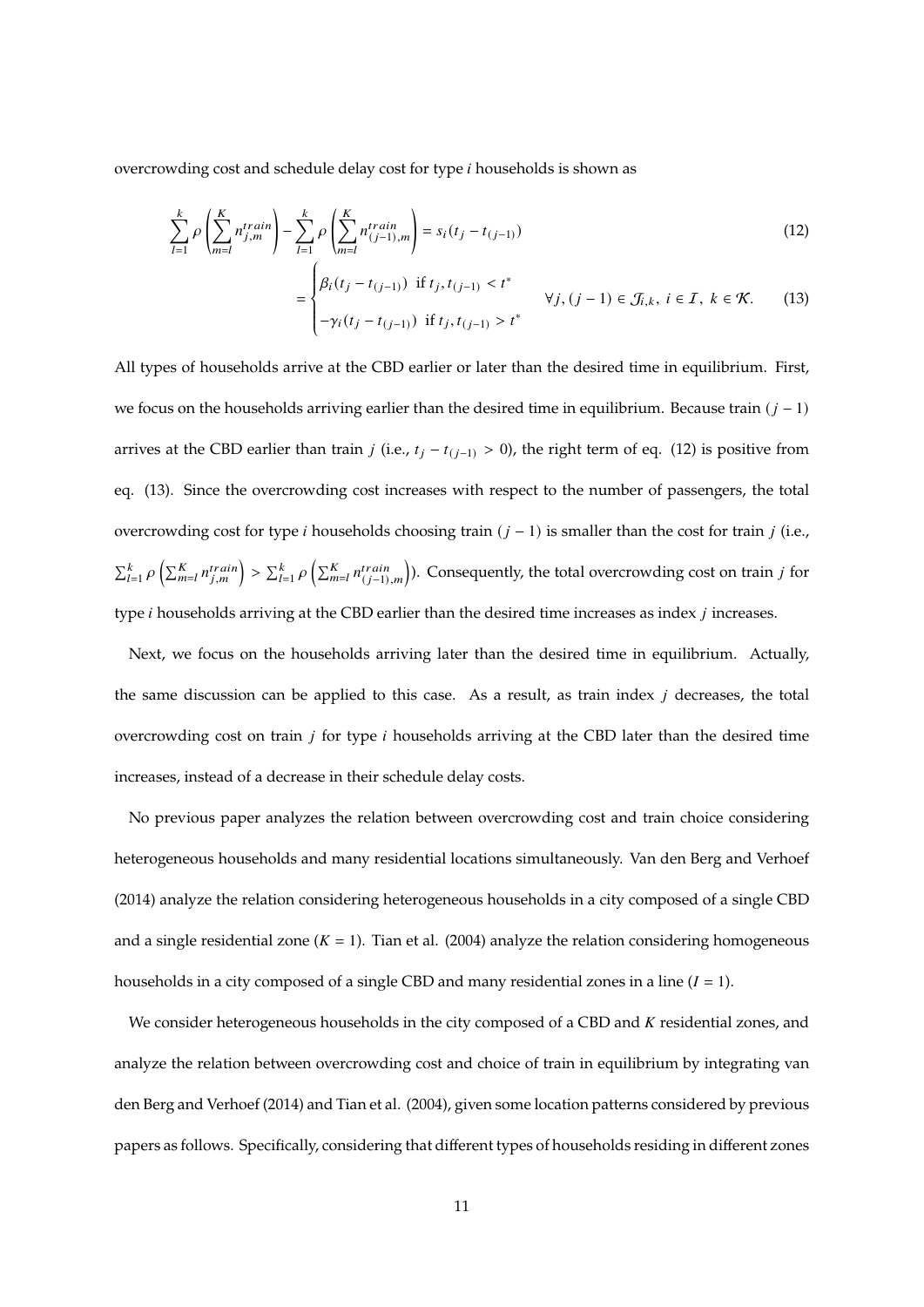overcrowding cost and schedule delay cost for type $i$ households is shown as

$$\sum_{l=1}^{k} \rho\left(\sum_{m=l}^{K} n_{j,m}^{train}\right) - \sum_{l=1}^{k} \rho\left(\sum_{m=l}^{K} n_{(j-1),m}^{train}\right) = s_i(t_j - t_{(j-1)}) \tag{12}$$

$$= \begin{cases} \beta_i(t_j - t_{(j-1)}) & \text{if } t_j, t_{(j-1)} < t^* \\ -\gamma_i(t_j - t_{(j-1)}) & \text{if } t_j, t_{(j-1)} > t^* \end{cases} \qquad \forall j, (j-1) \in \mathcal{J}_{i,k},\ i \in \mathcal{I},\ k \in \mathcal{K}. \tag{13}$$

All types of households arrive at the CBD earlier or later than the desired time in equilibrium. First, we focus on the households arriving earlier than the desired time in equilibrium. Because train $(j-1)$ arrives at the CBD earlier than train $j$ (i.e., $t_j - t_{(j-1)} > 0$), the right term of eq. (12) is positive from eq. (13). Since the overcrowding cost increases with respect to the number of passengers, the total overcrowding cost for type $i$ households choosing train $(j-1)$ is smaller than the cost for train $j$ (i.e., $\sum_{l=1}^{k} \rho\left(\sum_{m=l}^{K} n_{j,m}^{train}\right) > \sum_{l=1}^{k} \rho\left(\sum_{m=l}^{K} n_{(j-1),m}^{train}\right)$). Consequently, the total overcrowding cost on train $j$ for type $i$ households arriving at the CBD earlier than the desired time increases as index $j$ increases.

Next, we focus on the households arriving later than the desired time in equilibrium. Actually, the same discussion can be applied to this case. As a result, as train index $j$ decreases, the total overcrowding cost on train $j$ for type $i$ households arriving at the CBD later than the desired time increases, instead of a decrease in their schedule delay costs.

No previous paper analyzes the relation between overcrowding cost and train choice considering heterogeneous households and many residential locations simultaneously. Van den Berg and Verhoef (2014) analyze the relation considering heterogeneous households in a city composed of a single CBD and a single residential zone ($K = 1$). Tian et al. (2004) analyze the relation considering homogeneous households in a city composed of a single CBD and many residential zones in a line ($I = 1$).

We consider heterogeneous households in the city composed of a CBD and $K$ residential zones, and analyze the relation between overcrowding cost and choice of train in equilibrium by integrating van den Berg and Verhoef (2014) and Tian et al. (2004), given some location patterns considered by previous papers as follows. Specifically, considering that different types of households residing in different zones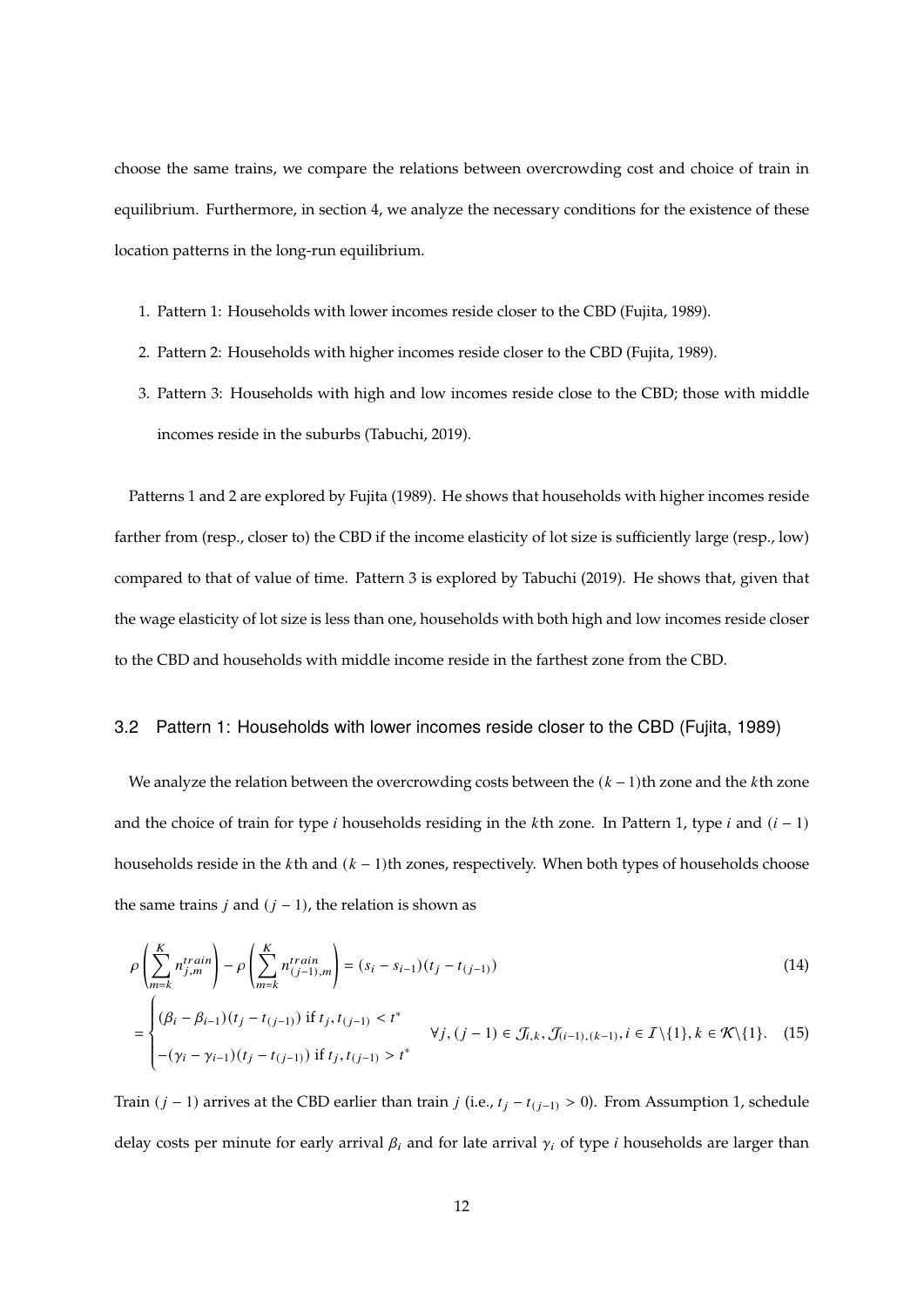choose the same trains, we compare the relations between overcrowding cost and choice of train in equilibrium. Furthermore, in section 4, we analyze the necessary conditions for the existence of these location patterns in the long-run equilibrium.

1. Pattern 1: Households with lower incomes reside closer to the CBD (Fujita, 1989).
2. Pattern 2: Households with higher incomes reside closer to the CBD (Fujita, 1989).
3. Pattern 3: Households with high and low incomes reside close to the CBD; those with middle incomes reside in the suburbs (Tabuchi, 2019).

Patterns 1 and 2 are explored by Fujita (1989). He shows that households with higher incomes reside farther from (resp., closer to) the CBD if the income elasticity of lot size is sufficiently large (resp., low) compared to that of value of time. Pattern 3 is explored by Tabuchi (2019). He shows that, given that the wage elasticity of lot size is less than one, households with both high and low incomes reside closer to the CBD and households with middle income reside in the farthest zone from the CBD.

### 3.2 Pattern 1: Households with lower incomes reside closer to the CBD (Fujita, 1989)

We analyze the relation between the overcrowding costs between the $(k-1)$th zone and the $k$th zone and the choice of train for type $i$ households residing in the $k$th zone. In Pattern 1, type $i$ and $(i-1)$ households reside in the $k$th and $(k-1)$th zones, respectively. When both types of households choose the same trains $j$ and $(j-1)$, the relation is shown as

$$\rho\left(\sum_{m=k}^{K} n_{j,m}^{train}\right) - \rho\left(\sum_{m=k}^{K} n_{(j-1),m}^{train}\right) = (s_i - s_{i-1})(t_j - t_{(j-1)}) \tag{14}$$

$$= \begin{cases} (\beta_i - \beta_{i-1})(t_j - t_{(j-1)}) \text{ if } t_j, t_{(j-1)} < t^* \\ -(\gamma_i - \gamma_{i-1})(t_j - t_{(j-1)}) \text{ if } t_j, t_{(j-1)} > t^* \end{cases} \quad \forall j, (j-1) \in \mathcal{J}_{i,k}, \mathcal{J}_{(i-1),(k-1)}, i \in \mathcal{I}\backslash\{1\}, k \in \mathcal{K}\backslash\{1\}. \tag{15}$$

Train $(j-1)$ arrives at the CBD earlier than train $j$ (i.e., $t_j - t_{(j-1)} > 0$). From Assumption 1, schedule delay costs per minute for early arrival $\beta_i$ and for late arrival $\gamma_i$ of type $i$ households are larger than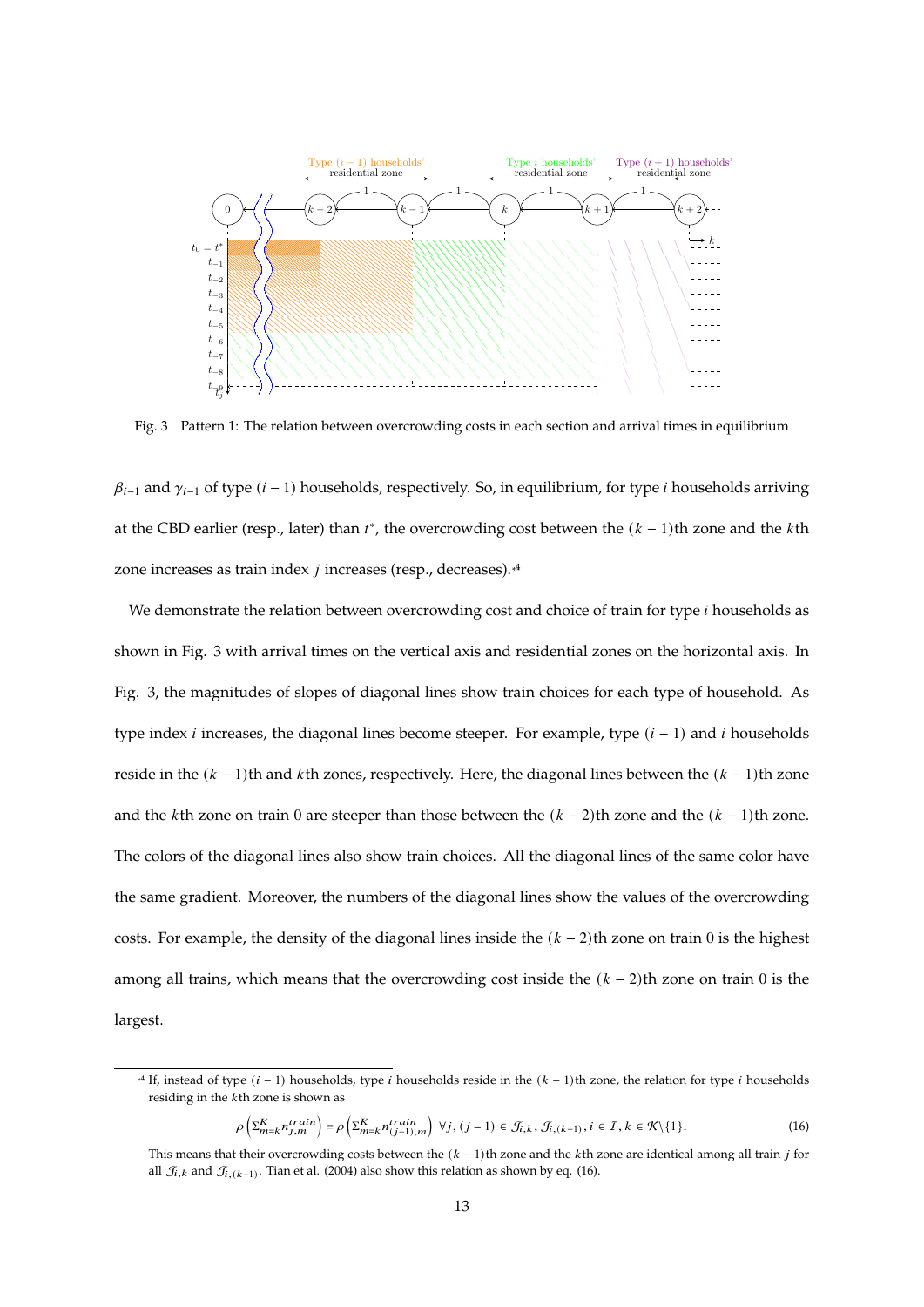Fig. 3 Pattern 1: The relation between overcrowding costs in each section and arrival times in equilibrium

$\beta_{i-1}$ and $\gamma_{i-1}$ of type $(i-1)$ households, respectively. So, in equilibrium, for type $i$ households arriving at the CBD earlier (resp., later) than $t^*$, the overcrowding cost between the $(k-1)$th zone and the $k$th zone increases as train index $j$ increases (resp., decreases).[*4]

We demonstrate the relation between overcrowding cost and choice of train for type $i$ households as shown in Fig. 3 with arrival times on the vertical axis and residential zones on the horizontal axis. In Fig. 3, the magnitudes of slopes of diagonal lines show train choices for each type of household. As type index $i$ increases, the diagonal lines become steeper. For example, type $(i-1)$ and $i$ households reside in the $(k-1)$th and $k$th zones, respectively. Here, the diagonal lines between the $(k-1)$th zone and the $k$th zone on train 0 are steeper than those between the $(k-2)$th zone and the $(k-1)$th zone. The colors of the diagonal lines also show train choices. All the diagonal lines of the same color have the same gradient. Moreover, the numbers of the diagonal lines show the values of the overcrowding costs. For example, the density of the diagonal lines inside the $(k-2)$th zone on train 0 is the highest among all trains, which means that the overcrowding cost inside the $(k-2)$th zone on train 0 is the largest.

---

[*4] If, instead of type $(i-1)$ households, type $i$ households reside in the $(k-1)$th zone, the relation for type $i$ households residing in the $k$th zone is shown as

$$\rho\left(\Sigma_{m=k}^{K} n_{j,m}^{train}\right) = \rho\left(\Sigma_{m=k}^{K} n_{(j-1),m}^{train}\right) \ \forall j, (j-1) \in \mathcal{J}_{i,k}, \mathcal{J}_{i,(k-1)}, i \in \mathcal{I}, k \in \mathcal{K}\backslash\{1\}. \tag{16}$$

This means that their overcrowding costs between the $(k-1)$th zone and the $k$th zone are identical among all train $j$ for all $\mathcal{J}_{i,k}$ and $\mathcal{J}_{i,(k-1)}$. Tian et al. (2004) also show this relation as shown by eq. (16).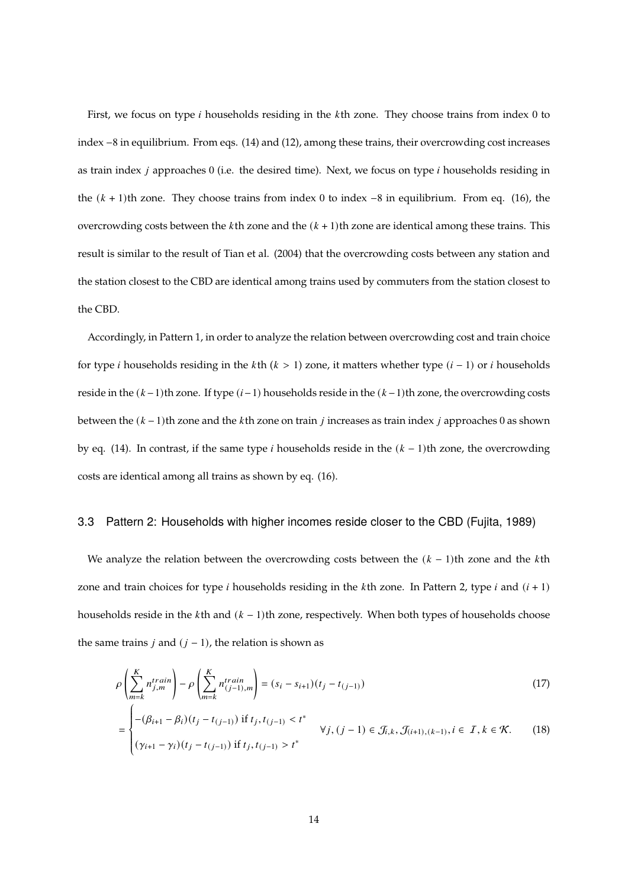First, we focus on type $i$ households residing in the $k$th zone. They choose trains from index 0 to index $-8$ in equilibrium. From eqs. (14) and (12), among these trains, their overcrowding cost increases as train index $j$ approaches 0 (i.e. the desired time). Next, we focus on type $i$ households residing in the $(k+1)$th zone. They choose trains from index 0 to index $-8$ in equilibrium. From eq. (16), the overcrowding costs between the $k$th zone and the $(k+1)$th zone are identical among these trains. This result is similar to the result of Tian et al. (2004) that the overcrowding costs between any station and the station closest to the CBD are identical among trains used by commuters from the station closest to the CBD.

Accordingly, in Pattern 1, in order to analyze the relation between overcrowding cost and train choice for type $i$ households residing in the $k$th ($k > 1$) zone, it matters whether type $(i-1)$ or $i$ households reside in the $(k-1)$th zone. If type $(i-1)$ households reside in the $(k-1)$th zone, the overcrowding costs between the $(k-1)$th zone and the $k$th zone on train $j$ increases as train index $j$ approaches 0 as shown by eq. (14). In contrast, if the same type $i$ households reside in the $(k-1)$th zone, the overcrowding costs are identical among all trains as shown by eq. (16).

### 3.3 Pattern 2: Households with higher incomes reside closer to the CBD (Fujita, 1989)

We analyze the relation between the overcrowding costs between the $(k-1)$th zone and the $k$th zone and train choices for type $i$ households residing in the $k$th zone. In Pattern 2, type $i$ and $(i+1)$ households reside in the $k$th and $(k-1)$th zone, respectively. When both types of households choose the same trains $j$ and $(j-1)$, the relation is shown as

$$\rho\left(\sum_{m=k}^{K} n_{j,m}^{train}\right) - \rho\left(\sum_{m=k}^{K} n_{(j-1),m}^{train}\right) = (s_i - s_{i+1})(t_j - t_{(j-1)}) \tag{17}$$

$$= \begin{cases} -(\beta_{i+1} - \beta_i)(t_j - t_{(j-1)}) \text{ if } t_j, t_{(j-1)} < t^* \\ (\gamma_{i+1} - \gamma_i)(t_j - t_{(j-1)}) \text{ if } t_j, t_{(j-1)} > t^* \end{cases} \quad \forall j, (j-1) \in \mathcal{J}_{i,k}, \mathcal{J}_{(i+1),(k-1)}, i \in \mathcal{I}, k \in \mathcal{K}. \tag{18}$$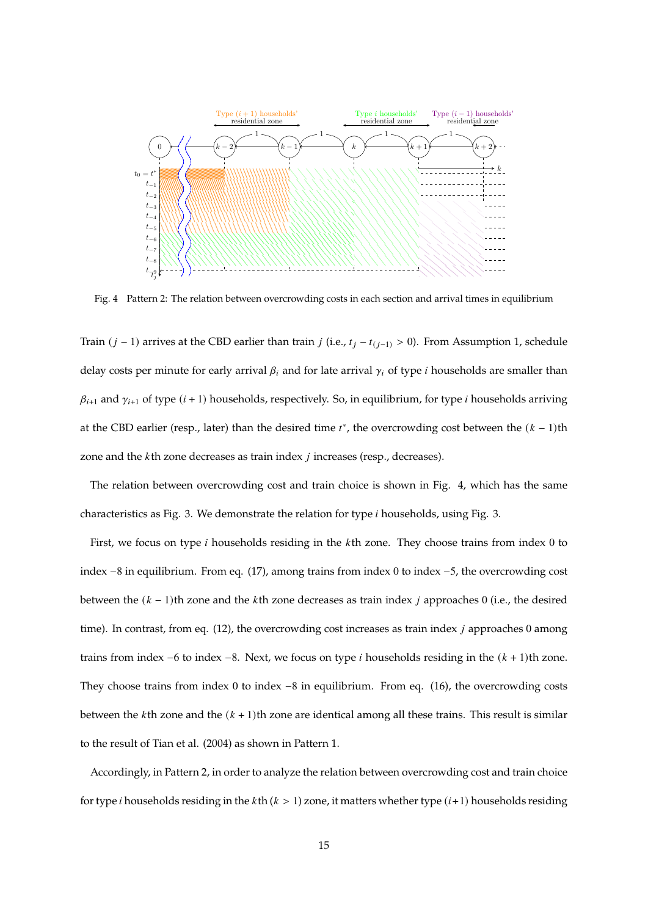Fig. 4 Pattern 2: The relation between overcrowding costs in each section and arrival times in equilibrium

Train $(j-1)$ arrives at the CBD earlier than train $j$ (i.e., $t_j - t_{(j-1)} > 0$). From Assumption 1, schedule delay costs per minute for early arrival $\beta_i$ and for late arrival $\gamma_i$ of type $i$ households are smaller than $\beta_{i+1}$ and $\gamma_{i+1}$ of type $(i+1)$ households, respectively. So, in equilibrium, for type $i$ households arriving at the CBD earlier (resp., later) than the desired time $t^*$, the overcrowding cost between the $(k-1)$th zone and the $k$th zone decreases as train index $j$ increases (resp., decreases).

The relation between overcrowding cost and train choice is shown in Fig. 4, which has the same characteristics as Fig. 3. We demonstrate the relation for type $i$ households, using Fig. 3.

First, we focus on type $i$ households residing in the $k$th zone. They choose trains from index 0 to index $-8$ in equilibrium. From eq. (17), among trains from index 0 to index $-5$, the overcrowding cost between the $(k-1)$th zone and the $k$th zone decreases as train index $j$ approaches 0 (i.e., the desired time). In contrast, from eq. (12), the overcrowding cost increases as train index $j$ approaches 0 among trains from index $-6$ to index $-8$. Next, we focus on type $i$ households residing in the $(k+1)$th zone. They choose trains from index 0 to index $-8$ in equilibrium. From eq. (16), the overcrowding costs between the $k$th zone and the $(k+1)$th zone are identical among all these trains. This result is similar to the result of Tian et al. (2004) as shown in Pattern 1.

Accordingly, in Pattern 2, in order to analyze the relation between overcrowding cost and train choice for type $i$ households residing in the $k$th $(k > 1)$ zone, it matters whether type $(i+1)$ households residing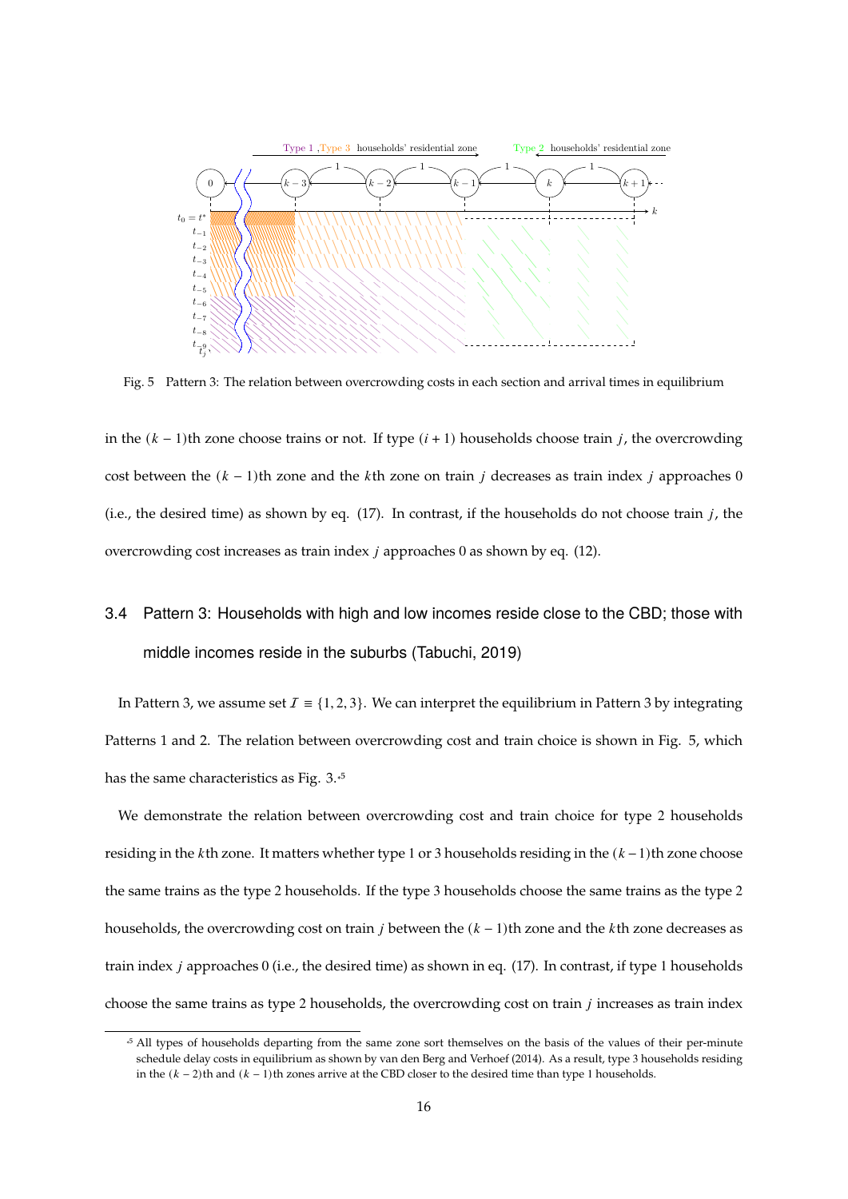Fig. 5 Pattern 3: The relation between overcrowding costs in each section and arrival times in equilibrium

in the $(k-1)$th zone choose trains or not. If type $(i+1)$ households choose train $j$, the overcrowding cost between the $(k-1)$th zone and the $k$th zone on train $j$ decreases as train index $j$ approaches 0 (i.e., the desired time) as shown by eq. (17). In contrast, if the households do not choose train $j$, the overcrowding cost increases as train index $j$ approaches 0 as shown by eq. (12).

### 3.4 Pattern 3: Households with high and low incomes reside close to the CBD; those with middle incomes reside in the suburbs (Tabuchi, 2019)

In Pattern 3, we assume set $\mathcal{I} \equiv \{1, 2, 3\}$. We can interpret the equilibrium in Pattern 3 by integrating Patterns 1 and 2. The relation between overcrowding cost and train choice is shown in Fig. 5, which has the same characteristics as Fig. 3.[*5]

We demonstrate the relation between overcrowding cost and train choice for type 2 households residing in the $k$th zone. It matters whether type 1 or 3 households residing in the $(k-1)$th zone choose the same trains as the type 2 households. If the type 3 households choose the same trains as the type 2 households, the overcrowding cost on train $j$ between the $(k-1)$th zone and the $k$th zone decreases as train index $j$ approaches 0 (i.e., the desired time) as shown in eq. (17). In contrast, if type 1 households choose the same trains as type 2 households, the overcrowding cost on train $j$ increases as train index

[*5] All types of households departing from the same zone sort themselves on the basis of the values of their per-minute schedule delay costs in equilibrium as shown by van den Berg and Verhoef (2014). As a result, type 3 households residing in the $(k-2)$th and $(k-1)$th zones arrive at the CBD closer to the desired time than type 1 households.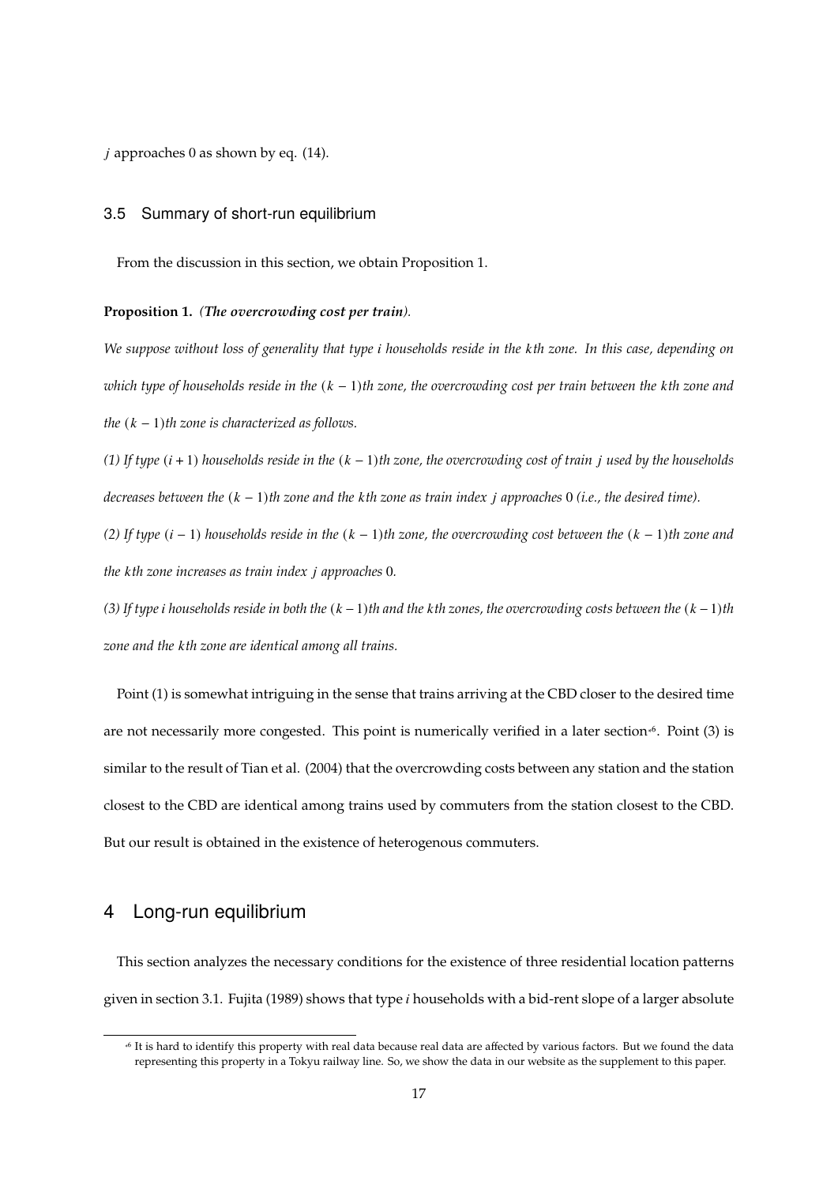$j$ approaches 0 as shown by eq. (14).

### 3.5 Summary of short-run equilibrium

From the discussion in this section, we obtain Proposition 1.

**Proposition 1.** *(**The overcrowding cost per train**).*

*We suppose without loss of generality that type $i$ households reside in the $k$th zone. In this case, depending on which type of households reside in the $(k-1)$th zone, the overcrowding cost per train between the $k$th zone and the $(k-1)$th zone is characterized as follows.*

*(1) If type $(i+1)$ households reside in the $(k-1)$th zone, the overcrowding cost of train $j$ used by the households decreases between the $(k-1)$th zone and the $k$th zone as train index $j$ approaches 0 (i.e., the desired time).*

*(2) If type $(i-1)$ households reside in the $(k-1)$th zone, the overcrowding cost between the $(k-1)$th zone and the $k$th zone increases as train index $j$ approaches 0.*

*(3) If type $i$ households reside in both the $(k-1)$th and the $k$th zones, the overcrowding costs between the $(k-1)$th zone and the $k$th zone are identical among all trains.*

Point (1) is somewhat intriguing in the sense that trains arriving at the CBD closer to the desired time are not necessarily more congested. This point is numerically verified in a later section[6]. Point (3) is similar to the result of Tian et al. (2004) that the overcrowding costs between any station and the station closest to the CBD are identical among trains used by commuters from the station closest to the CBD. But our result is obtained in the existence of heterogenous commuters.

## 4 Long-run equilibrium

This section analyzes the necessary conditions for the existence of three residential location patterns given in section 3.1. Fujita (1989) shows that type $i$ households with a bid-rent slope of a larger absolute

[6] It is hard to identify this property with real data because real data are affected by various factors. But we found the data representing this property in a Tokyu railway line. So, we show the data in our website as the supplement to this paper.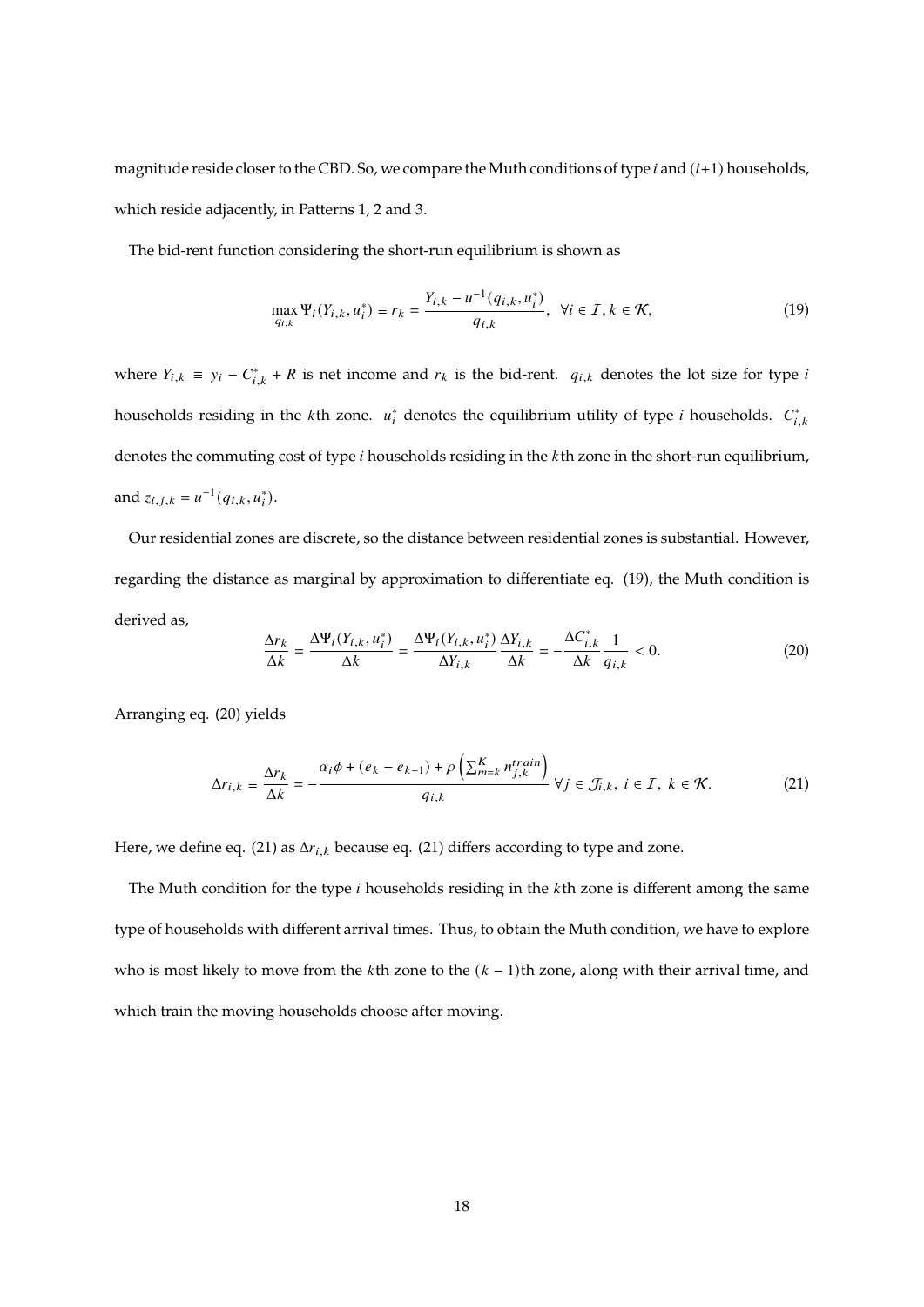magnitude reside closer to the CBD. So, we compare the Muth conditions of type $i$ and $(i+1)$ households, which reside adjacently, in Patterns 1, 2 and 3.

The bid-rent function considering the short-run equilibrium is shown as

$$\max_{q_{i,k}} \Psi_i(Y_{i,k}, u_i^*) \equiv r_k = \frac{Y_{i,k} - u^{-1}(q_{i,k}, u_i^*)}{q_{i,k}}, \quad \forall i \in \mathcal{I}, k \in \mathcal{K}, \tag{19}$$

where $Y_{i,k} \equiv y_i - C_{i,k}^* + R$ is net income and $r_k$ is the bid-rent. $q_{i,k}$ denotes the lot size for type $i$ households residing in the $k$th zone. $u_i^*$ denotes the equilibrium utility of type $i$ households. $C_{i,k}^*$ denotes the commuting cost of type $i$ households residing in the $k$th zone in the short-run equilibrium, and $z_{i,j,k} = u^{-1}(q_{i,k}, u_i^*)$.

Our residential zones are discrete, so the distance between residential zones is substantial. However, regarding the distance as marginal by approximation to differentiate eq. (19), the Muth condition is derived as,

$$\frac{\Delta r_k}{\Delta k} = \frac{\Delta \Psi_i(Y_{i,k}, u_i^*)}{\Delta k} = \frac{\Delta \Psi_i(Y_{i,k}, u_i^*)}{\Delta Y_{i,k}} \frac{\Delta Y_{i,k}}{\Delta k} = -\frac{\Delta C_{i,k}^*}{\Delta k} \frac{1}{q_{i,k}} < 0. \tag{20}$$

Arranging eq. (20) yields

$$\Delta r_{i,k} \equiv \frac{\Delta r_k}{\Delta k} = -\frac{\alpha_i \phi + (e_k - e_{k-1}) + \rho \left( \sum_{m=k}^{K} n_{j,k}^{train} \right)}{q_{i,k}} \ \forall j \in \mathcal{J}_{i,k}, \ i \in \mathcal{I}, \ k \in \mathcal{K}. \tag{21}$$

Here, we define eq. (21) as $\Delta r_{i,k}$ because eq. (21) differs according to type and zone.

The Muth condition for the type $i$ households residing in the $k$th zone is different among the same type of households with different arrival times. Thus, to obtain the Muth condition, we have to explore who is most likely to move from the $k$th zone to the $(k-1)$th zone, along with their arrival time, and which train the moving households choose after moving.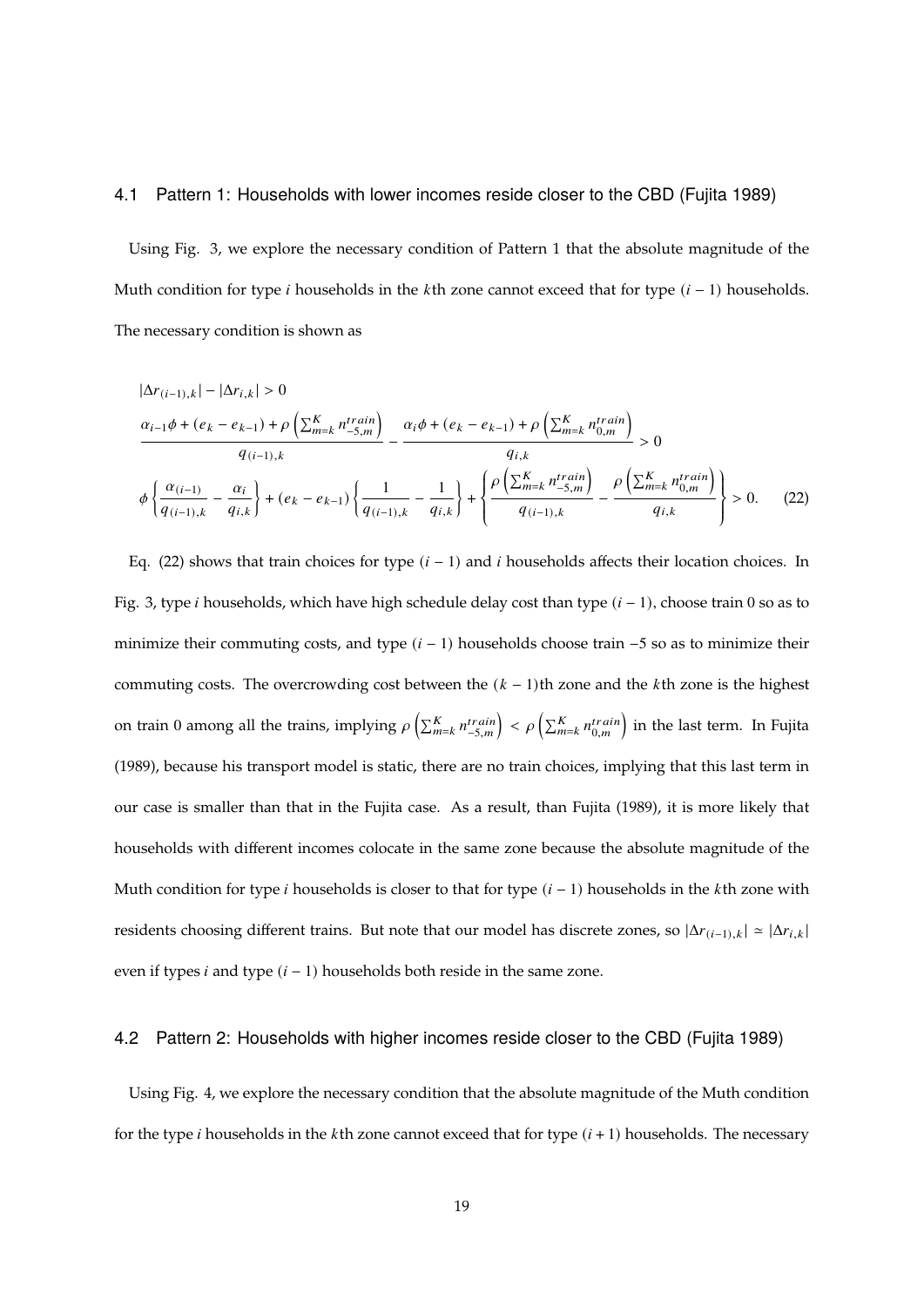### 4.1 Pattern 1: Households with lower incomes reside closer to the CBD (Fujita 1989)

Using Fig. 3, we explore the necessary condition of Pattern 1 that the absolute magnitude of the Muth condition for type $i$ households in the $k$th zone cannot exceed that for type $(i-1)$ households. The necessary condition is shown as

$$
\begin{aligned}
&|\Delta r_{(i-1),k}| - |\Delta r_{i,k}| > 0 \\
&\frac{\alpha_{i-1}\phi + (e_k - e_{k-1}) + \rho\left(\sum_{m=k}^{K} n_{-5,m}^{train}\right)}{q_{(i-1),k}} - \frac{\alpha_i \phi + (e_k - e_{k-1}) + \rho\left(\sum_{m=k}^{K} n_{0,m}^{train}\right)}{q_{i,k}} > 0 \\
&\phi\left\{\frac{\alpha_{(i-1)}}{q_{(i-1),k}} - \frac{\alpha_i}{q_{i,k}}\right\} + (e_k - e_{k-1})\left\{\frac{1}{q_{(i-1),k}} - \frac{1}{q_{i,k}}\right\} + \left\{\frac{\rho\left(\sum_{m=k}^{K} n_{-5,m}^{train}\right)}{q_{(i-1),k}} - \frac{\rho\left(\sum_{m=k}^{K} n_{0,m}^{train}\right)}{q_{i,k}}\right\} > 0. \qquad (22)
\end{aligned}
$$

Eq. (22) shows that train choices for type $(i-1)$ and $i$ households affects their location choices. In Fig. 3, type $i$ households, which have high schedule delay cost than type $(i-1)$, choose train 0 so as to minimize their commuting costs, and type $(i-1)$ households choose train $-5$ so as to minimize their commuting costs. The overcrowding cost between the $(k-1)$th zone and the $k$th zone is the highest on train 0 among all the trains, implying $\rho\left(\sum_{m=k}^{K} n_{-5,m}^{train}\right) < \rho\left(\sum_{m=k}^{K} n_{0,m}^{train}\right)$ in the last term. In Fujita (1989), because his transport model is static, there are no train choices, implying that this last term in our case is smaller than that in the Fujita case. As a result, than Fujita (1989), it is more likely that households with different incomes colocate in the same zone because the absolute magnitude of the Muth condition for type $i$ households is closer to that for type $(i-1)$ households in the $k$th zone with residents choosing different trains. But note that our model has discrete zones, so $|\Delta r_{(i-1),k}| \simeq |\Delta r_{i,k}|$ even if types $i$ and type $(i-1)$ households both reside in the same zone.

### 4.2 Pattern 2: Households with higher incomes reside closer to the CBD (Fujita 1989)

Using Fig. 4, we explore the necessary condition that the absolute magnitude of the Muth condition for the type $i$ households in the $k$th zone cannot exceed that for type $(i+1)$ households. The necessary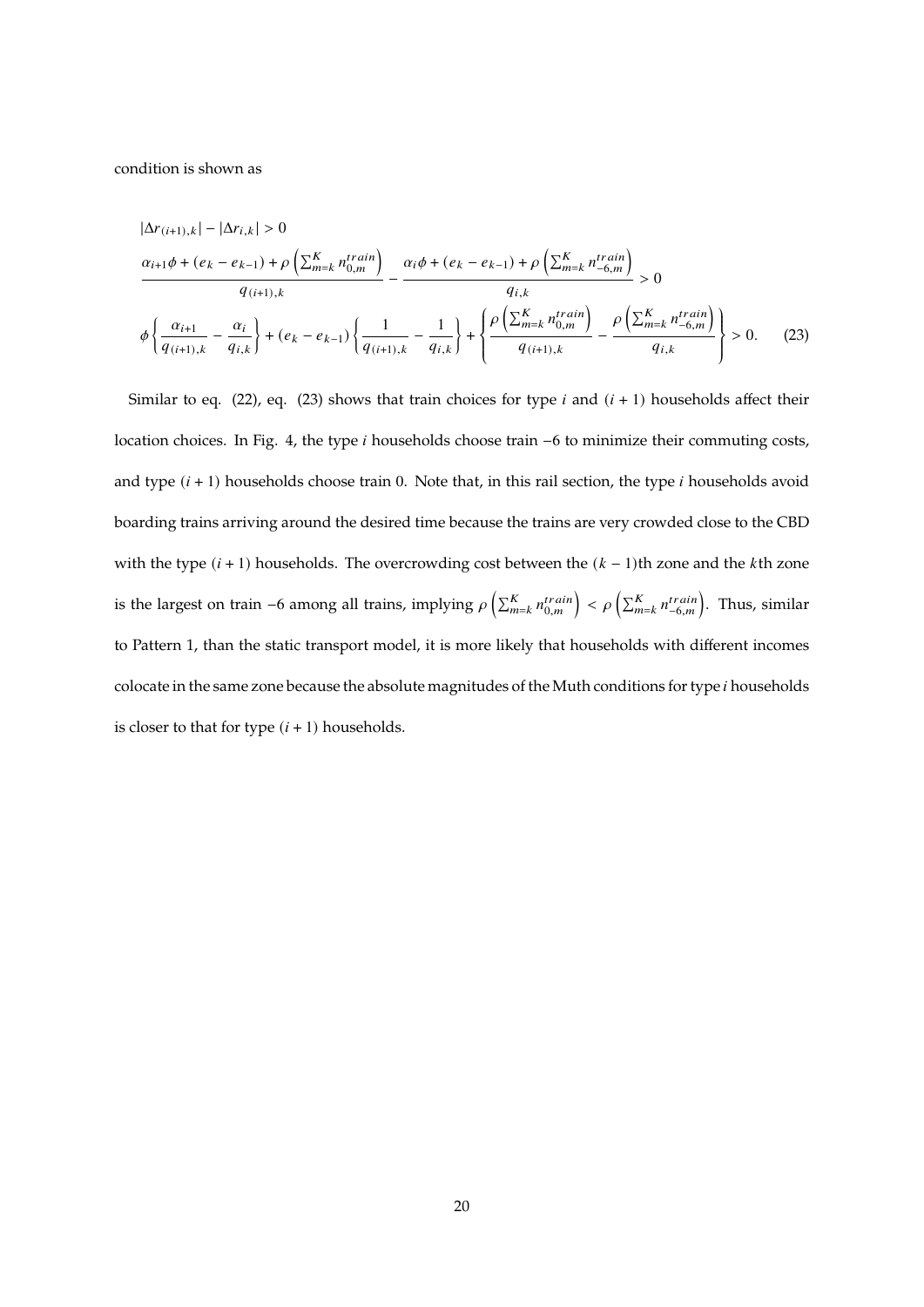condition is shown as

$$
\begin{aligned}
&|\Delta r_{(i+1),k}| - |\Delta r_{i,k}| > 0 \\
&\frac{\alpha_{i+1}\phi + (e_k - e_{k-1}) + \rho\left(\sum_{m=k}^{K} n_{0,m}^{train}\right)}{q_{(i+1),k}} - \frac{\alpha_i \phi + (e_k - e_{k-1}) + \rho\left(\sum_{m=k}^{K} n_{-6,m}^{train}\right)}{q_{i,k}} > 0 \\
&\phi\left\{\frac{\alpha_{i+1}}{q_{(i+1),k}} - \frac{\alpha_i}{q_{i,k}}\right\} + (e_k - e_{k-1})\left\{\frac{1}{q_{(i+1),k}} - \frac{1}{q_{i,k}}\right\} + \left\{\frac{\rho\left(\sum_{m=k}^{K} n_{0,m}^{train}\right)}{q_{(i+1),k}} - \frac{\rho\left(\sum_{m=k}^{K} n_{-6,m}^{train}\right)}{q_{i,k}}\right\} > 0. \qquad (23)
\end{aligned}
$$

Similar to eq. (22), eq. (23) shows that train choices for type $i$ and $(i+1)$ households affect their location choices. In Fig. 4, the type $i$ households choose train $-6$ to minimize their commuting costs, and type $(i+1)$ households choose train 0. Note that, in this rail section, the type $i$ households avoid boarding trains arriving around the desired time because the trains are very crowded close to the CBD with the type $(i+1)$ households. The overcrowding cost between the $(k-1)$th zone and the $k$th zone is the largest on train $-6$ among all trains, implying $\rho\left(\sum_{m=k}^{K} n_{0,m}^{train}\right) < \rho\left(\sum_{m=k}^{K} n_{-6,m}^{train}\right)$. Thus, similar to Pattern 1, than the static transport model, it is more likely that households with different incomes colocate in the same zone because the absolute magnitudes of the Muth conditions for type $i$ households is closer to that for type $(i+1)$ households.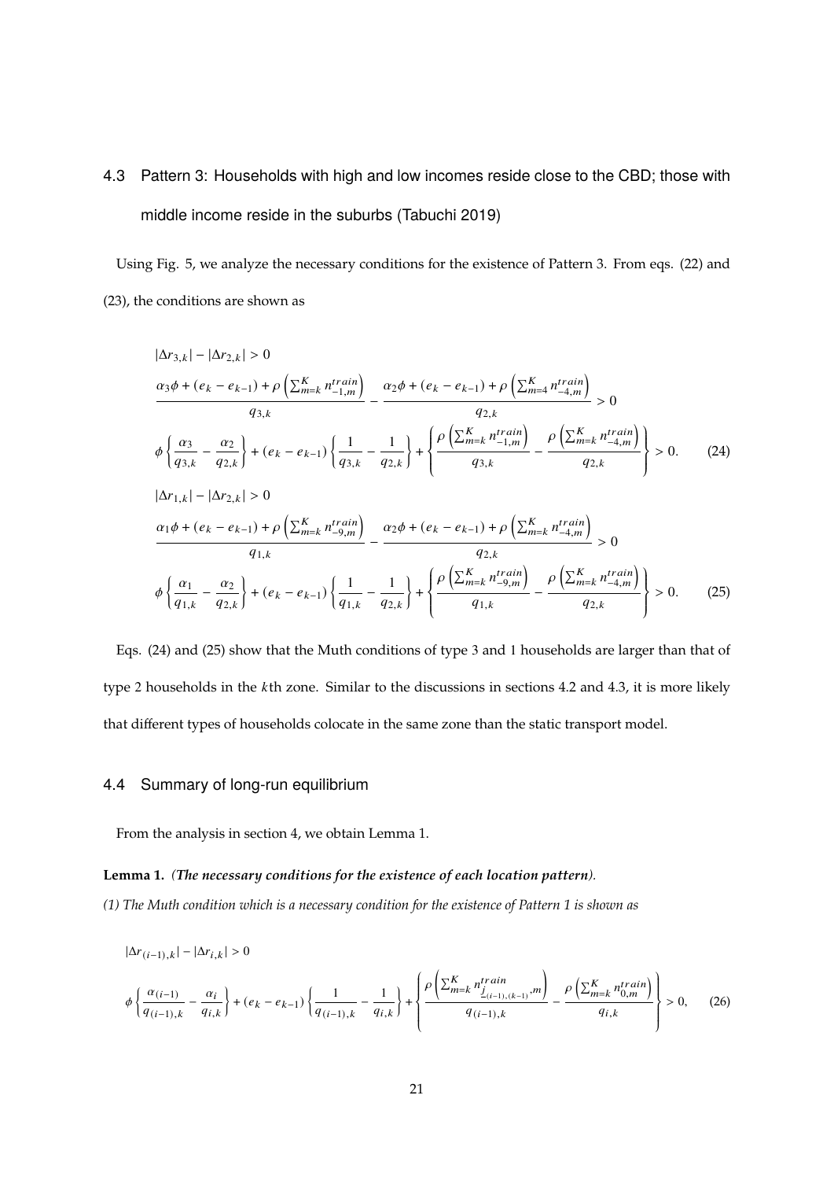## 4.3 Pattern 3: Households with high and low incomes reside close to the CBD; those with middle income reside in the suburbs (Tabuchi 2019)

Using Fig. 5, we analyze the necessary conditions for the existence of Pattern 3. From eqs. (22) and (23), the conditions are shown as

$$
\begin{aligned}
&|\Delta r_{3,k}| - |\Delta r_{2,k}| > 0 \\
&\frac{\alpha_3 \phi + (e_k - e_{k-1}) + \rho\left(\sum_{m=k}^{K} n_{-1,m}^{train}\right)}{q_{3,k}} - \frac{\alpha_2 \phi + (e_k - e_{k-1}) + \rho\left(\sum_{m=4}^{K} n_{-4,m}^{train}\right)}{q_{2,k}} > 0 \\
&\phi\left\{\frac{\alpha_3}{q_{3,k}} - \frac{\alpha_2}{q_{2,k}}\right\} + (e_k - e_{k-1})\left\{\frac{1}{q_{3,k}} - \frac{1}{q_{2,k}}\right\} + \left\{\frac{\rho\left(\sum_{m=k}^{K} n_{-1,m}^{train}\right)}{q_{3,k}} - \frac{\rho\left(\sum_{m=k}^{K} n_{-4,m}^{train}\right)}{q_{2,k}}\right\} > 0. \qquad (24) \\
&|\Delta r_{1,k}| - |\Delta r_{2,k}| > 0 \\
&\frac{\alpha_1 \phi + (e_k - e_{k-1}) + \rho\left(\sum_{m=k}^{K} n_{-9,m}^{train}\right)}{q_{1,k}} - \frac{\alpha_2 \phi + (e_k - e_{k-1}) + \rho\left(\sum_{m=k}^{K} n_{-4,m}^{train}\right)}{q_{2,k}} > 0 \\
&\phi\left\{\frac{\alpha_1}{q_{1,k}} - \frac{\alpha_2}{q_{2,k}}\right\} + (e_k - e_{k-1})\left\{\frac{1}{q_{1,k}} - \frac{1}{q_{2,k}}\right\} + \left\{\frac{\rho\left(\sum_{m=k}^{K} n_{-9,m}^{train}\right)}{q_{1,k}} - \frac{\rho\left(\sum_{m=k}^{K} n_{-4,m}^{train}\right)}{q_{2,k}}\right\} > 0. \qquad (25)
\end{aligned}
$$

Eqs. (24) and (25) show that the Muth conditions of type 3 and 1 households are larger than that of type 2 households in the $k$th zone. Similar to the discussions in sections 4.2 and 4.3, it is more likely that different types of households colocate in the same zone than the static transport model.

## 4.4 Summary of long-run equilibrium

From the analysis in section 4, we obtain Lemma 1.

**Lemma 1.** ***(The necessary conditions for the existence of each location pattern).***

*(1) The Muth condition which is a necessary condition for the existence of Pattern 1 is shown as*

$$
\begin{aligned}
&|\Delta r_{(i-1),k}| - |\Delta r_{i,k}| > 0 \\
&\phi\left\{\frac{\alpha_{(i-1)}}{q_{(i-1),k}} - \frac{\alpha_i}{q_{i,k}}\right\} + (e_k - e_{k-1})\left\{\frac{1}{q_{(i-1),k}} - \frac{1}{q_{i,k}}\right\} + \left\{\frac{\rho\left(\sum_{m=k}^{K} n_{\underline{j}_{(i-1),(k-1)},m}^{train}\right)}{q_{(i-1),k}} - \frac{\rho\left(\sum_{m=k}^{K} n_{0,m}^{train}\right)}{q_{i,k}}\right\} > 0, \qquad (26)
\end{aligned}
$$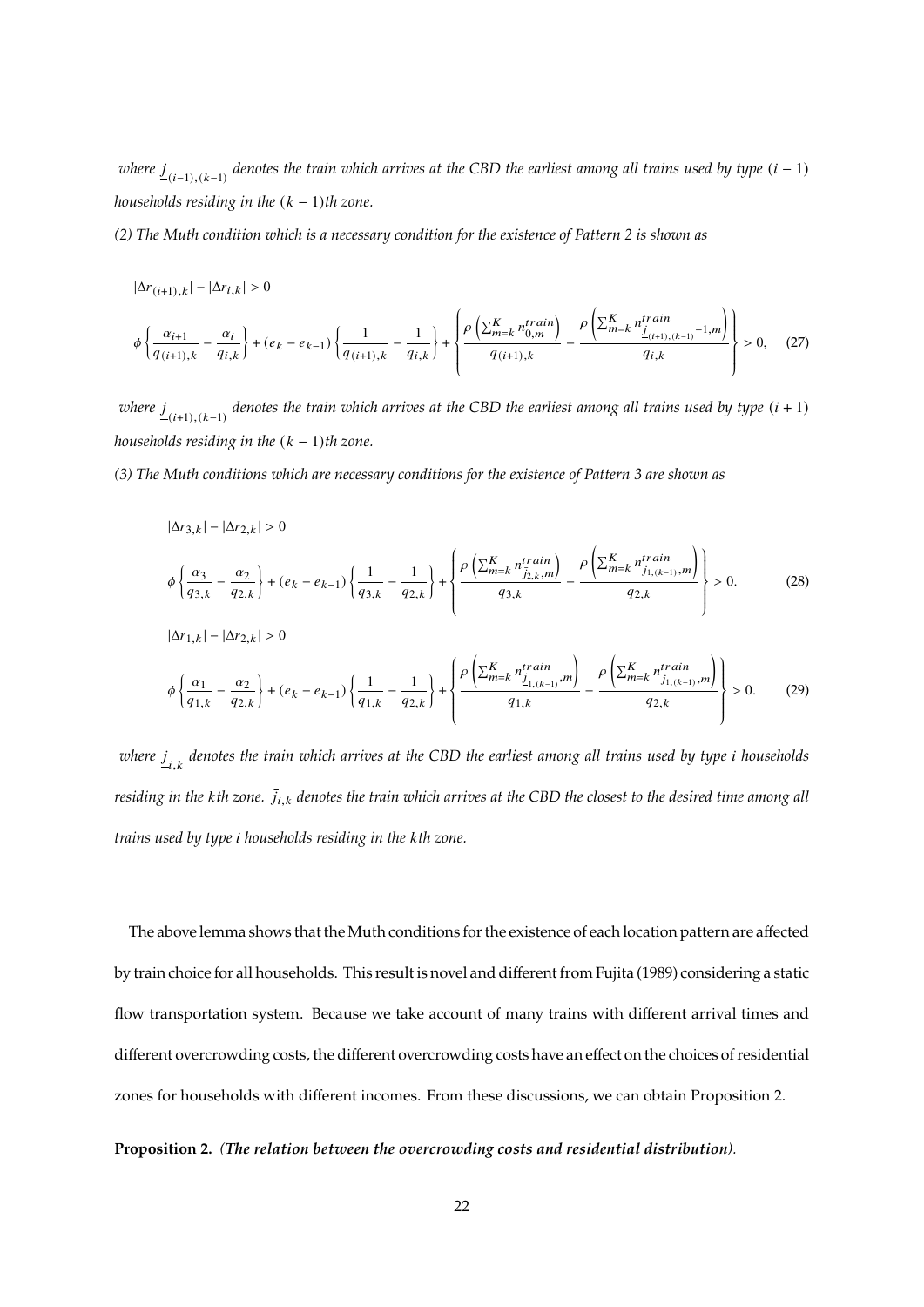*where $\underline{j}_{(i-1),(k-1)}$ denotes the train which arrives at the CBD the earliest among all trains used by type $(i-1)$ households residing in the $(k-1)$th zone.*

*(2) The Muth condition which is a necessary condition for the existence of Pattern 2 is shown as*

$$
|\Delta r_{(i+1),k}| - |\Delta r_{i,k}| > 0
$$

$$
\phi \left\{ \frac{\alpha_{i+1}}{q_{(i+1),k}} - \frac{\alpha_i}{q_{i,k}} \right\} + (e_k - e_{k-1}) \left\{ \frac{1}{q_{(i+1),k}} - \frac{1}{q_{i,k}} \right\} + \left\{ \frac{\rho\left(\sum_{m=k}^{K} n_{0,m}^{train}\right)}{q_{(i+1),k}} - \frac{\rho\left(\sum_{m=k}^{K} n_{\underline{j}_{(i+1),(k-1)}-1,m}^{train}\right)}{q_{i,k}} \right\} > 0, \quad (27)
$$

*where $\underline{j}_{(i+1),(k-1)}$ denotes the train which arrives at the CBD the earliest among all trains used by type $(i+1)$ households residing in the $(k-1)$th zone.*

*(3) The Muth conditions which are necessary conditions for the existence of Pattern 3 are shown as*

$$
|\Delta r_{3,k}| - |\Delta r_{2,k}| > 0
$$

$$
\phi \left\{ \frac{\alpha_3}{q_{3,k}} - \frac{\alpha_2}{q_{2,k}} \right\} + (e_k - e_{k-1}) \left\{ \frac{1}{q_{3,k}} - \frac{1}{q_{2,k}} \right\} + \left\{ \frac{\rho\left(\sum_{m=k}^{K} n_{\bar{j}_{2,k},m}^{train}\right)}{q_{3,k}} - \frac{\rho\left(\sum_{m=k}^{K} n_{\bar{j}_{1,(k-1)},m}^{train}\right)}{q_{2,k}} \right\} > 0. \quad (28)
$$

$$
|\Delta r_{1,k}| - |\Delta r_{2,k}| > 0
$$

$$
\phi \left\{ \frac{\alpha_1}{q_{1,k}} - \frac{\alpha_2}{q_{2,k}} \right\} + (e_k - e_{k-1}) \left\{ \frac{1}{q_{1,k}} - \frac{1}{q_{2,k}} \right\} + \left\{ \frac{\rho\left(\sum_{m=k}^{K} n_{\underline{j}_{1,(k-1)},m}^{train}\right)}{q_{1,k}} - \frac{\rho\left(\sum_{m=k}^{K} n_{\bar{j}_{1,(k-1)},m}^{train}\right)}{q_{2,k}} \right\} > 0. \quad (29)
$$

*where $\underline{j}_{i,k}$ denotes the train which arrives at the CBD the earliest among all trains used by type $i$ households residing in the $k$th zone. $\bar{j}_{i,k}$ denotes the train which arrives at the CBD the closest to the desired time among all trains used by type $i$ households residing in the $k$th zone.*

The above lemma shows that the Muth conditions for the existence of each location pattern are affected by train choice for all households. This result is novel and different from Fujita (1989) considering a static flow transportation system. Because we take account of many trains with different arrival times and different overcrowding costs, the different overcrowding costs have an effect on the choices of residential zones for households with different incomes. From these discussions, we can obtain Proposition 2.

**Proposition 2.** *(**The relation between the overcrowding costs and residential distribution**).*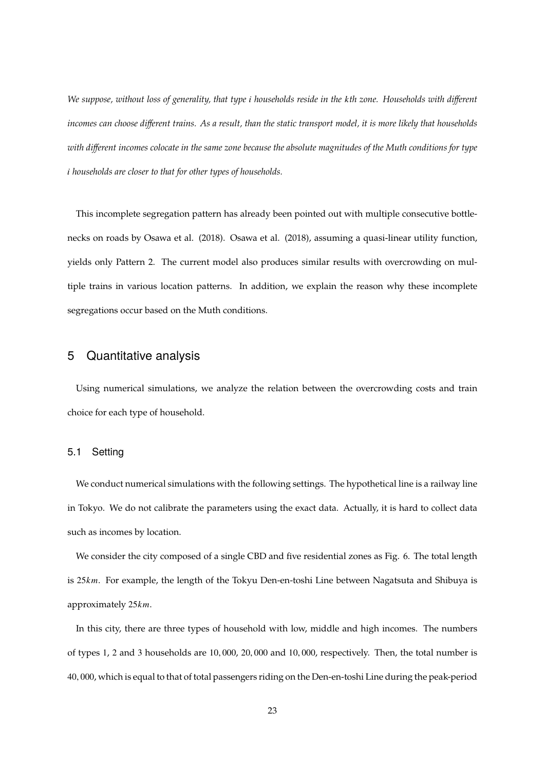*We suppose, without loss of generality, that type $i$ households reside in the $k$th zone. Households with different incomes can choose different trains. As a result, than the static transport model, it is more likely that households with different incomes colocate in the same zone because the absolute magnitudes of the Muth conditions for type $i$ households are closer to that for other types of households.*

This incomplete segregation pattern has already been pointed out with multiple consecutive bottlenecks on roads by Osawa et al. (2018). Osawa et al. (2018), assuming a quasi-linear utility function, yields only Pattern 2. The current model also produces similar results with overcrowding on multiple trains in various location patterns. In addition, we explain the reason why these incomplete segregations occur based on the Muth conditions.

## 5 Quantitative analysis

Using numerical simulations, we analyze the relation between the overcrowding costs and train choice for each type of household.

### 5.1 Setting

We conduct numerical simulations with the following settings. The hypothetical line is a railway line in Tokyo. We do not calibrate the parameters using the exact data. Actually, it is hard to collect data such as incomes by location.

We consider the city composed of a single CBD and five residential zones as Fig. 6. The total length is $25km$. For example, the length of the Tokyu Den-en-toshi Line between Nagatsuta and Shibuya is approximately $25km$.

In this city, there are three types of household with low, middle and high incomes. The numbers of types 1, 2 and 3 households are $10,000$, $20,000$ and $10,000$, respectively. Then, the total number is $40,000$, which is equal to that of total passengers riding on the Den-en-toshi Line during the peak-period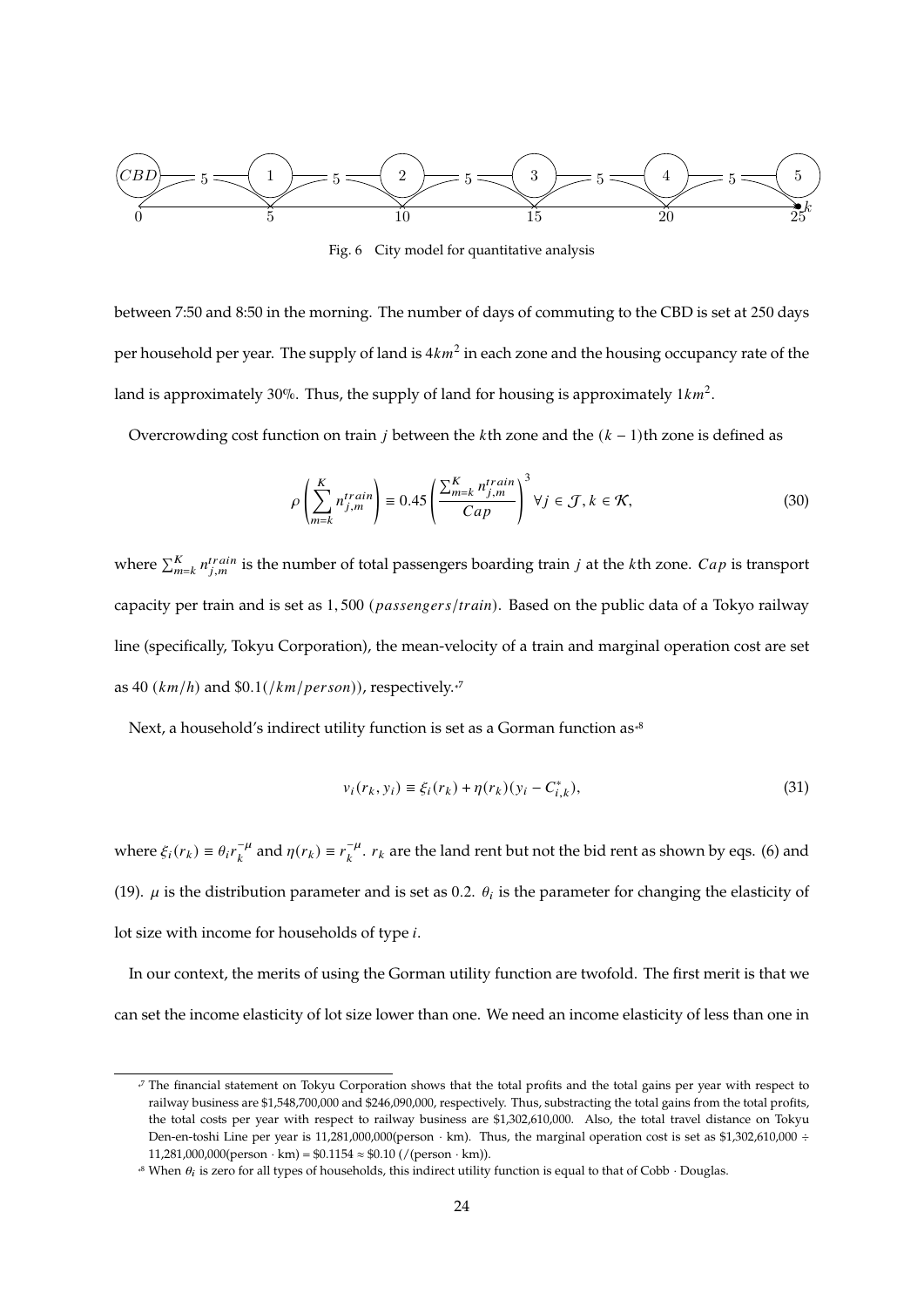Fig. 6 City model for quantitative analysis

between 7:50 and 8:50 in the morning. The number of days of commuting to the CBD is set at 250 days per household per year. The supply of land is $4km^2$ in each zone and the housing occupancy rate of the land is approximately 30%. Thus, the supply of land for housing is approximately $1km^2$.

Overcrowding cost function on train $j$ between the $k$th zone and the $(k-1)$th zone is defined as

$$\rho\left(\sum_{m=k}^{K} n_{j,m}^{train}\right) \equiv 0.45\left(\frac{\sum_{m=k}^{K} n_{j,m}^{train}}{Cap}\right)^3 \ \forall j \in \mathcal{J}, k \in \mathcal{K}, \tag{30}$$

where $\sum_{m=k}^{K} n_{j,m}^{train}$ is the number of total passengers boarding train $j$ at the $k$th zone. $Cap$ is transport capacity per train and is set as $1,500$ $(passengers/train)$. Based on the public data of a Tokyo railway line (specifically, Tokyu Corporation), the mean-velocity of a train and marginal operation cost are set as $40$ $(km/h)$ and $\$0.1(/km/person))$, respectively.[*7]

Next, a household's indirect utility function is set as a Gorman function as[*8]

$$v_i(r_k, y_i) \equiv \xi_i(r_k) + \eta(r_k)(y_i - C_{i,k}^*), \tag{31}$$

where $\xi_i(r_k) \equiv \theta_i r_k^{-\mu}$ and $\eta(r_k) \equiv r_k^{-\mu}$. $r_k$ are the land rent but not the bid rent as shown by eqs. (6) and (19). $\mu$ is the distribution parameter and is set as 0.2. $\theta_i$ is the parameter for changing the elasticity of lot size with income for households of type $i$.

In our context, the merits of using the Gorman utility function are twofold. The first merit is that we can set the income elasticity of lot size lower than one. We need an income elasticity of less than one in

---

[*7] The financial statement on Tokyu Corporation shows that the total profits and the total gains per year with respect to railway business are \$1,548,700,000 and \$246,090,000, respectively. Thus, substracting the total gains from the total profits, the total costs per year with respect to railway business are \$1,302,610,000. Also, the total travel distance on Tokyu Den-en-toshi Line per year is 11,281,000,000(person · km). Thus, the marginal operation cost is set as \$1,302,610,000 ÷ 11,281,000,000(person · km) = \$0.1154 ≈ \$0.10 (/(person · km)).

[*8] When $\theta_i$ is zero for all types of households, this indirect utility function is equal to that of Cobb · Douglas.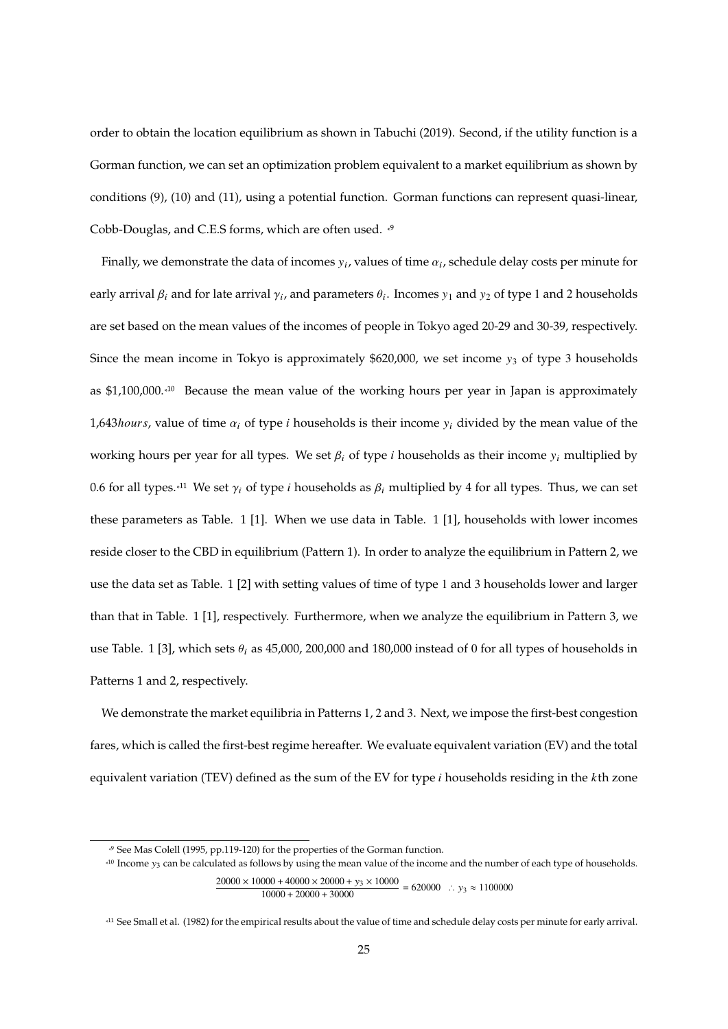order to obtain the location equilibrium as shown in Tabuchi (2019). Second, if the utility function is a Gorman function, we can set an optimization problem equivalent to a market equilibrium as shown by conditions (9), (10) and (11), using a potential function. Gorman functions can represent quasi-linear, Cobb-Douglas, and C.E.S forms, which are often used. [*9]

Finally, we demonstrate the data of incomes $y_i$, values of time $\alpha_i$, schedule delay costs per minute for early arrival $\beta_i$ and for late arrival $\gamma_i$, and parameters $\theta_i$. Incomes $y_1$ and $y_2$ of type 1 and 2 households are set based on the mean values of the incomes of people in Tokyo aged 20-29 and 30-39, respectively. Since the mean income in Tokyo is approximately \$620,000, we set income $y_3$ of type 3 households as \$1,100,000.[*10] Because the mean value of the working hours per year in Japan is approximately $1{,}643 hours$, value of time $\alpha_i$ of type $i$ households is their income $y_i$ divided by the mean value of the working hours per year for all types. We set $\beta_i$ of type $i$ households as their income $y_i$ multiplied by 0.6 for all types.[*11] We set $\gamma_i$ of type $i$ households as $\beta_i$ multiplied by 4 for all types. Thus, we can set these parameters as Table. 1 [1]. When we use data in Table. 1 [1], households with lower incomes reside closer to the CBD in equilibrium (Pattern 1). In order to analyze the equilibrium in Pattern 2, we use the data set as Table. 1 [2] with setting values of time of type 1 and 3 households lower and larger than that in Table. 1 [1], respectively. Furthermore, when we analyze the equilibrium in Pattern 3, we use Table. 1 [3], which sets $\theta_i$ as 45,000, 200,000 and 180,000 instead of 0 for all types of households in Patterns 1 and 2, respectively.

We demonstrate the market equilibria in Patterns 1, 2 and 3. Next, we impose the first-best congestion fares, which is called the first-best regime hereafter. We evaluate equivalent variation (EV) and the total equivalent variation (TEV) defined as the sum of the EV for type $i$ households residing in the $k$th zone

---

[*9] See Mas Colell (1995, pp.119-120) for the properties of the Gorman function.

[*10] Income $y_3$ can be calculated as follows by using the mean value of the income and the number of each type of households.

$$\frac{20000 \times 10000 + 40000 \times 20000 + y_3 \times 10000}{10000 + 20000 + 30000} = 620000 \quad \therefore \; y_3 \approx 1100000$$

[*11] See Small et al. (1982) for the empirical results about the value of time and schedule delay costs per minute for early arrival.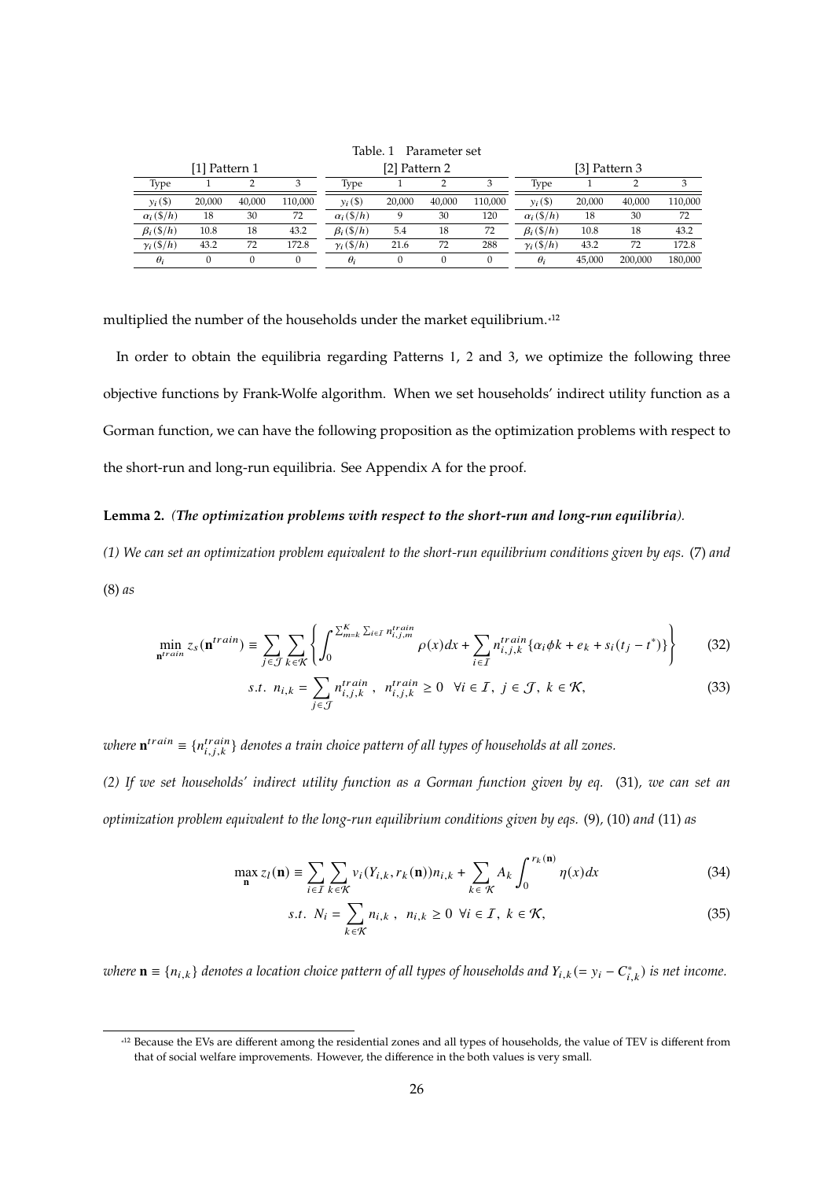Table. 1 Parameter set

| [1] Pattern 1 | | | | [2] Pattern 2 | | | | [3] Pattern 3 | | | |
|---|---|---|---|---|---|---|---|---|---|---|---|
| Type | 1 | 2 | 3 | Type | 1 | 2 | 3 | Type | 1 | 2 | 3 |
| $y_i$ ($) | 20,000 | 40,000 | 110,000 | $y_i$ ($) | 20,000 | 40,000 | 110,000 | $y_i$ ($) | 20,000 | 40,000 | 110,000 |
| $\alpha_i$ ($/h) | 18 | 30 | 72 | $\alpha_i$ ($/h) | 9 | 30 | 120 | $\alpha_i$ ($/h) | 18 | 30 | 72 |
| $\beta_i$ ($/h) | 10.8 | 18 | 43.2 | $\beta_i$ ($/h) | 5.4 | 18 | 72 | $\beta_i$ ($/h) | 10.8 | 18 | 43.2 |
| $\gamma_i$ ($/h) | 43.2 | 72 | 172.8 | $\gamma_i$ ($/h) | 21.6 | 72 | 288 | $\gamma_i$ ($/h) | 43.2 | 72 | 172.8 |
| $\theta_i$ | 0 | 0 | 0 | $\theta_i$ | 0 | 0 | 0 | $\theta_i$ | 45,000 | 200,000 | 180,000 |

multiplied the number of the households under the market equilibrium.[12]

In order to obtain the equilibria regarding Patterns 1, 2 and 3, we optimize the following three objective functions by Frank-Wolfe algorithm. When we set households' indirect utility function as a Gorman function, we can have the following proposition as the optimization problems with respect to the short-run and long-run equilibria. See Appendix A for the proof.

**Lemma 2.** *(**The optimization problems with respect to the short-run and long-run equilibria**).*

*(1) We can set an optimization problem equivalent to the short-run equilibrium conditions given by eqs.* (7) *and* (8) *as*

$$\min_{\mathbf{n}^{train}} z_s(\mathbf{n}^{train}) \equiv \sum_{j \in \mathcal{J}} \sum_{k \in \mathcal{K}} \left\{ \int_0^{\sum_{m=k}^{K} \sum_{i \in \mathcal{I}} n_{i,j,m}^{train}} \rho(x)dx + \sum_{i \in \mathcal{I}} n_{i,j,k}^{train} \{\alpha_i \phi k + e_k + s_i(t_j - t^*)\} \right\} \tag{32}$$

$$s.t. \;\; n_{i,k} = \sum_{j \in \mathcal{J}} n_{i,j,k}^{train} \;, \;\; n_{i,j,k}^{train} \geq 0 \quad \forall i \in \mathcal{I}, \; j \in \mathcal{J}, \; k \in \mathcal{K}, \tag{33}$$

*where $\mathbf{n}^{train} \equiv \{n_{i,j,k}^{train}\}$ denotes a train choice pattern of all types of households at all zones.*

*(2) If we set households' indirect utility function as a Gorman function given by eq.* (31)*, we can set an optimization problem equivalent to the long-run equilibrium conditions given by eqs.* (9)*,* (10) *and* (11) *as*

$$\max_{\mathbf{n}} z_l(\mathbf{n}) \equiv \sum_{i \in \mathcal{I}} \sum_{k \in \mathcal{K}} v_i(Y_{i,k}, r_k(\mathbf{n}))n_{i,k} + \sum_{k \in \mathcal{K}} A_k \int_0^{r_k(\mathbf{n})} \eta(x)dx \tag{34}$$

$$s.t. \;\; N_i = \sum_{k \in \mathcal{K}} n_{i,k} \;, \;\; n_{i,k} \geq 0 \;\; \forall i \in \mathcal{I}, \; k \in \mathcal{K}, \tag{35}$$

*where $\mathbf{n} \equiv \{n_{i,k}\}$ denotes a location choice pattern of all types of households and $Y_{i,k} (= y_i - C_{i,k}^*)$ is net income.*

---

[12] Because the EVs are different among the residential zones and all types of households, the value of TEV is different from that of social welfare improvements. However, the difference in the both values is very small.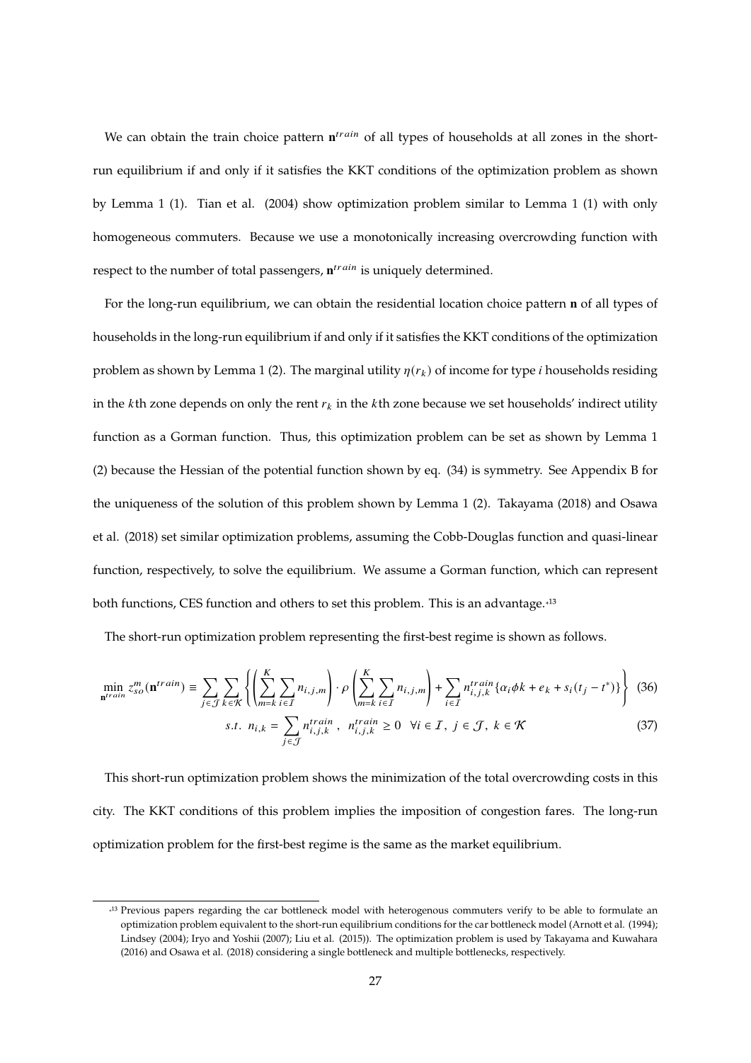We can obtain the train choice pattern $\mathbf{n}^{train}$ of all types of households at all zones in the short-run equilibrium if and only if it satisfies the KKT conditions of the optimization problem as shown by Lemma 1 (1). Tian et al. (2004) show optimization problem similar to Lemma 1 (1) with only homogeneous commuters. Because we use a monotonically increasing overcrowding function with respect to the number of total passengers, $\mathbf{n}^{train}$ is uniquely determined.

For the long-run equilibrium, we can obtain the residential location choice pattern $\mathbf{n}$ of all types of households in the long-run equilibrium if and only if it satisfies the KKT conditions of the optimization problem as shown by Lemma 1 (2). The marginal utility $\eta(r_k)$ of income for type $i$ households residing in the $k$th zone depends on only the rent $r_k$ in the $k$th zone because we set households' indirect utility function as a Gorman function. Thus, this optimization problem can be set as shown by Lemma 1 (2) because the Hessian of the potential function shown by eq. (34) is symmetry. See Appendix B for the uniqueness of the solution of this problem shown by Lemma 1 (2). Takayama (2018) and Osawa et al. (2018) set similar optimization problems, assuming the Cobb-Douglas function and quasi-linear function, respectively, to solve the equilibrium. We assume a Gorman function, which can represent both functions, CES function and others to set this problem. This is an advantage.[*13]

The short-run optimization problem representing the first-best regime is shown as follows.

$$\min_{\mathbf{n}^{train}} z_{so}^{m}(\mathbf{n}^{train}) \equiv \sum_{j \in \mathcal{J}} \sum_{k \in \mathcal{K}} \left\{ \left( \sum_{m=k}^{K} \sum_{i \in \mathcal{I}} n_{i,j,m} \right) \cdot \rho \left( \sum_{m=k}^{K} \sum_{i \in \mathcal{I}} n_{i,j,m} \right) + \sum_{i \in \mathcal{I}} n_{i,j,k}^{train} \{ \alpha_i \phi k + e_k + s_i (t_j - t^*) \} \right\} \quad (36)$$

$$s.t. \;\; n_{i,k} = \sum_{j \in \mathcal{J}} n_{i,j,k}^{train} \;, \;\; n_{i,j,k}^{train} \geq 0 \quad \forall i \in \mathcal{I}, \; j \in \mathcal{J}, \; k \in \mathcal{K} \quad (37)$$

This short-run optimization problem shows the minimization of the total overcrowding costs in this city. The KKT conditions of this problem implies the imposition of congestion fares. The long-run optimization problem for the first-best regime is the same as the market equilibrium.

---

[*13] Previous papers regarding the car bottleneck model with heterogenous commuters verify to be able to formulate an optimization problem equivalent to the short-run equilibrium conditions for the car bottleneck model (Arnott et al. (1994); Lindsey (2004); Iryo and Yoshii (2007); Liu et al. (2015)). The optimization problem is used by Takayama and Kuwahara (2016) and Osawa et al. (2018) considering a single bottleneck and multiple bottlenecks, respectively.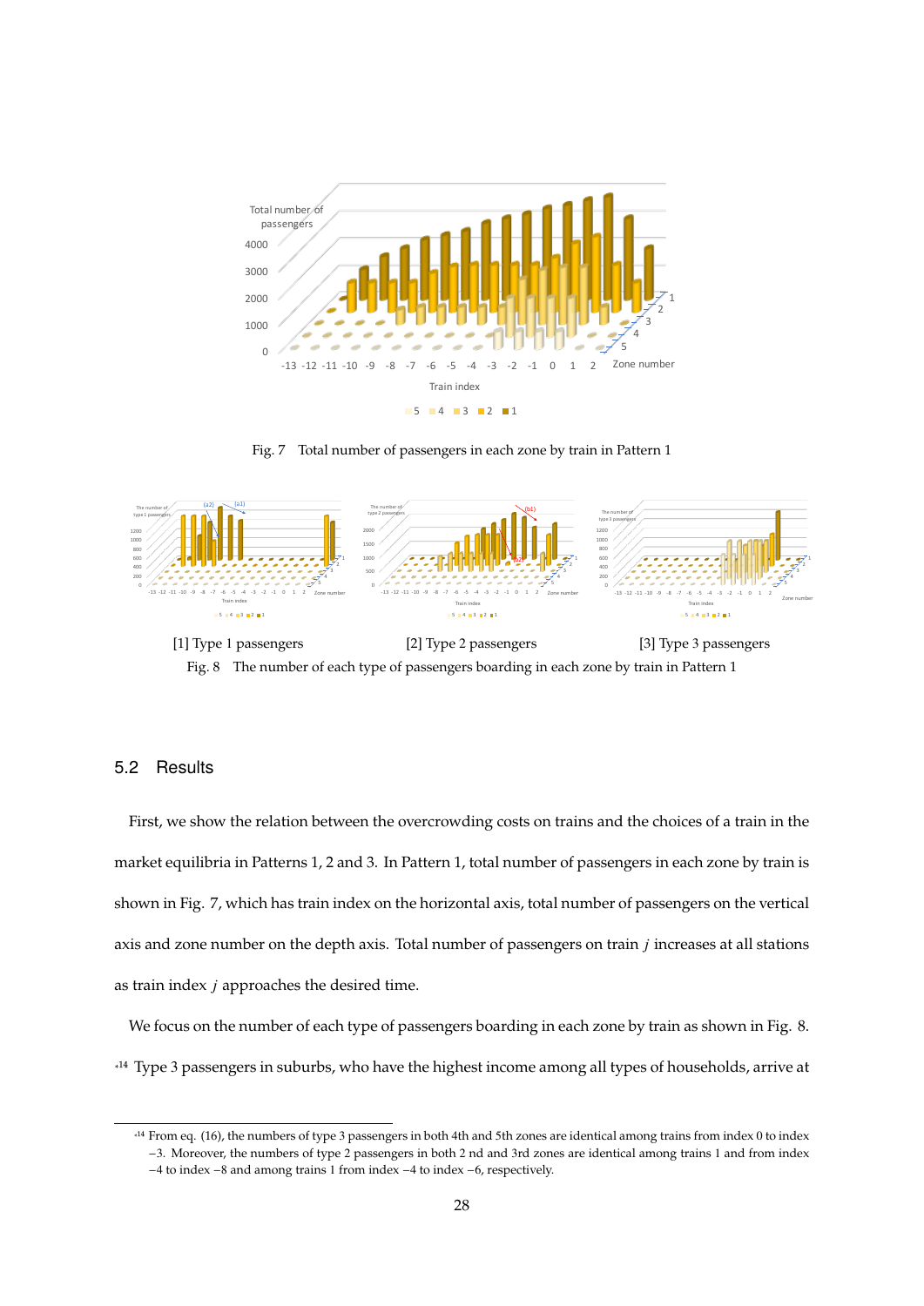Fig. 7 Total number of passengers in each zone by train in Pattern 1

[1] Type 1 passengers [2] Type 2 passengers [3] Type 3 passengers

Fig. 8 The number of each type of passengers boarding in each zone by train in Pattern 1

## 5.2 Results

First, we show the relation between the overcrowding costs on trains and the choices of a train in the market equilibria in Patterns 1, 2 and 3. In Pattern 1, total number of passengers in each zone by train is shown in Fig. 7, which has train index on the horizontal axis, total number of passengers on the vertical axis and zone number on the depth axis. Total number of passengers on train $j$ increases at all stations as train index $j$ approaches the desired time.

We focus on the number of each type of passengers boarding in each zone by train as shown in Fig. 8. [*14] Type 3 passengers in suburbs, who have the highest income among all types of households, arrive at

---

[*14] From eq. (16), the numbers of type 3 passengers in both 4th and 5th zones are identical among trains from index 0 to index $-3$. Moreover, the numbers of type 2 passengers in both 2 nd and 3rd zones are identical among trains 1 and from index $-4$ to index $-8$ and among trains 1 from index $-4$ to index $-6$, respectively.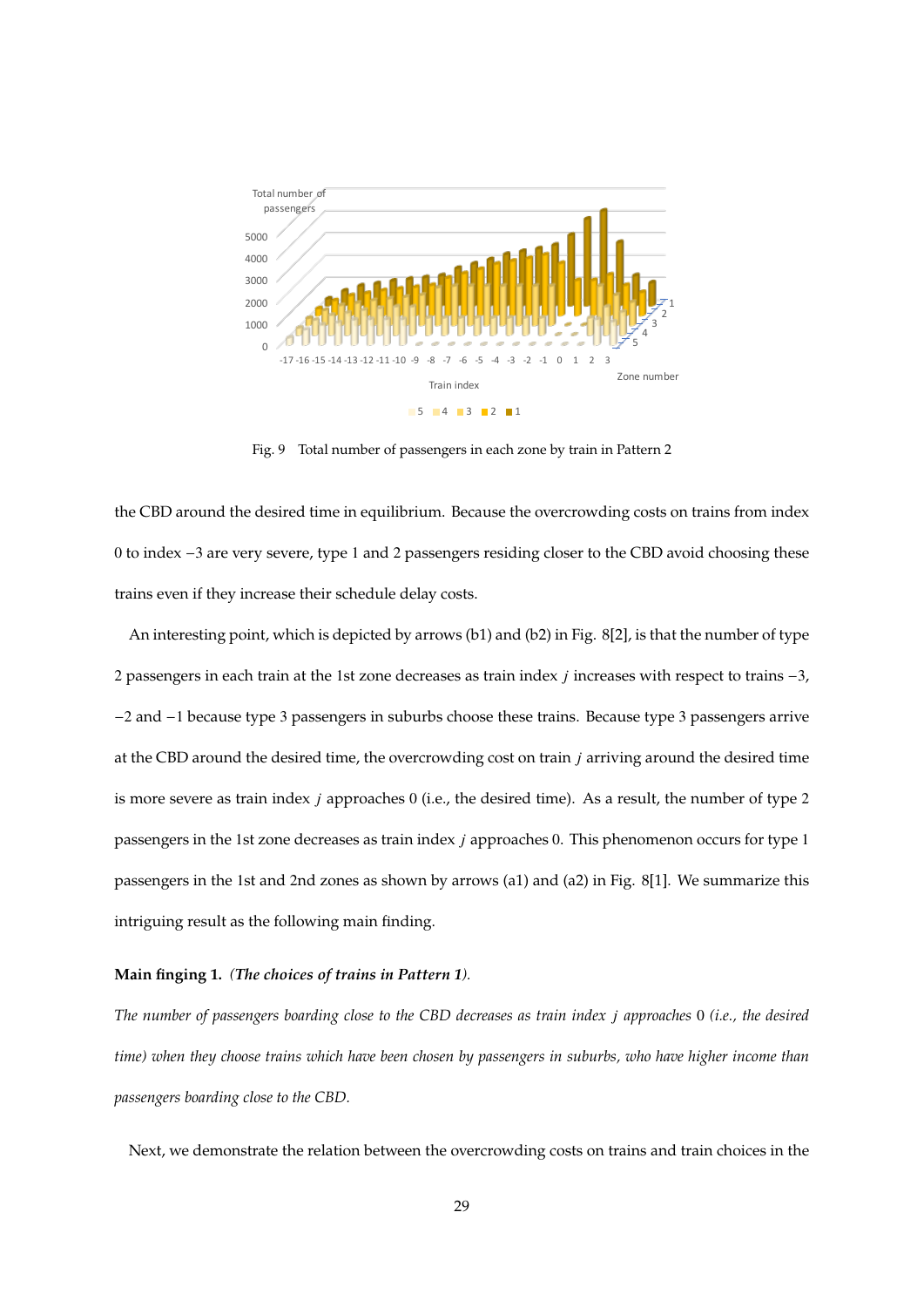Fig. 9 Total number of passengers in each zone by train in Pattern 2

the CBD around the desired time in equilibrium. Because the overcrowding costs on trains from index 0 to index $-3$ are very severe, type 1 and 2 passengers residing closer to the CBD avoid choosing these trains even if they increase their schedule delay costs.

An interesting point, which is depicted by arrows (b1) and (b2) in Fig. 8[2], is that the number of type 2 passengers in each train at the 1st zone decreases as train index $j$ increases with respect to trains $-3$, $-2$ and $-1$ because type 3 passengers in suburbs choose these trains. Because type 3 passengers arrive at the CBD around the desired time, the overcrowding cost on train $j$ arriving around the desired time is more severe as train index $j$ approaches 0 (i.e., the desired time). As a result, the number of type 2 passengers in the 1st zone decreases as train index $j$ approaches 0. This phenomenon occurs for type 1 passengers in the 1st and 2nd zones as shown by arrows (a1) and (a2) in Fig. 8[1]. We summarize this intriguing result as the following main finding.

**Main finging 1.** *(The choices of trains in Pattern 1).*

*The number of passengers boarding close to the CBD decreases as train index $j$ approaches 0 (i.e., the desired time) when they choose trains which have been chosen by passengers in suburbs, who have higher income than passengers boarding close to the CBD.*

Next, we demonstrate the relation between the overcrowding costs on trains and train choices in the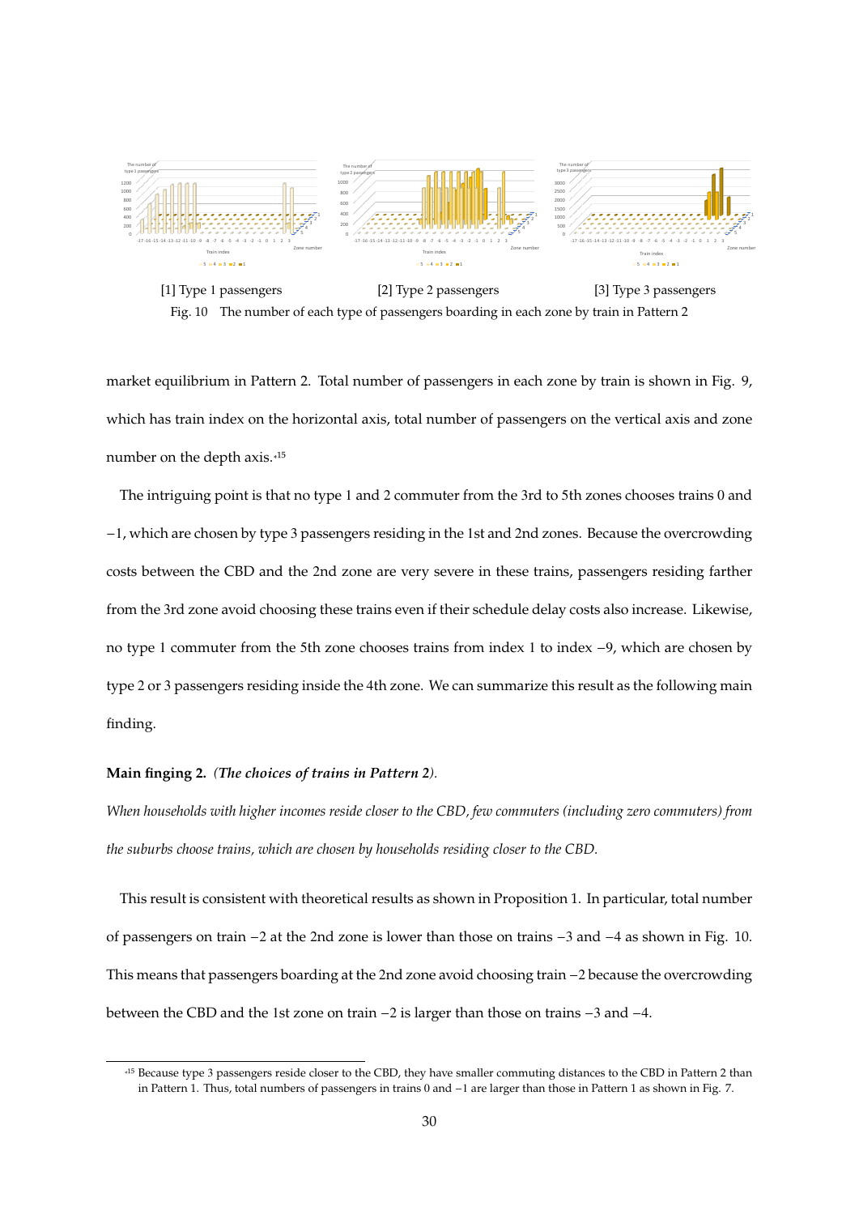[1] Type 1 passengers [2] Type 2 passengers [3] Type 3 passengers

Fig. 10 The number of each type of passengers boarding in each zone by train in Pattern 2

market equilibrium in Pattern 2. Total number of passengers in each zone by train is shown in Fig. 9, which has train index on the horizontal axis, total number of passengers on the vertical axis and zone number on the depth axis.[15]

The intriguing point is that no type 1 and 2 commuter from the 3rd to 5th zones chooses trains 0 and $-1$, which are chosen by type 3 passengers residing in the 1st and 2nd zones. Because the overcrowding costs between the CBD and the 2nd zone are very severe in these trains, passengers residing farther from the 3rd zone avoid choosing these trains even if their schedule delay costs also increase. Likewise, no type 1 commuter from the 5th zone chooses trains from index 1 to index $-9$, which are chosen by type 2 or 3 passengers residing inside the 4th zone. We can summarize this result as the following main finding.

**Main finging 2.** ***(The choices of trains in Pattern 2).***

*When households with higher incomes reside closer to the CBD, few commuters (including zero commuters) from the suburbs choose trains, which are chosen by households residing closer to the CBD.*

This result is consistent with theoretical results as shown in Proposition 1. In particular, total number of passengers on train $-2$ at the 2nd zone is lower than those on trains $-3$ and $-4$ as shown in Fig. 10. This means that passengers boarding at the 2nd zone avoid choosing train $-2$ because the overcrowding between the CBD and the 1st zone on train $-2$ is larger than those on trains $-3$ and $-4$.

[15] Because type 3 passengers reside closer to the CBD, they have smaller commuting distances to the CBD in Pattern 2 than in Pattern 1. Thus, total numbers of passengers in trains 0 and $-1$ are larger than those in Pattern 1 as shown in Fig. 7.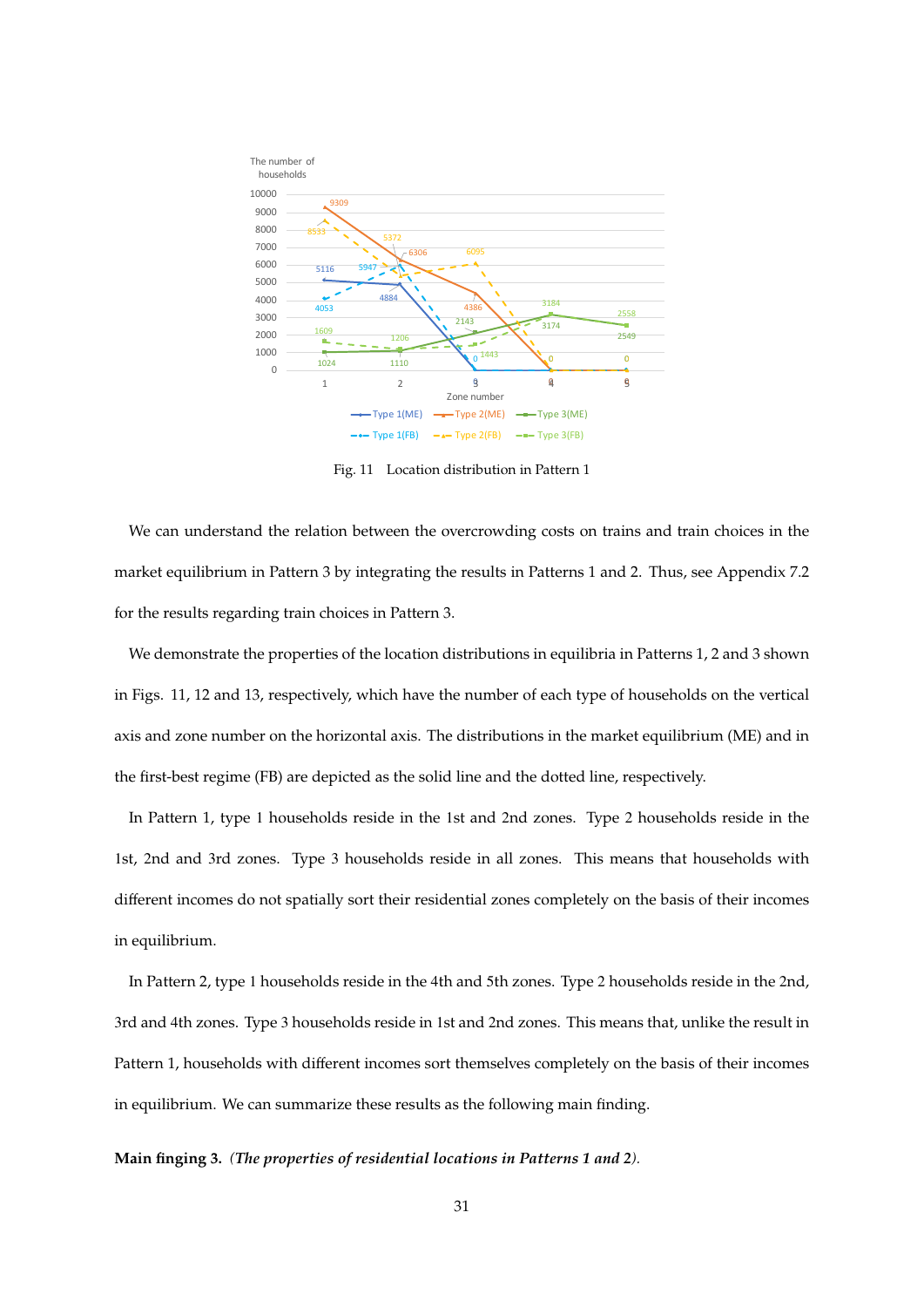Fig. 11 Location distribution in Pattern 1

We can understand the relation between the overcrowding costs on trains and train choices in the market equilibrium in Pattern 3 by integrating the results in Patterns 1 and 2. Thus, see Appendix 7.2 for the results regarding train choices in Pattern 3.

We demonstrate the properties of the location distributions in equilibria in Patterns 1, 2 and 3 shown in Figs. 11, 12 and 13, respectively, which have the number of each type of households on the vertical axis and zone number on the horizontal axis. The distributions in the market equilibrium (ME) and in the first-best regime (FB) are depicted as the solid line and the dotted line, respectively.

In Pattern 1, type 1 households reside in the 1st and 2nd zones. Type 2 households reside in the 1st, 2nd and 3rd zones. Type 3 households reside in all zones. This means that households with different incomes do not spatially sort their residential zones completely on the basis of their incomes in equilibrium.

In Pattern 2, type 1 households reside in the 4th and 5th zones. Type 2 households reside in the 2nd, 3rd and 4th zones. Type 3 households reside in 1st and 2nd zones. This means that, unlike the result in Pattern 1, households with different incomes sort themselves completely on the basis of their incomes in equilibrium. We can summarize these results as the following main finding.

**Main finging 3.** *(The properties of residential locations in Patterns 1 and 2).*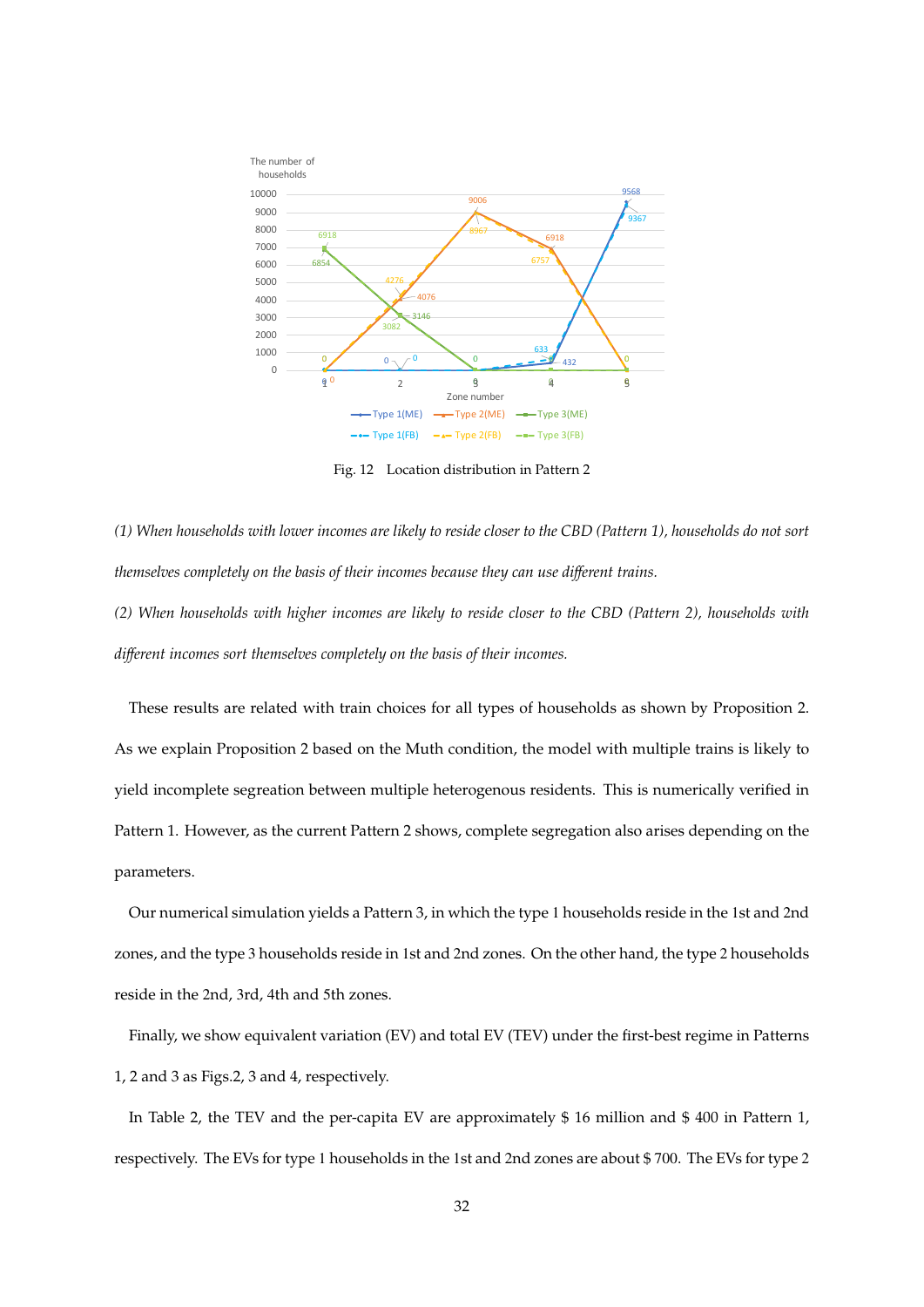Fig. 12 Location distribution in Pattern 2

*(1) When households with lower incomes are likely to reside closer to the CBD (Pattern 1), households do not sort themselves completely on the basis of their incomes because they can use different trains.*

*(2) When households with higher incomes are likely to reside closer to the CBD (Pattern 2), households with different incomes sort themselves completely on the basis of their incomes.*

These results are related with train choices for all types of households as shown by Proposition 2. As we explain Proposition 2 based on the Muth condition, the model with multiple trains is likely to yield incomplete segreation between multiple heterogenous residents. This is numerically verified in Pattern 1. However, as the current Pattern 2 shows, complete segregation also arises depending on the parameters.

Our numerical simulation yields a Pattern 3, in which the type 1 households reside in the 1st and 2nd zones, and the type 3 households reside in 1st and 2nd zones. On the other hand, the type 2 households reside in the 2nd, 3rd, 4th and 5th zones.

Finally, we show equivalent variation (EV) and total EV (TEV) under the first-best regime in Patterns 1, 2 and 3 as Figs.2, 3 and 4, respectively.

In Table 2, the TEV and the per-capita EV are approximately $ 16 million and $ 400 in Pattern 1, respectively. The EVs for type 1 households in the 1st and 2nd zones are about $ 700. The EVs for type 2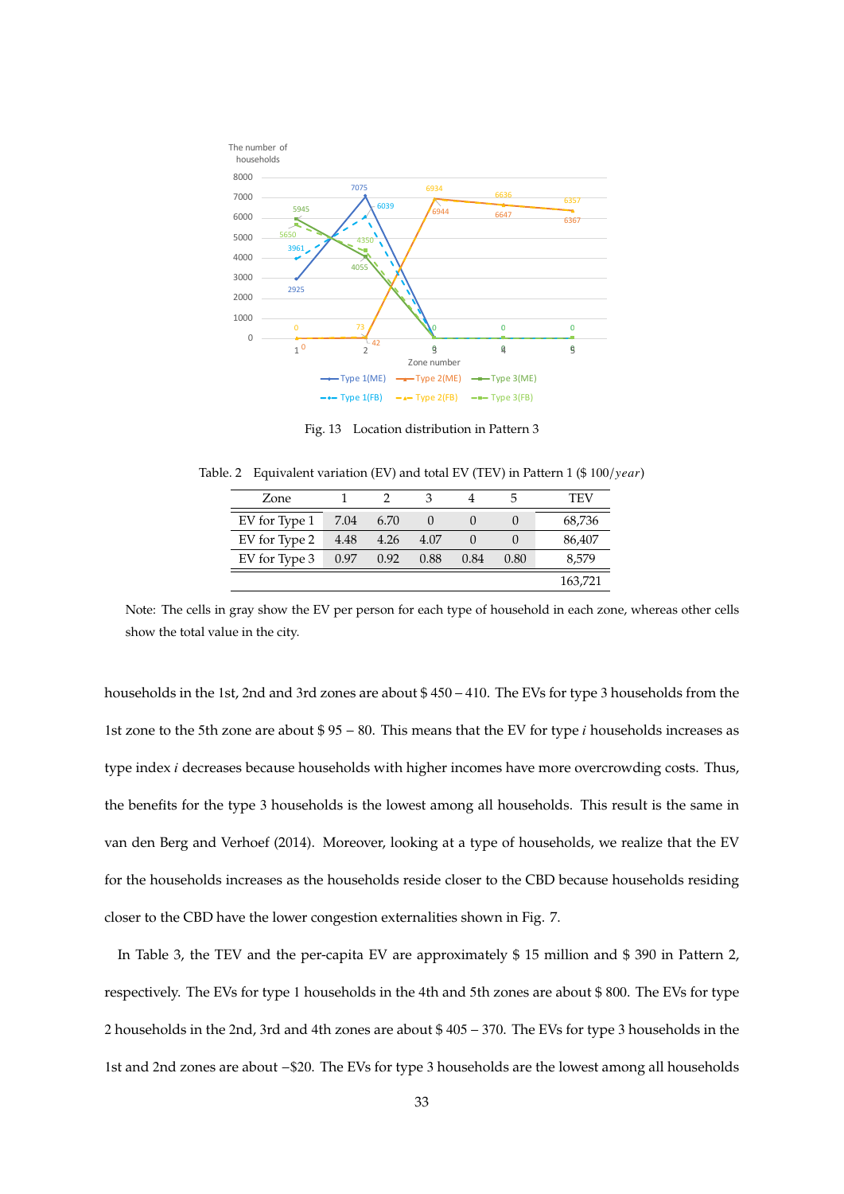Fig. 13 Location distribution in Pattern 3

Table. 2 Equivalent variation (EV) and total EV (TEV) in Pattern 1 (\$ 100/*year*)

| Zone | 1 | 2 | 3 | 4 | 5 | TEV |
|---|---|---|---|---|---|---|
| EV for Type 1 | 7.04 | 6.70 | 0 | 0 | 0 | 68,736 |
| EV for Type 2 | 4.48 | 4.26 | 4.07 | 0 | 0 | 86,407 |
| EV for Type 3 | 0.97 | 0.92 | 0.88 | 0.84 | 0.80 | 8,579 |
| | | | | | | 163,721 |

Note: The cells in gray show the EV per person for each type of household in each zone, whereas other cells show the total value in the city.

households in the 1st, 2nd and 3rd zones are about \$ 450 – 410. The EVs for type 3 households from the 1st zone to the 5th zone are about \$ 95 – 80. This means that the EV for type $i$ households increases as type index $i$ decreases because households with higher incomes have more overcrowding costs. Thus, the benefits for the type 3 households is the lowest among all households. This result is the same in van den Berg and Verhoef (2014). Moreover, looking at a type of households, we realize that the EV for the households increases as the households reside closer to the CBD because households residing closer to the CBD have the lower congestion externalities shown in Fig. 7.

In Table 3, the TEV and the per-capita EV are approximately \$ 15 million and \$ 390 in Pattern 2, respectively. The EVs for type 1 households in the 4th and 5th zones are about \$ 800. The EVs for type 2 households in the 2nd, 3rd and 4th zones are about \$ 405 – 370. The EVs for type 3 households in the 1st and 2nd zones are about –\$20. The EVs for type 3 households are the lowest among all households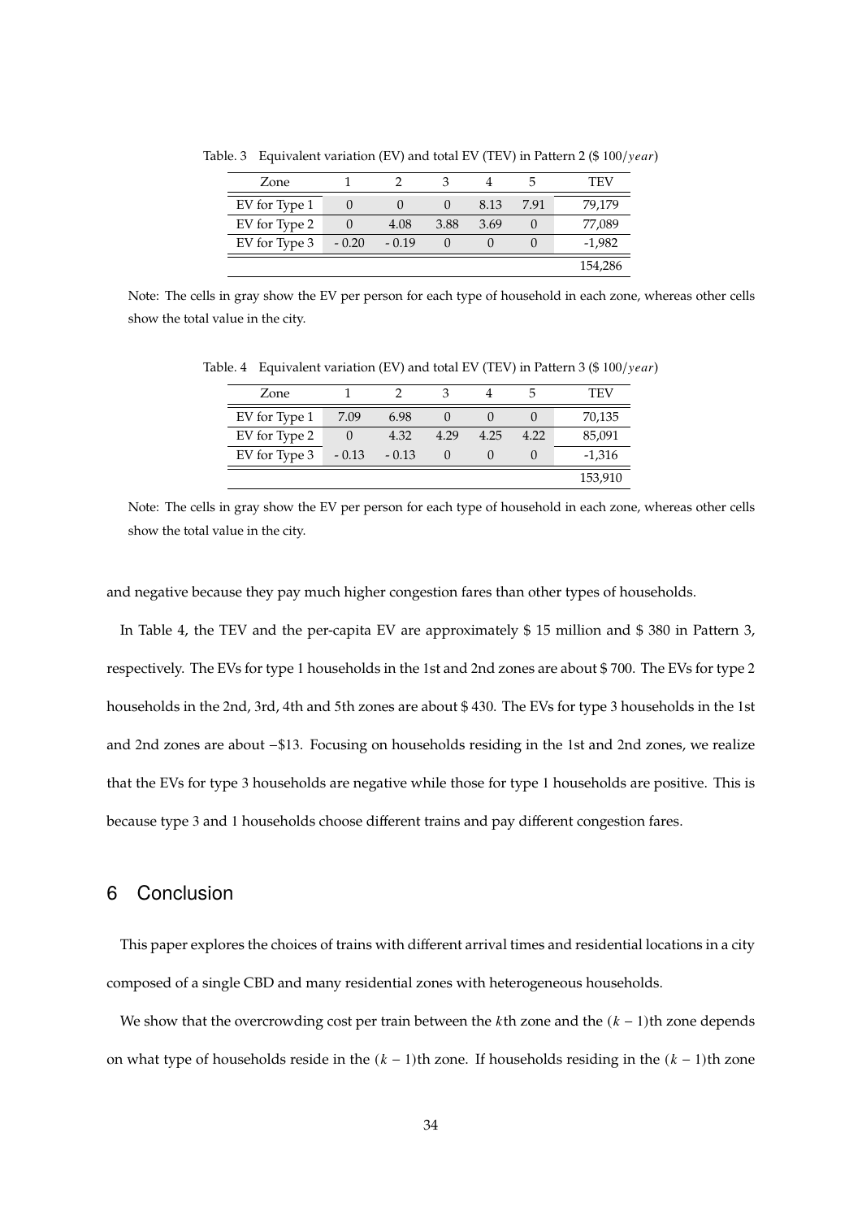Table. 3 Equivalent variation (EV) and total EV (TEV) in Pattern 2 (\$ 100/$year$)

| Zone | 1 | 2 | 3 | 4 | 5 | TEV |
|---|---|---|---|---|---|---|
| EV for Type 1 | 0 | 0 | 0 | 8.13 | 7.91 | 79,179 |
| EV for Type 2 | 0 | 4.08 | 3.88 | 3.69 | 0 | 77,089 |
| EV for Type 3 | - 0.20 | - 0.19 | 0 | 0 | 0 | -1,982 |
| | | | | | | 154,286 |

Note: The cells in gray show the EV per person for each type of household in each zone, whereas other cells show the total value in the city.

Table. 4 Equivalent variation (EV) and total EV (TEV) in Pattern 3 (\$ 100/$year$)

| Zone | 1 | 2 | 3 | 4 | 5 | TEV |
|---|---|---|---|---|---|---|
| EV for Type 1 | 7.09 | 6.98 | 0 | 0 | 0 | 70,135 |
| EV for Type 2 | 0 | 4.32 | 4.29 | 4.25 | 4.22 | 85,091 |
| EV for Type 3 | - 0.13 | - 0.13 | 0 | 0 | 0 | -1,316 |
| | | | | | | 153,910 |

Note: The cells in gray show the EV per person for each type of household in each zone, whereas other cells show the total value in the city.

and negative because they pay much higher congestion fares than other types of households.

In Table 4, the TEV and the per-capita EV are approximately \$ 15 million and \$ 380 in Pattern 3, respectively. The EVs for type 1 households in the 1st and 2nd zones are about \$ 700. The EVs for type 2 households in the 2nd, 3rd, 4th and 5th zones are about \$ 430. The EVs for type 3 households in the 1st and 2nd zones are about $-$\$13. Focusing on households residing in the 1st and 2nd zones, we realize that the EVs for type 3 households are negative while those for type 1 households are positive. This is because type 3 and 1 households choose different trains and pay different congestion fares.

## 6 Conclusion

This paper explores the choices of trains with different arrival times and residential locations in a city composed of a single CBD and many residential zones with heterogeneous households.

We show that the overcrowding cost per train between the $k$th zone and the $(k-1)$th zone depends on what type of households reside in the $(k-1)$th zone. If households residing in the $(k-1)$th zone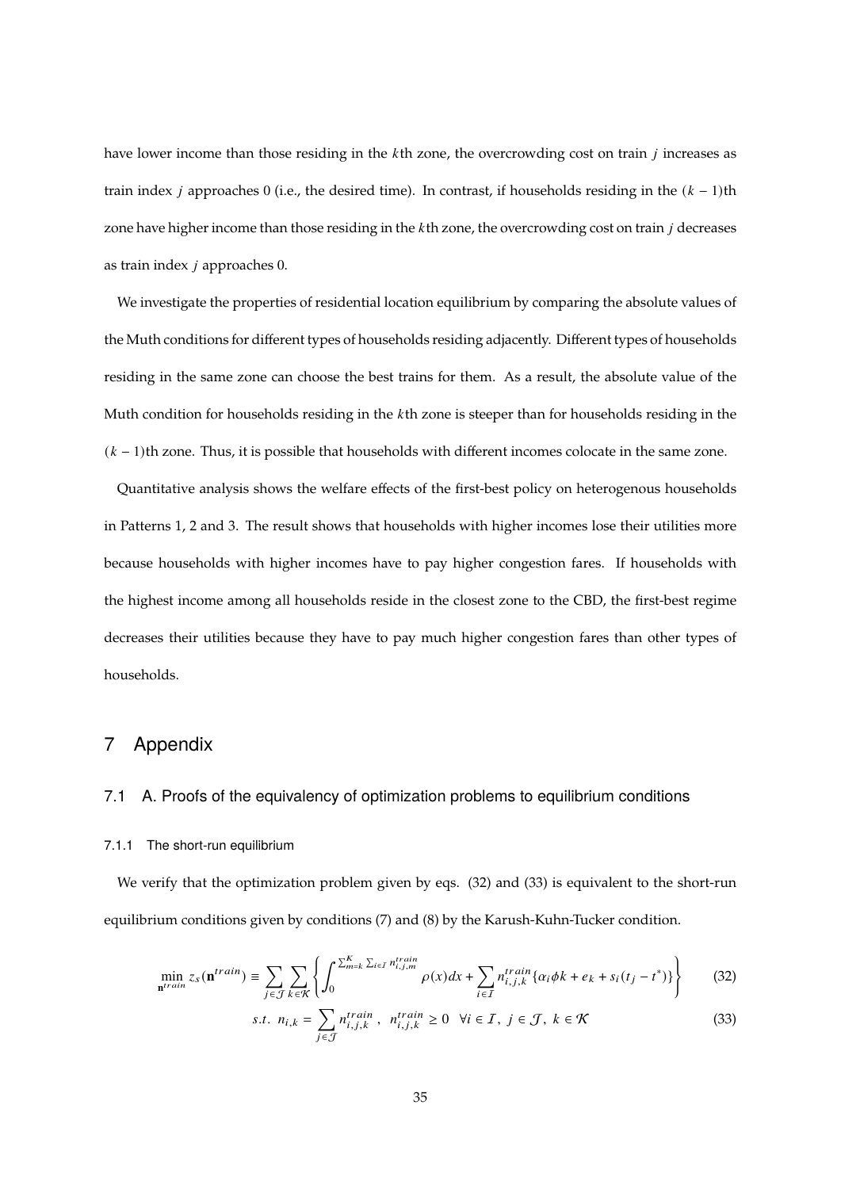have lower income than those residing in the $k$th zone, the overcrowding cost on train $j$ increases as train index $j$ approaches 0 (i.e., the desired time). In contrast, if households residing in the $(k-1)$th zone have higher income than those residing in the $k$th zone, the overcrowding cost on train $j$ decreases as train index $j$ approaches 0.

We investigate the properties of residential location equilibrium by comparing the absolute values of the Muth conditions for different types of households residing adjacently. Different types of households residing in the same zone can choose the best trains for them. As a result, the absolute value of the Muth condition for households residing in the $k$th zone is steeper than for households residing in the $(k-1)$th zone. Thus, it is possible that households with different incomes colocate in the same zone.

Quantitative analysis shows the welfare effects of the first-best policy on heterogenous households in Patterns 1, 2 and 3. The result shows that households with higher incomes lose their utilities more because households with higher incomes have to pay higher congestion fares. If households with the highest income among all households reside in the closest zone to the CBD, the first-best regime decreases their utilities because they have to pay much higher congestion fares than other types of households.

# 7 Appendix

## 7.1 A. Proofs of the equivalency of optimization problems to equilibrium conditions

### 7.1.1 The short-run equilibrium

We verify that the optimization problem given by eqs. (32) and (33) is equivalent to the short-run equilibrium conditions given by conditions (7) and (8) by the Karush-Kuhn-Tucker condition.

$$\min_{\mathbf{n}^{train}} z_s(\mathbf{n}^{train}) \equiv \sum_{j\in\mathcal{J}} \sum_{k\in\mathcal{K}} \left\{ \int_0^{\sum_{m=k}^{K} \sum_{i\in\mathcal{I}} n_{i,j,m}^{train}} \rho(x)dx + \sum_{i\in\mathcal{I}} n_{i,j,k}^{train} \{\alpha_i \phi k + e_k + s_i(t_j - t^*)\} \right\} \tag{32}$$

$$s.t.\ \ n_{i,k} = \sum_{j\in\mathcal{J}} n_{i,j,k}^{train}\ ,\ \ n_{i,j,k}^{train} \geq 0\ \ \ \forall i \in \mathcal{I},\ j \in \mathcal{J},\ k \in \mathcal{K} \tag{33}$$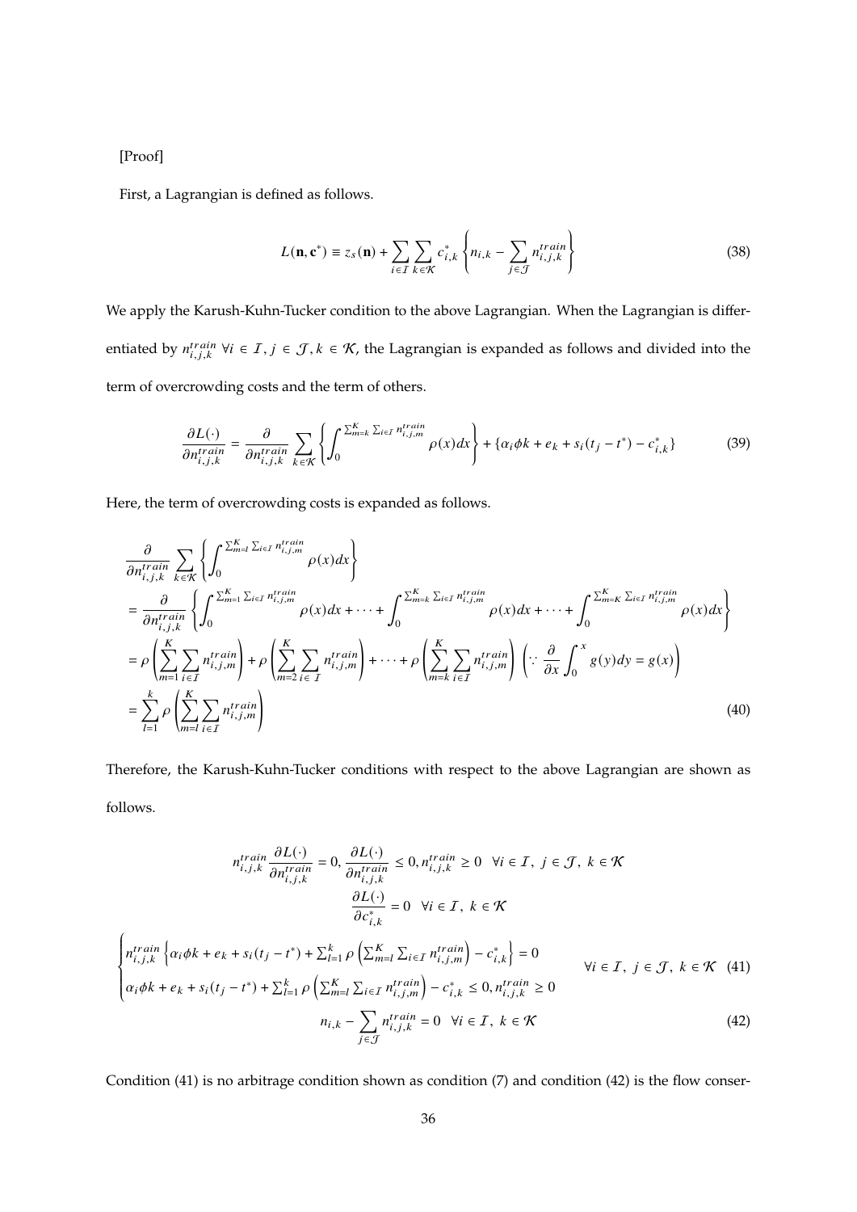[Proof]

First, a Lagrangian is defined as follows.

$$L(\mathbf{n}, \mathbf{c}^*) \equiv z_s(\mathbf{n}) + \sum_{i \in \mathcal{I}} \sum_{k \in \mathcal{K}} c^*_{i,k} \left\{ n_{i,k} - \sum_{j \in \mathcal{J}} n^{train}_{i,j,k} \right\} \tag{38}$$

We apply the Karush-Kuhn-Tucker condition to the above Lagrangian. When the Lagrangian is differentiated by $n^{train}_{i,j,k}$ $\forall i \in \mathcal{I}, j \in \mathcal{J}, k \in \mathcal{K}$, the Lagrangian is expanded as follows and divided into the term of overcrowding costs and the term of others.

$$\frac{\partial L(\cdot)}{\partial n^{train}_{i,j,k}} = \frac{\partial}{\partial n^{train}_{i,j,k}} \sum_{k \in \mathcal{K}} \left\{ \int_0^{\sum_{m=k}^{K} \sum_{i \in \mathcal{I}} n^{train}_{i,j,m}} \rho(x) dx \right\} + \{ \alpha_i \phi k + e_k + s_i (t_j - t^*) - c^*_{i,k} \} \tag{39}$$

Here, the term of overcrowding costs is expanded as follows.

$$\begin{aligned}
&\frac{\partial}{\partial n^{train}_{i,j,k}} \sum_{k \in \mathcal{K}} \left\{ \int_0^{\sum_{m=l}^{K} \sum_{i \in \mathcal{I}} n^{train}_{i,j,m}} \rho(x) dx \right\} \\
&= \frac{\partial}{\partial n^{train}_{i,j,k}} \left\{ \int_0^{\sum_{m=1}^{K} \sum_{i \in \mathcal{I}} n^{train}_{i,j,m}} \rho(x) dx + \cdots + \int_0^{\sum_{m=k}^{K} \sum_{i \in \mathcal{I}} n^{train}_{i,j,m}} \rho(x) dx + \cdots + \int_0^{\sum_{m=K}^{K} \sum_{i \in \mathcal{I}} n^{train}_{i,j,m}} \rho(x) dx \right\} \\
&= \rho \left( \sum_{m=1}^{K} \sum_{i \in \mathcal{I}} n^{train}_{i,j,m} \right) + \rho \left( \sum_{m=2}^{K} \sum_{i \in \mathcal{I}} n^{train}_{i,j,m} \right) + \cdots + \rho \left( \sum_{m=k}^{K} \sum_{i \in \mathcal{I}} n^{train}_{i,j,m} \right) \quad \left( \because \frac{\partial}{\partial x} \int_0^x g(y) dy = g(x) \right) \\
&= \sum_{l=1}^{k} \rho \left( \sum_{m=l}^{K} \sum_{i \in \mathcal{I}} n^{train}_{i,j,m} \right)
\end{aligned} \tag{40}$$

Therefore, the Karush-Kuhn-Tucker conditions with respect to the above Lagrangian are shown as follows.

$$n^{train}_{i,j,k} \frac{\partial L(\cdot)}{\partial n^{train}_{i,j,k}} = 0, \ \frac{\partial L(\cdot)}{\partial n^{train}_{i,j,k}} \leq 0, n^{train}_{i,j,k} \geq 0 \quad \forall i \in \mathcal{I}, \ j \in \mathcal{J}, \ k \in \mathcal{K}$$

$$\frac{\partial L(\cdot)}{\partial c^*_{i,k}} = 0 \quad \forall i \in \mathcal{I}, \ k \in \mathcal{K}$$

$$\begin{cases} n^{train}_{i,j,k} \left\{ \alpha_i \phi k + e_k + s_i (t_j - t^*) + \sum_{l=1}^{k} \rho \left( \sum_{m=l}^{K} \sum_{i \in \mathcal{I}} n^{train}_{i,j,m} \right) - c^*_{i,k} \right\} = 0 \\ \alpha_i \phi k + e_k + s_i (t_j - t^*) + \sum_{l=1}^{k} \rho \left( \sum_{m=l}^{K} \sum_{i \in \mathcal{I}} n^{train}_{i,j,m} \right) - c^*_{i,k} \leq 0, n^{train}_{i,j,k} \geq 0 \end{cases} \quad \forall i \in \mathcal{I}, \ j \in \mathcal{J}, \ k \in \mathcal{K} \tag{41}$$

$$n_{i,k} - \sum_{j \in \mathcal{J}} n^{train}_{i,j,k} = 0 \quad \forall i \in \mathcal{I}, \ k \in \mathcal{K} \tag{42}$$

Condition (41) is no arbitrage condition shown as condition (7) and condition (42) is the flow conser-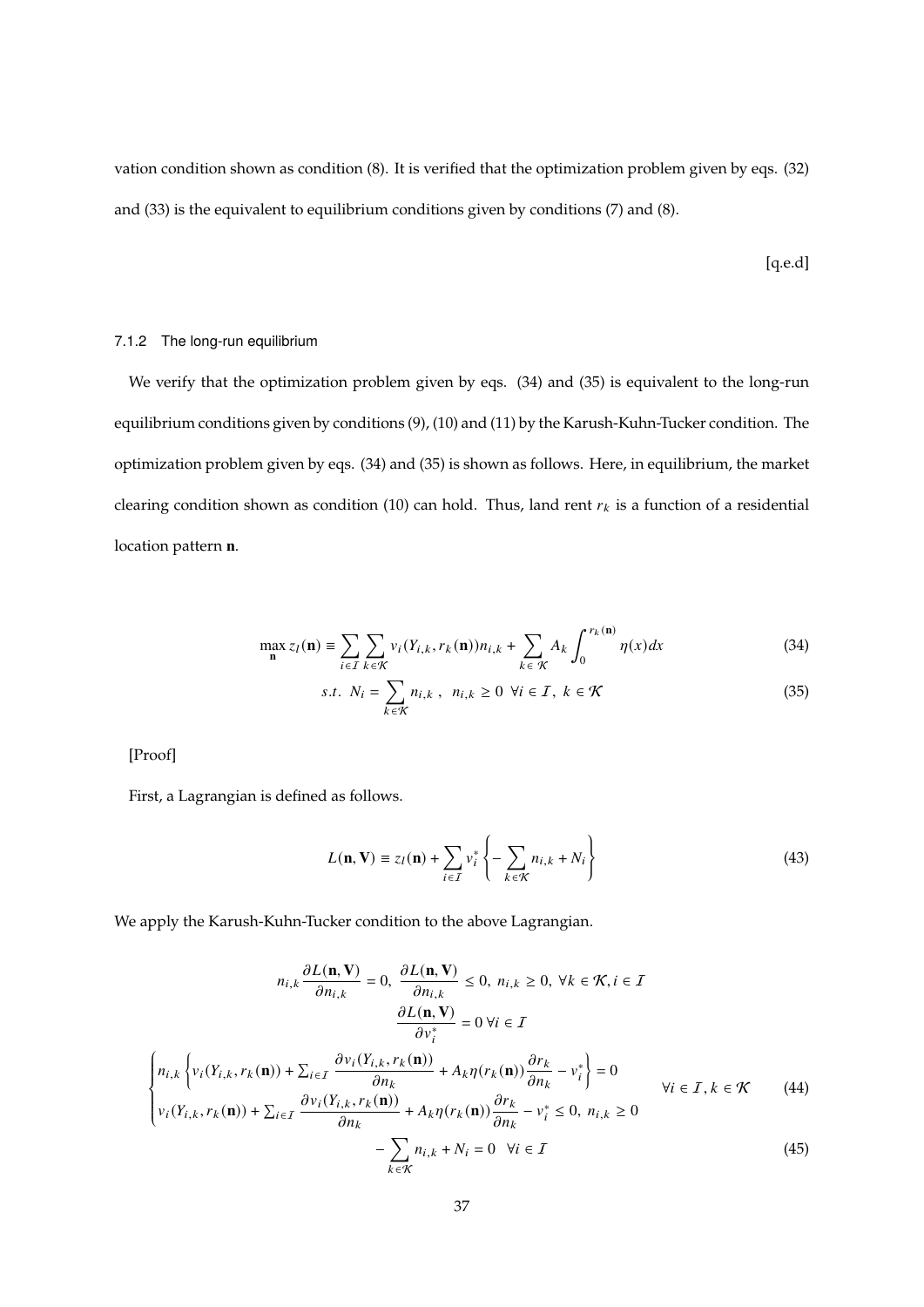vation condition shown as condition (8). It is verified that the optimization problem given by eqs. (32) and (33) is the equivalent to equilibrium conditions given by conditions (7) and (8).

[q.e.d]

### 7.1.2 The long-run equilibrium

We verify that the optimization problem given by eqs. (34) and (35) is equivalent to the long-run equilibrium conditions given by conditions (9), (10) and (11) by the Karush-Kuhn-Tucker condition. The optimization problem given by eqs. (34) and (35) is shown as follows. Here, in equilibrium, the market clearing condition shown as condition (10) can hold. Thus, land rent $r_k$ is a function of a residential location pattern $\mathbf{n}$.

$$\max_{\mathbf{n}} z_l(\mathbf{n}) \equiv \sum_{i \in \mathcal{I}} \sum_{k \in \mathcal{K}} v_i(Y_{i,k}, r_k(\mathbf{n})) n_{i,k} + \sum_{k \in \mathcal{K}} A_k \int_0^{r_k(\mathbf{n})} \eta(x) dx \tag{34}$$

$$s.t. \ N_i = \sum_{k \in \mathcal{K}} n_{i,k} \ , \ \ n_{i,k} \geq 0 \ \ \forall i \in \mathcal{I}, \ k \in \mathcal{K} \tag{35}$$

[Proof]

First, a Lagrangian is defined as follows.

$$L(\mathbf{n}, \mathbf{V}) \equiv z_l(\mathbf{n}) + \sum_{i \in \mathcal{I}} v_i^* \left\{ - \sum_{k \in \mathcal{K}} n_{i,k} + N_i \right\} \tag{43}$$

We apply the Karush-Kuhn-Tucker condition to the above Lagrangian.

$$n_{i,k} \frac{\partial L(\mathbf{n}, \mathbf{V})}{\partial n_{i,k}} = 0, \ \frac{\partial L(\mathbf{n}, \mathbf{V})}{\partial n_{i,k}} \leq 0, \ n_{i,k} \geq 0, \ \forall k \in \mathcal{K}, i \in \mathcal{I}$$

$$\frac{\partial L(\mathbf{n}, \mathbf{V})}{\partial v_i^*} = 0 \ \forall i \in \mathcal{I}$$

$$\begin{cases} n_{i,k} \left\{ v_i(Y_{i,k}, r_k(\mathbf{n})) + \sum_{i \in \mathcal{I}} \dfrac{\partial v_i(Y_{i,k}, r_k(\mathbf{n}))}{\partial n_k} + A_k \eta(r_k(\mathbf{n})) \dfrac{\partial r_k}{\partial n_k} - v_i^* \right\} = 0 \\ v_i(Y_{i,k}, r_k(\mathbf{n})) + \sum_{i \in \mathcal{I}} \dfrac{\partial v_i(Y_{i,k}, r_k(\mathbf{n}))}{\partial n_k} + A_k \eta(r_k(\mathbf{n})) \dfrac{\partial r_k}{\partial n_k} - v_i^* \leq 0, \ n_{i,k} \geq 0 \end{cases} \quad \forall i \in \mathcal{I}, k \in \mathcal{K} \tag{44}$$

$$- \sum_{k \in \mathcal{K}} n_{i,k} + N_i = 0 \quad \forall i \in \mathcal{I} \tag{45}$$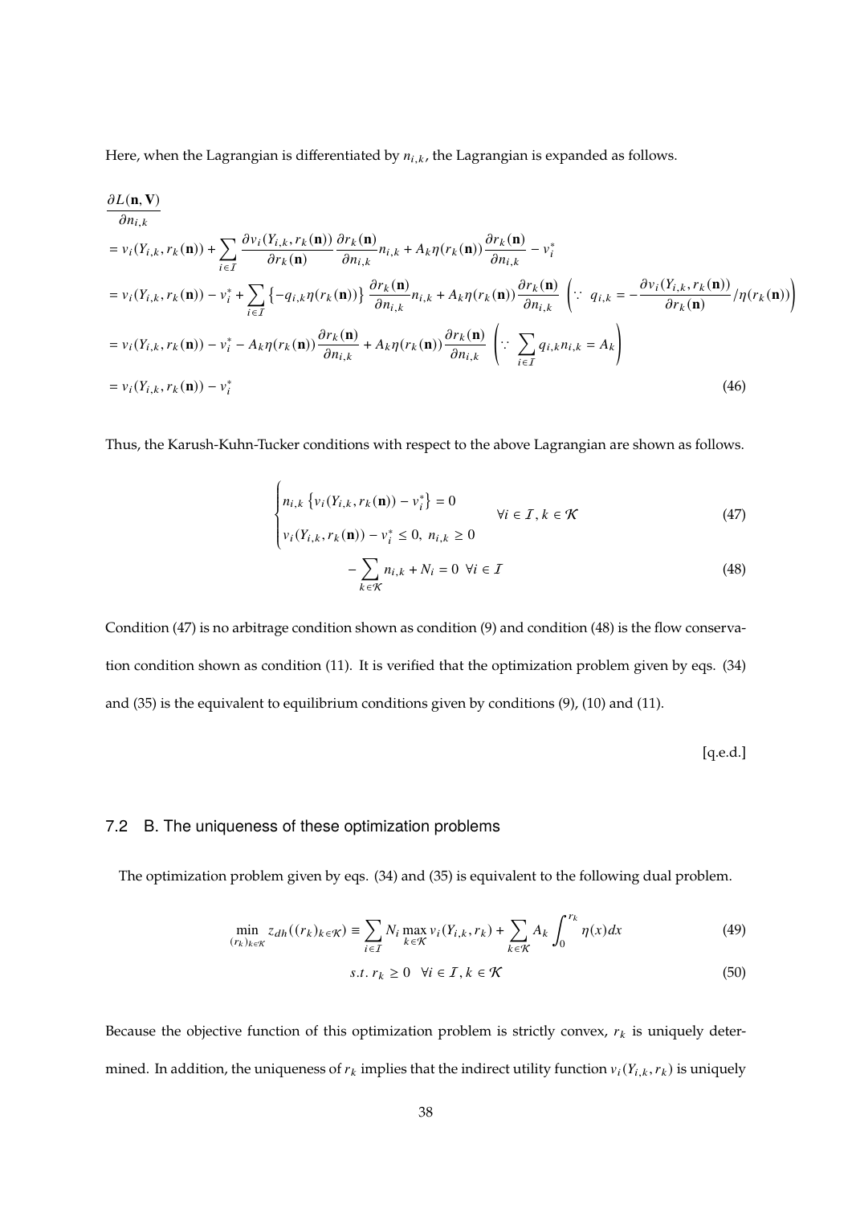Here, when the Lagrangian is differentiated by $n_{i,k}$, the Lagrangian is expanded as follows.

$$
\begin{aligned}
&\frac{\partial L(\mathbf{n}, \mathbf{V})}{\partial n_{i,k}} \\
&= v_i(Y_{i,k}, r_k(\mathbf{n})) + \sum_{i \in \mathcal{I}} \frac{\partial v_i(Y_{i,k}, r_k(\mathbf{n}))}{\partial r_k(\mathbf{n})} \frac{\partial r_k(\mathbf{n})}{\partial n_{i,k}} n_{i,k} + A_k \eta(r_k(\mathbf{n})) \frac{\partial r_k(\mathbf{n})}{\partial n_{i,k}} - v_i^* \\
&= v_i(Y_{i,k}, r_k(\mathbf{n})) - v_i^* + \sum_{i \in \mathcal{I}} \left\{ -q_{i,k} \eta(r_k(\mathbf{n})) \right\} \frac{\partial r_k(\mathbf{n})}{\partial n_{i,k}} n_{i,k} + A_k \eta(r_k(\mathbf{n})) \frac{\partial r_k(\mathbf{n})}{\partial n_{i,k}} \quad \left( \because \; q_{i,k} = -\frac{\partial v_i(Y_{i,k}, r_k(\mathbf{n}))}{\partial r_k(\mathbf{n})} / \eta(r_k(\mathbf{n})) \right) \\
&= v_i(Y_{i,k}, r_k(\mathbf{n})) - v_i^* - A_k \eta(r_k(\mathbf{n})) \frac{\partial r_k(\mathbf{n})}{\partial n_{i,k}} + A_k \eta(r_k(\mathbf{n})) \frac{\partial r_k(\mathbf{n})}{\partial n_{i,k}} \quad \left( \because \; \sum_{i \in \mathcal{I}} q_{i,k} n_{i,k} = A_k \right) \\
&= v_i(Y_{i,k}, r_k(\mathbf{n})) - v_i^*
\end{aligned} \tag{46}
$$

Thus, the Karush-Kuhn-Tucker conditions with respect to the above Lagrangian are shown as follows.

$$
\begin{cases}
n_{i,k} \left\{ v_i(Y_{i,k}, r_k(\mathbf{n})) - v_i^* \right\} = 0 \\
v_i(Y_{i,k}, r_k(\mathbf{n})) - v_i^* \leq 0, \; n_{i,k} \geq 0
\end{cases}
\quad \forall i \in \mathcal{I}, k \in \mathcal{K} \tag{47}
$$

$$
-\sum_{k \in \mathcal{K}} n_{i,k} + N_i = 0 \;\; \forall i \in \mathcal{I} \tag{48}
$$

Condition (47) is no arbitrage condition shown as condition (9) and condition (48) is the flow conservation condition shown as condition (11). It is verified that the optimization problem given by eqs. (34) and (35) is the equivalent to equilibrium conditions given by conditions (9), (10) and (11).

[q.e.d.]

## 7.2 B. The uniqueness of these optimization problems

The optimization problem given by eqs. (34) and (35) is equivalent to the following dual problem.

$$
\min_{(r_k)_{k \in \mathcal{K}}} z_{dh}((r_k)_{k \in \mathcal{K}}) \equiv \sum_{i \in \mathcal{I}} N_i \max_{k \in \mathcal{K}} v_i(Y_{i,k}, r_k) + \sum_{k \in \mathcal{K}} A_k \int_0^{r_k} \eta(x) dx \tag{49}
$$

$$
s.t. \; r_k \geq 0 \quad \forall i \in \mathcal{I}, k \in \mathcal{K} \tag{50}
$$

Because the objective function of this optimization problem is strictly convex, $r_k$ is uniquely determined. In addition, the uniqueness of $r_k$ implies that the indirect utility function $v_i(Y_{i,k}, r_k)$ is uniquely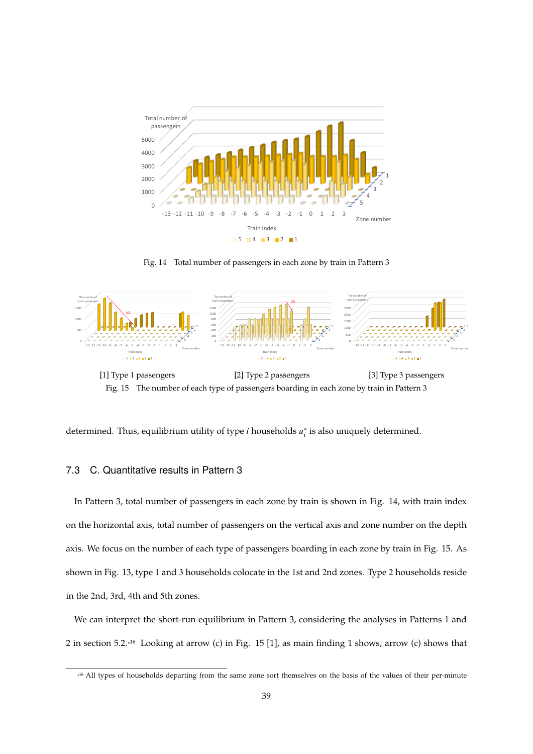Fig. 14 Total number of passengers in each zone by train in Pattern 3

[1] Type 1 passengers

[2] Type 2 passengers

[3] Type 3 passengers

Fig. 15 The number of each type of passengers boarding in each zone by train in Pattern 3

determined. Thus, equilibrium utility of type $i$ households $u_i^*$ is also uniquely determined.

## 7.3 C. Quantitative results in Pattern 3

In Pattern 3, total number of passengers in each zone by train is shown in Fig. 14, with train index on the horizontal axis, total number of passengers on the vertical axis and zone number on the depth axis. We focus on the number of each type of passengers boarding in each zone by train in Fig. 15. As shown in Fig. 13, type 1 and 3 households colocate in the 1st and 2nd zones. Type 2 households reside in the 2nd, 3rd, 4th and 5th zones.

We can interpret the short-run equilibrium in Pattern 3, considering the analyses in Patterns 1 and 2 in section 5.2.[*16] Looking at arrow (c) in Fig. 15 [1], as main finding 1 shows, arrow (c) shows that

[*16] All types of households departing from the same zone sort themselves on the basis of the values of their per-minute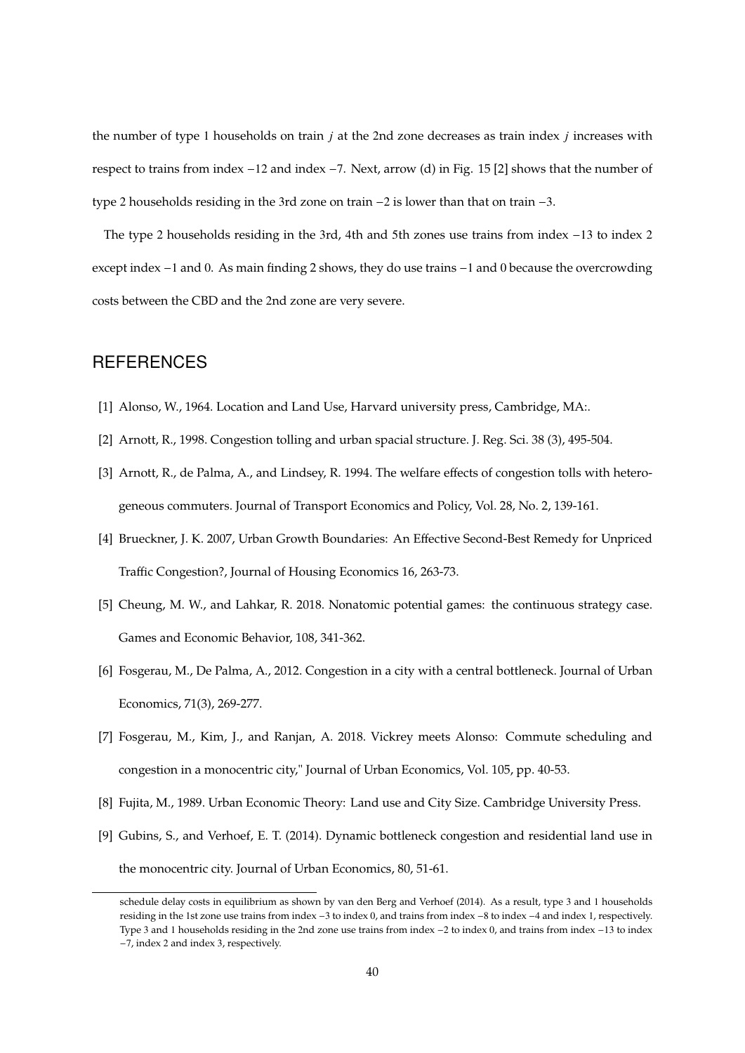the number of type 1 households on train $j$ at the 2nd zone decreases as train index $j$ increases with respect to trains from index $-12$ and index $-7$. Next, arrow (d) in Fig. 15 [2] shows that the number of type 2 households residing in the 3rd zone on train $-2$ is lower than that on train $-3$.

The type 2 households residing in the 3rd, 4th and 5th zones use trains from index $-13$ to index 2 except index $-1$ and 0. As main finding 2 shows, they do use trains $-1$ and 0 because the overcrowding costs between the CBD and the 2nd zone are very severe.

## REFERENCES

[1] Alonso, W., 1964. Location and Land Use, Harvard university press, Cambridge, MA:.

[2] Arnott, R., 1998. Congestion tolling and urban spacial structure. J. Reg. Sci. 38 (3), 495-504.

[3] Arnott, R., de Palma, A., and Lindsey, R. 1994. The welfare effects of congestion tolls with heterogeneous commuters. Journal of Transport Economics and Policy, Vol. 28, No. 2, 139-161.

[4] Brueckner, J. K. 2007, Urban Growth Boundaries: An Effective Second-Best Remedy for Unpriced Traffic Congestion?, Journal of Housing Economics 16, 263-73.

[5] Cheung, M. W., and Lahkar, R. 2018. Nonatomic potential games: the continuous strategy case. Games and Economic Behavior, 108, 341-362.

[6] Fosgerau, M., De Palma, A., 2012. Congestion in a city with a central bottleneck. Journal of Urban Economics, 71(3), 269-277.

[7] Fosgerau, M., Kim, J., and Ranjan, A. 2018. Vickrey meets Alonso: Commute scheduling and congestion in a monocentric city," Journal of Urban Economics, Vol. 105, pp. 40-53.

[8] Fujita, M., 1989. Urban Economic Theory: Land use and City Size. Cambridge University Press.

[9] Gubins, S., and Verhoef, E. T. (2014). Dynamic bottleneck congestion and residential land use in the monocentric city. Journal of Urban Economics, 80, 51-61.

---

schedule delay costs in equilibrium as shown by van den Berg and Verhoef (2014). As a result, type 3 and 1 households residing in the 1st zone use trains from index $-3$ to index 0, and trains from index $-8$ to index $-4$ and index 1, respectively. Type 3 and 1 households residing in the 2nd zone use trains from index $-2$ to index 0, and trains from index $-13$ to index $-7$, index 2 and index 3, respectively.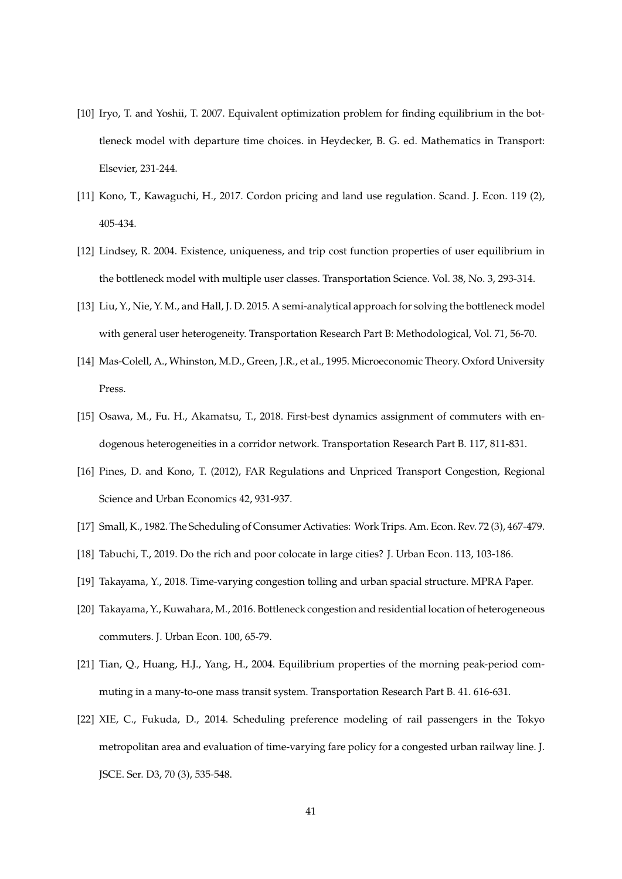[10] Iryo, T. and Yoshii, T. 2007. Equivalent optimization problem for finding equilibrium in the bottleneck model with departure time choices. in Heydecker, B. G. ed. Mathematics in Transport: Elsevier, 231-244.

[11] Kono, T., Kawaguchi, H., 2017. Cordon pricing and land use regulation. Scand. J. Econ. 119 (2), 405-434.

[12] Lindsey, R. 2004. Existence, uniqueness, and trip cost function properties of user equilibrium in the bottleneck model with multiple user classes. Transportation Science. Vol. 38, No. 3, 293-314.

[13] Liu, Y., Nie, Y. M., and Hall, J. D. 2015. A semi-analytical approach for solving the bottleneck model with general user heterogeneity. Transportation Research Part B: Methodological, Vol. 71, 56-70.

[14] Mas-Colell, A., Whinston, M.D., Green, J.R., et al., 1995. Microeconomic Theory. Oxford University Press.

[15] Osawa, M., Fu. H., Akamatsu, T., 2018. First-best dynamics assignment of commuters with endogenous heterogeneities in a corridor network. Transportation Research Part B. 117, 811-831.

[16] Pines, D. and Kono, T. (2012), FAR Regulations and Unpriced Transport Congestion, Regional Science and Urban Economics 42, 931-937.

[17] Small, K., 1982. The Scheduling of Consumer Activaties: Work Trips. Am. Econ. Rev. 72 (3), 467-479.

[18] Tabuchi, T., 2019. Do the rich and poor colocate in large cities? J. Urban Econ. 113, 103-186.

[19] Takayama, Y., 2018. Time-varying congestion tolling and urban spacial structure. MPRA Paper.

[20] Takayama, Y., Kuwahara, M., 2016. Bottleneck congestion and residential location of heterogeneous commuters. J. Urban Econ. 100, 65-79.

[21] Tian, Q., Huang, H.J., Yang, H., 2004. Equilibrium properties of the morning peak-period commuting in a many-to-one mass transit system. Transportation Research Part B. 41. 616-631.

[22] XIE, C., Fukuda, D., 2014. Scheduling preference modeling of rail passengers in the Tokyo metropolitan area and evaluation of time-varying fare policy for a congested urban railway line. J. JSCE. Ser. D3, 70 (3), 535-548.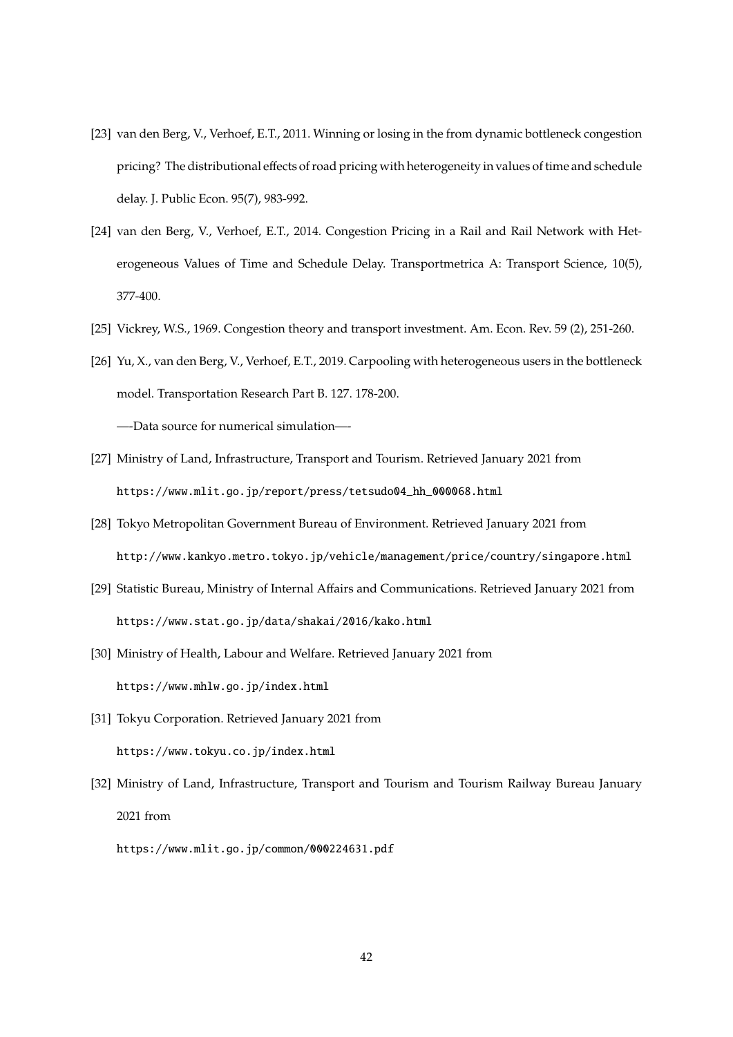[23] van den Berg, V., Verhoef, E.T., 2011. Winning or losing in the from dynamic bottleneck congestion pricing? The distributional effects of road pricing with heterogeneity in values of time and schedule delay. J. Public Econ. 95(7), 983-992.

[24] van den Berg, V., Verhoef, E.T., 2014. Congestion Pricing in a Rail and Rail Network with Heterogeneous Values of Time and Schedule Delay. Transportmetrica A: Transport Science, 10(5), 377-400.

[25] Vickrey, W.S., 1969. Congestion theory and transport investment. Am. Econ. Rev. 59 (2), 251-260.

[26] Yu, X., van den Berg, V., Verhoef, E.T., 2019. Carpooling with heterogeneous users in the bottleneck model. Transportation Research Part B. 127. 178-200.

—-Data source for numerical simulation—-

[27] Ministry of Land, Infrastructure, Transport and Tourism. Retrieved January 2021 from https://www.mlit.go.jp/report/press/tetsudo04_hh_000068.html

[28] Tokyo Metropolitan Government Bureau of Environment. Retrieved January 2021 from http://www.kankyo.metro.tokyo.jp/vehicle/management/price/country/singapore.html

[29] Statistic Bureau, Ministry of Internal Affairs and Communications. Retrieved January 2021 from https://www.stat.go.jp/data/shakai/2016/kako.html

[30] Ministry of Health, Labour and Welfare. Retrieved January 2021 from https://www.mhlw.go.jp/index.html

[31] Tokyu Corporation. Retrieved January 2021 from https://www.tokyu.co.jp/index.html

[32] Ministry of Land, Infrastructure, Transport and Tourism and Tourism Railway Bureau January 2021 from https://www.mlit.go.jp/common/000224631.pdf